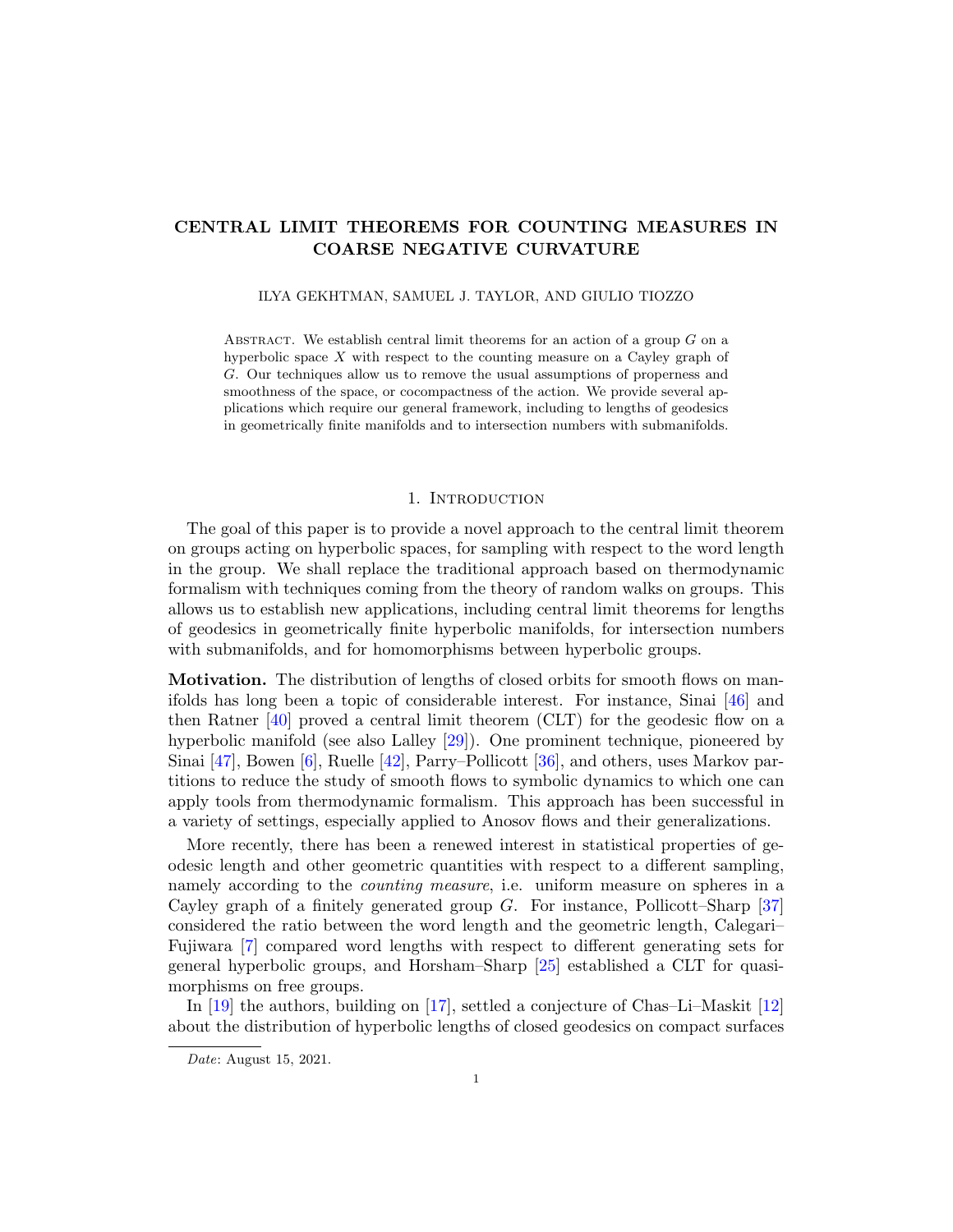# CENTRAL LIMIT THEOREMS FOR COUNTING MEASURES IN COARSE NEGATIVE CURVATURE

ILYA GEKHTMAN, SAMUEL J. TAYLOR, AND GIULIO TIOZZO

Abstract. We establish central limit theorems for an action of a group $G$ on a hyperbolic space $X$ with respect to the counting measure on a Cayley graph of $G$. Our techniques allow us to remove the usual assumptions of properness and smoothness of the space, or cocompactness of the action. We provide several applications which require our general framework, including to lengths of geodesics in geometrically finite manifolds and to intersection numbers with submanifolds.

## 1. Introduction

The goal of this paper is to provide a novel approach to the central limit theorem on groups acting on hyperbolic spaces, for sampling with respect to the word length in the group. We shall replace the traditional approach based on thermodynamic formalism with techniques coming from the theory of random walks on groups. This allows us to establish new applications, including central limit theorems for lengths of geodesics in geometrically finite hyperbolic manifolds, for intersection numbers with submanifolds, and for homomorphisms between hyperbolic groups.

**Motivation.** The distribution of lengths of closed orbits for smooth flows on manifolds has long been a topic of considerable interest. For instance, Sinai [46] and then Ratner [40] proved a central limit theorem (CLT) for the geodesic flow on a hyperbolic manifold (see also Lalley [29]). One prominent technique, pioneered by Sinai [47], Bowen [6], Ruelle [42], Parry–Pollicott [36], and others, uses Markov partitions to reduce the study of smooth flows to symbolic dynamics to which one can apply tools from thermodynamic formalism. This approach has been successful in a variety of settings, especially applied to Anosov flows and their generalizations.

More recently, there has been a renewed interest in statistical properties of geodesic length and other geometric quantities with respect to a different sampling, namely according to the *counting measure*, i.e. uniform measure on spheres in a Cayley graph of a finitely generated group $G$. For instance, Pollicott–Sharp [37] considered the ratio between the word length and the geometric length, Calegari–Fujiwara [7] compared word lengths with respect to different generating sets for general hyperbolic groups, and Horsham–Sharp [25] established a CLT for quasimorphisms on free groups.

In [19] the authors, building on [17], settled a conjecture of Chas–Li–Maskit [12] about the distribution of hyperbolic lengths of closed geodesics on compact surfaces

*Date*: August 15, 2021.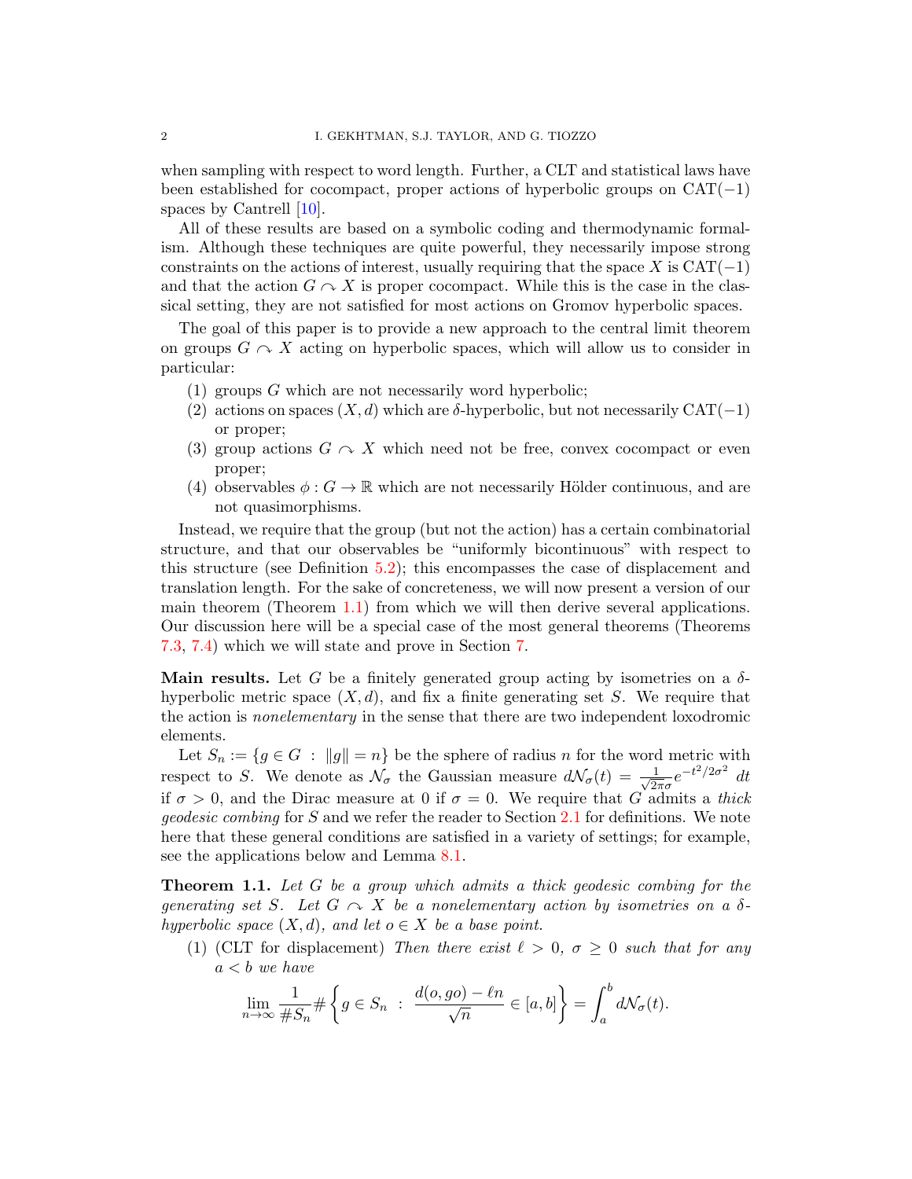when sampling with respect to word length. Further, a CLT and statistical laws have been established for cocompact, proper actions of hyperbolic groups on CAT$(-1)$ spaces by Cantrell [10].

All of these results are based on a symbolic coding and thermodynamic formalism. Although these techniques are quite powerful, they necessarily impose strong constraints on the actions of interest, usually requiring that the space $X$ is CAT$(-1)$ and that the action $G \curvearrowright X$ is proper cocompact. While this is the case in the classical setting, they are not satisfied for most actions on Gromov hyperbolic spaces.

The goal of this paper is to provide a new approach to the central limit theorem on groups $G \curvearrowright X$ acting on hyperbolic spaces, which will allow us to consider in particular:

1. groups $G$ which are not necessarily word hyperbolic;
2. actions on spaces $(X, d)$ which are $\delta$-hyperbolic, but not necessarily CAT$(-1)$ or proper;
3. group actions $G \curvearrowright X$ which need not be free, convex cocompact or even proper;
4. observables $\phi : G \to \mathbb{R}$ which are not necessarily Hölder continuous, and are not quasimorphisms.

Instead, we require that the group (but not the action) has a certain combinatorial structure, and that our observables be "uniformly bicontinuous" with respect to this structure (see Definition 5.2); this encompasses the case of displacement and translation length. For the sake of concreteness, we will now present a version of our main theorem (Theorem 1.1) from which we will then derive several applications. Our discussion here will be a special case of the most general theorems (Theorems 7.3, 7.4) which we will state and prove in Section 7.

**Main results.** Let $G$ be a finitely generated group acting by isometries on a $\delta$-hyperbolic metric space $(X, d)$, and fix a finite generating set $S$. We require that the action is *nonelementary* in the sense that there are two independent loxodromic elements.

Let $S_n := \{g \in G \ : \ \|g\| = n\}$ be the sphere of radius $n$ for the word metric with respect to $S$. We denote as $\mathcal{N}_\sigma$ the Gaussian measure $d\mathcal{N}_\sigma(t) = \frac{1}{\sqrt{2\pi}\sigma} e^{-t^2/2\sigma^2} \, dt$ if $\sigma > 0$, and the Dirac measure at 0 if $\sigma = 0$. We require that $G$ admits a *thick geodesic combing* for $S$ and we refer the reader to Section 2.1 for definitions. We note here that these general conditions are satisfied in a variety of settings; for example, see the applications below and Lemma 8.1.

**Theorem 1.1.** *Let $G$ be a group which admits a thick geodesic combing for the generating set $S$. Let $G \curvearrowright X$ be a nonelementary action by isometries on a $\delta$-hyperbolic space $(X, d)$, and let $o \in X$ be a base point.*

1. (CLT for displacement) *Then there exist $\ell > 0$, $\sigma \geq 0$ such that for any $a < b$ we have*
$$\lim_{n\to\infty} \frac{1}{\#S_n} \# \left\{ g \in S_n \ : \ \frac{d(o, go) - \ell n}{\sqrt{n}} \in [a, b] \right\} = \int_a^b d\mathcal{N}_\sigma(t).$$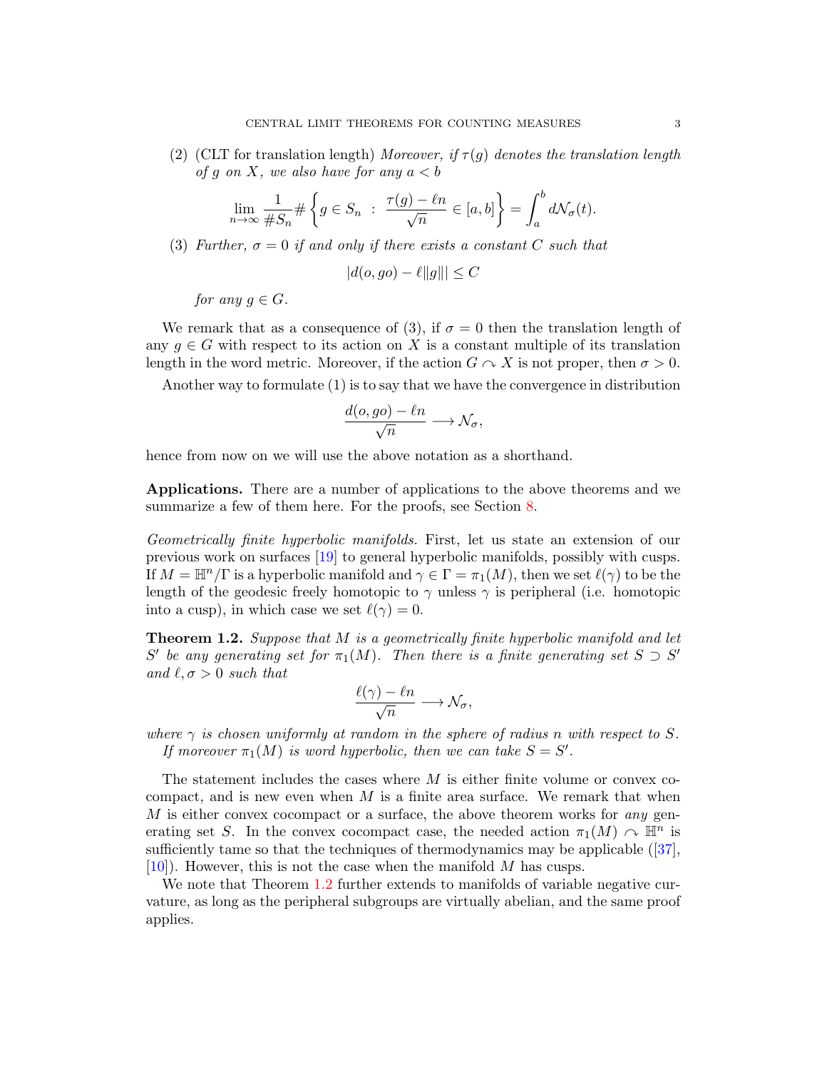(2) (CLT for translation length) *Moreover, if $\tau(g)$ denotes the translation length of $g$ on $X$, we also have for any $a < b$*

$$\lim_{n\to\infty} \frac{1}{\# S_n} \# \left\{ g \in S_n \ : \ \frac{\tau(g) - \ell n}{\sqrt{n}} \in [a,b] \right\} = \int_a^b d\mathcal{N}_\sigma(t).$$

(3) *Further, $\sigma = 0$ if and only if there exists a constant $C$ such that*

$$|d(o, go) - \ell \|g\|| \leq C$$

*for any $g \in G$.*

We remark that as a consequence of (3), if $\sigma = 0$ then the translation length of any $g \in G$ with respect to its action on $X$ is a constant multiple of its translation length in the word metric. Moreover, if the action $G \curvearrowright X$ is not proper, then $\sigma > 0$.

Another way to formulate (1) is to say that we have the convergence in distribution

$$\frac{d(o, go) - \ell n}{\sqrt{n}} \longrightarrow \mathcal{N}_\sigma,$$

hence from now on we will use the above notation as a shorthand.

**Applications.** There are a number of applications to the above theorems and we summarize a few of them here. For the proofs, see Section 8.

*Geometrically finite hyperbolic manifolds.* First, let us state an extension of our previous work on surfaces [19] to general hyperbolic manifolds, possibly with cusps. If $M = \mathbb{H}^n/\Gamma$ is a hyperbolic manifold and $\gamma \in \Gamma = \pi_1(M)$, then we set $\ell(\gamma)$ to be the length of the geodesic freely homotopic to $\gamma$ unless $\gamma$ is peripheral (i.e. homotopic into a cusp), in which case we set $\ell(\gamma) = 0$.

**Theorem 1.2.** *Suppose that $M$ is a geometrically finite hyperbolic manifold and let $S'$ be any generating set for $\pi_1(M)$. Then there is a finite generating set $S \supset S'$ and $\ell, \sigma > 0$ such that*

$$\frac{\ell(\gamma) - \ell n}{\sqrt{n}} \longrightarrow \mathcal{N}_\sigma,$$

*where $\gamma$ is chosen uniformly at random in the sphere of radius $n$ with respect to $S$.*
*If moreover $\pi_1(M)$ is word hyperbolic, then we can take $S = S'$.*

The statement includes the cases where $M$ is either finite volume or convex cocompact, and is new even when $M$ is a finite area surface. We remark that when $M$ is either convex cocompact or a surface, the above theorem works for *any* generating set $S$. In the convex cocompact case, the needed action $\pi_1(M) \curvearrowright \mathbb{H}^n$ is sufficiently tame so that the techniques of thermodynamics may be applicable ([37], [10]). However, this is not the case when the manifold $M$ has cusps.

We note that Theorem 1.2 further extends to manifolds of variable negative curvature, as long as the peripheral subgroups are virtually abelian, and the same proof applies.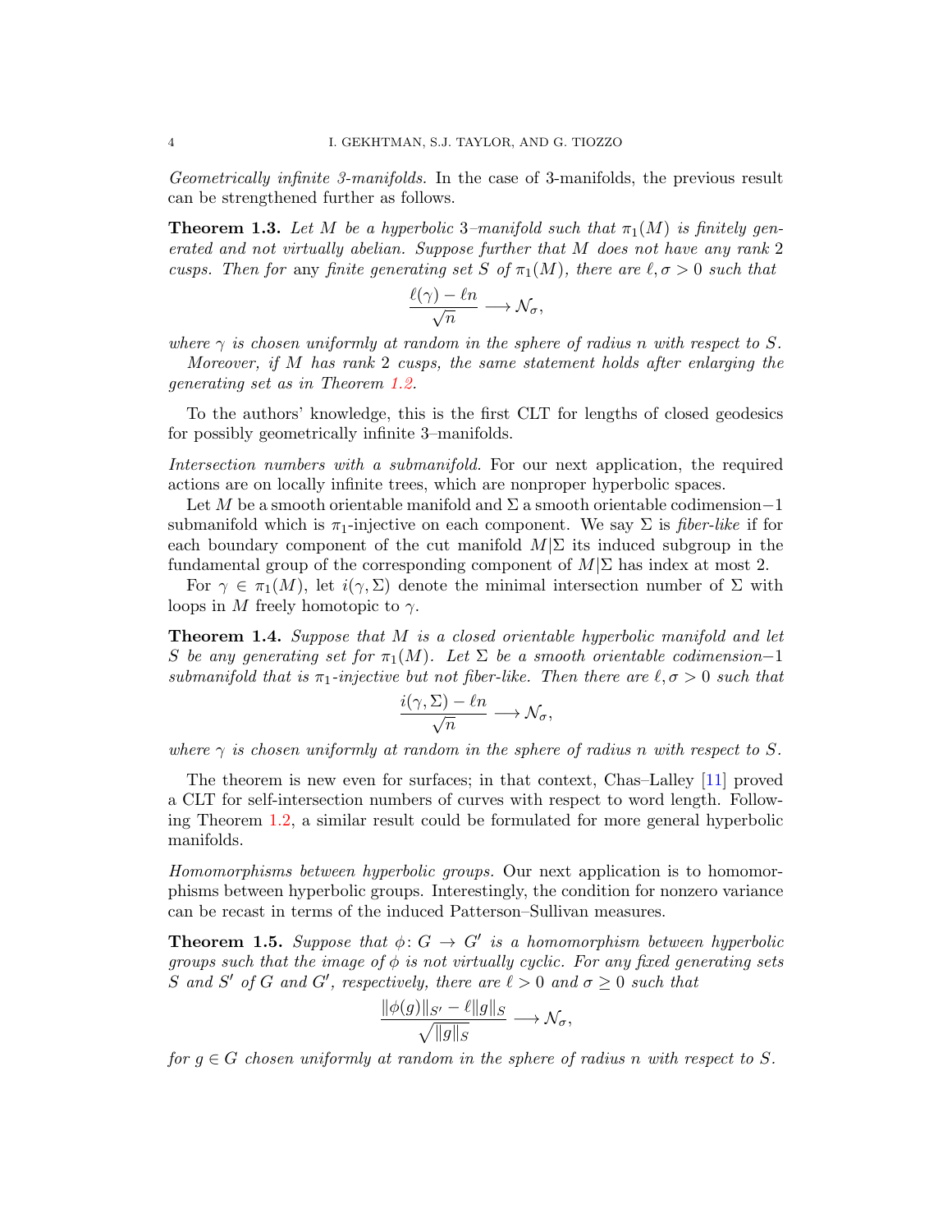*Geometrically infinite 3-manifolds.* In the case of 3-manifolds, the previous result can be strengthened further as follows.

**Theorem 1.3.** *Let $M$ be a hyperbolic 3–manifold such that $\pi_1(M)$ is finitely generated and not virtually abelian. Suppose further that $M$ does not have any rank 2 cusps. Then for* any *finite generating set $S$ of $\pi_1(M)$, there are $\ell, \sigma > 0$ such that*

$$\frac{\ell(\gamma) - \ell n}{\sqrt{n}} \longrightarrow \mathcal{N}_\sigma,$$

*where $\gamma$ is chosen uniformly at random in the sphere of radius $n$ with respect to $S$.*

*Moreover, if $M$ has rank 2 cusps, the same statement holds after enlarging the generating set as in Theorem 1.2.*

To the authors' knowledge, this is the first CLT for lengths of closed geodesics for possibly geometrically infinite 3–manifolds.

*Intersection numbers with a submanifold.* For our next application, the required actions are on locally infinite trees, which are nonproper hyperbolic spaces.

Let $M$ be a smooth orientable manifold and $\Sigma$ a smooth orientable codimension$-1$ submanifold which is $\pi_1$-injective on each component. We say $\Sigma$ is *fiber-like* if for each boundary component of the cut manifold $M|\Sigma$ its induced subgroup in the fundamental group of the corresponding component of $M|\Sigma$ has index at most 2.

For $\gamma \in \pi_1(M)$, let $i(\gamma, \Sigma)$ denote the minimal intersection number of $\Sigma$ with loops in $M$ freely homotopic to $\gamma$.

**Theorem 1.4.** *Suppose that $M$ is a closed orientable hyperbolic manifold and let $S$ be any generating set for $\pi_1(M)$. Let $\Sigma$ be a smooth orientable codimension$-1$ submanifold that is $\pi_1$-injective but not fiber-like. Then there are $\ell, \sigma > 0$ such that*

$$\frac{i(\gamma, \Sigma) - \ell n}{\sqrt{n}} \longrightarrow \mathcal{N}_\sigma,$$

*where $\gamma$ is chosen uniformly at random in the sphere of radius $n$ with respect to $S$.*

The theorem is new even for surfaces; in that context, Chas–Lalley [11] proved a CLT for self-intersection numbers of curves with respect to word length. Following Theorem 1.2, a similar result could be formulated for more general hyperbolic manifolds.

*Homomorphisms between hyperbolic groups.* Our next application is to homomorphisms between hyperbolic groups. Interestingly, the condition for nonzero variance can be recast in terms of the induced Patterson–Sullivan measures.

**Theorem 1.5.** *Suppose that $\phi \colon G \to G'$ is a homomorphism between hyperbolic groups such that the image of $\phi$ is not virtually cyclic. For any fixed generating sets $S$ and $S'$ of $G$ and $G'$, respectively, there are $\ell > 0$ and $\sigma \geq 0$ such that*

$$\frac{\|\phi(g)\|_{S'} - \ell \|g\|_S}{\sqrt{\|g\|_S}} \longrightarrow \mathcal{N}_\sigma,$$

*for $g \in G$ chosen uniformly at random in the sphere of radius $n$ with respect to $S$.*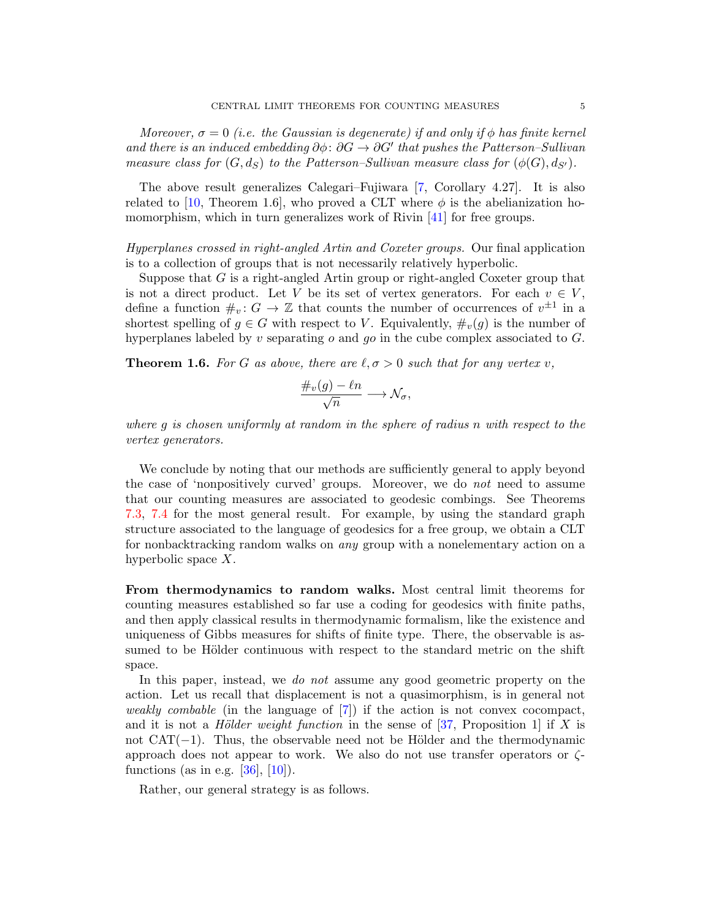*Moreover, $\sigma = 0$ (i.e. the Gaussian is degenerate) if and only if $\phi$ has finite kernel and there is an induced embedding $\partial\phi\colon \partial G \to \partial G'$ that pushes the Patterson–Sullivan measure class for $(G, d_S)$ to the Patterson–Sullivan measure class for $(\phi(G), d_{S'})$.*

The above result generalizes Calegari–Fujiwara [7, Corollary 4.27]. It is also related to [10, Theorem 1.6], who proved a CLT where $\phi$ is the abelianization homomorphism, which in turn generalizes work of Rivin [41] for free groups.

*Hyperplanes crossed in right-angled Artin and Coxeter groups.* Our final application is to a collection of groups that is not necessarily relatively hyperbolic.

Suppose that $G$ is a right-angled Artin group or right-angled Coxeter group that is not a direct product. Let $V$ be its set of vertex generators. For each $v \in V$, define a function $\#_v\colon G \to \mathbb{Z}$ that counts the number of occurrences of $v^{\pm 1}$ in a shortest spelling of $g \in G$ with respect to $V$. Equivalently, $\#_v(g)$ is the number of hyperplanes labeled by $v$ separating $o$ and $go$ in the cube complex associated to $G$.

**Theorem 1.6.** *For $G$ as above, there are $\ell, \sigma > 0$ such that for any vertex $v$,*

$$\frac{\#_v(g) - \ell n}{\sqrt{n}} \longrightarrow \mathcal{N}_\sigma,$$

*where $g$ is chosen uniformly at random in the sphere of radius $n$ with respect to the vertex generators.*

We conclude by noting that our methods are sufficiently general to apply beyond the case of 'nonpositively curved' groups. Moreover, we do *not* need to assume that our counting measures are associated to geodesic combings. See Theorems 7.3, 7.4 for the most general result. For example, by using the standard graph structure associated to the language of geodesics for a free group, we obtain a CLT for nonbacktracking random walks on *any* group with a nonelementary action on a hyperbolic space $X$.

**From thermodynamics to random walks.** Most central limit theorems for counting measures established so far use a coding for geodesics with finite paths, and then apply classical results in thermodynamic formalism, like the existence and uniqueness of Gibbs measures for shifts of finite type. There, the observable is assumed to be Hölder continuous with respect to the standard metric on the shift space.

In this paper, instead, we *do not* assume any good geometric property on the action. Let us recall that displacement is not a quasimorphism, is in general not *weakly combable* (in the language of [7]) if the action is not convex cocompact, and it is not a *Hölder weight function* in the sense of [37, Proposition 1] if $X$ is not CAT$(-1)$. Thus, the observable need not be Hölder and the thermodynamic approach does not appear to work. We also do not use transfer operators or $\zeta$-functions (as in e.g. [36], [10]).

Rather, our general strategy is as follows.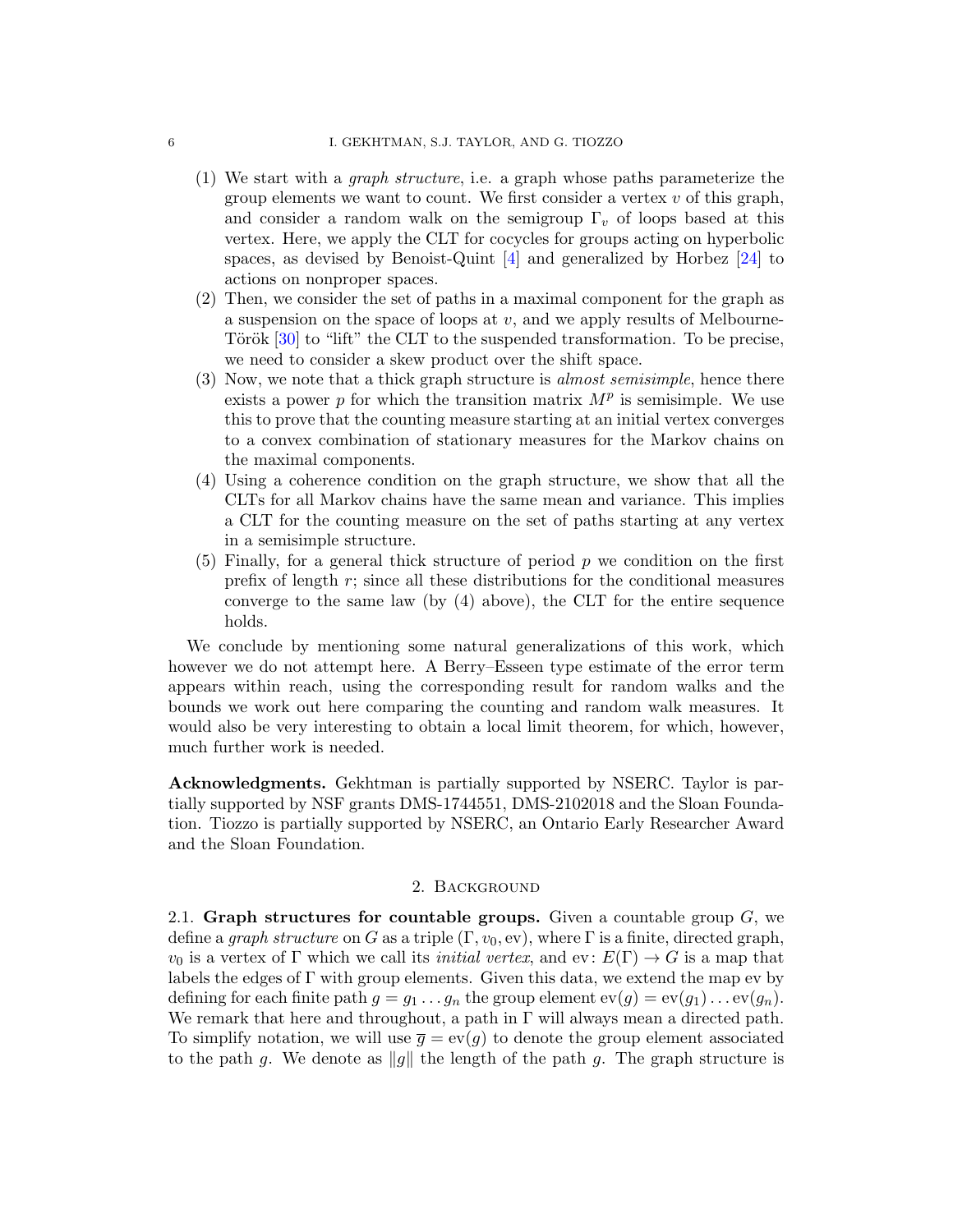1. We start with a *graph structure*, i.e. a graph whose paths parameterize the group elements we want to count. We first consider a vertex $v$ of this graph, and consider a random walk on the semigroup $\Gamma_v$ of loops based at this vertex. Here, we apply the CLT for cocycles for groups acting on hyperbolic spaces, as devised by Benoist-Quint [4] and generalized by Horbez [24] to actions on nonproper spaces.
2. Then, we consider the set of paths in a maximal component for the graph as a suspension on the space of loops at $v$, and we apply results of Melbourne-Török [30] to "lift" the CLT to the suspended transformation. To be precise, we need to consider a skew product over the shift space.
3. Now, we note that a thick graph structure is *almost semisimple*, hence there exists a power $p$ for which the transition matrix $M^p$ is semisimple. We use this to prove that the counting measure starting at an initial vertex converges to a convex combination of stationary measures for the Markov chains on the maximal components.
4. Using a coherence condition on the graph structure, we show that all the CLTs for all Markov chains have the same mean and variance. This implies a CLT for the counting measure on the set of paths starting at any vertex in a semisimple structure.
5. Finally, for a general thick structure of period $p$ we condition on the first prefix of length $r$; since all these distributions for the conditional measures converge to the same law (by (4) above), the CLT for the entire sequence holds.

We conclude by mentioning some natural generalizations of this work, which however we do not attempt here. A Berry–Esseen type estimate of the error term appears within reach, using the corresponding result for random walks and the bounds we work out here comparing the counting and random walk measures. It would also be very interesting to obtain a local limit theorem, for which, however, much further work is needed.

**Acknowledgments.** Gekhtman is partially supported by NSERC. Taylor is partially supported by NSF grants DMS-1744551, DMS-2102018 and the Sloan Foundation. Tiozzo is partially supported by NSERC, an Ontario Early Researcher Award and the Sloan Foundation.

## 2. Background

### 2.1. Graph structures for countable groups.

Given a countable group $G$, we define a *graph structure* on $G$ as a triple $(\Gamma, v_0, \mathrm{ev})$, where $\Gamma$ is a finite, directed graph, $v_0$ is a vertex of $\Gamma$ which we call its *initial vertex*, and $\mathrm{ev}\colon E(\Gamma) \to G$ is a map that labels the edges of $\Gamma$ with group elements. Given this data, we extend the map ev by defining for each finite path $g = g_1 \dots g_n$ the group element $\mathrm{ev}(g) = \mathrm{ev}(g_1)\dots\mathrm{ev}(g_n)$. We remark that here and throughout, a path in $\Gamma$ will always mean a directed path. To simplify notation, we will use $\overline{g} = \mathrm{ev}(g)$ to denote the group element associated to the path $g$. We denote as $\|g\|$ the length of the path $g$. The graph structure is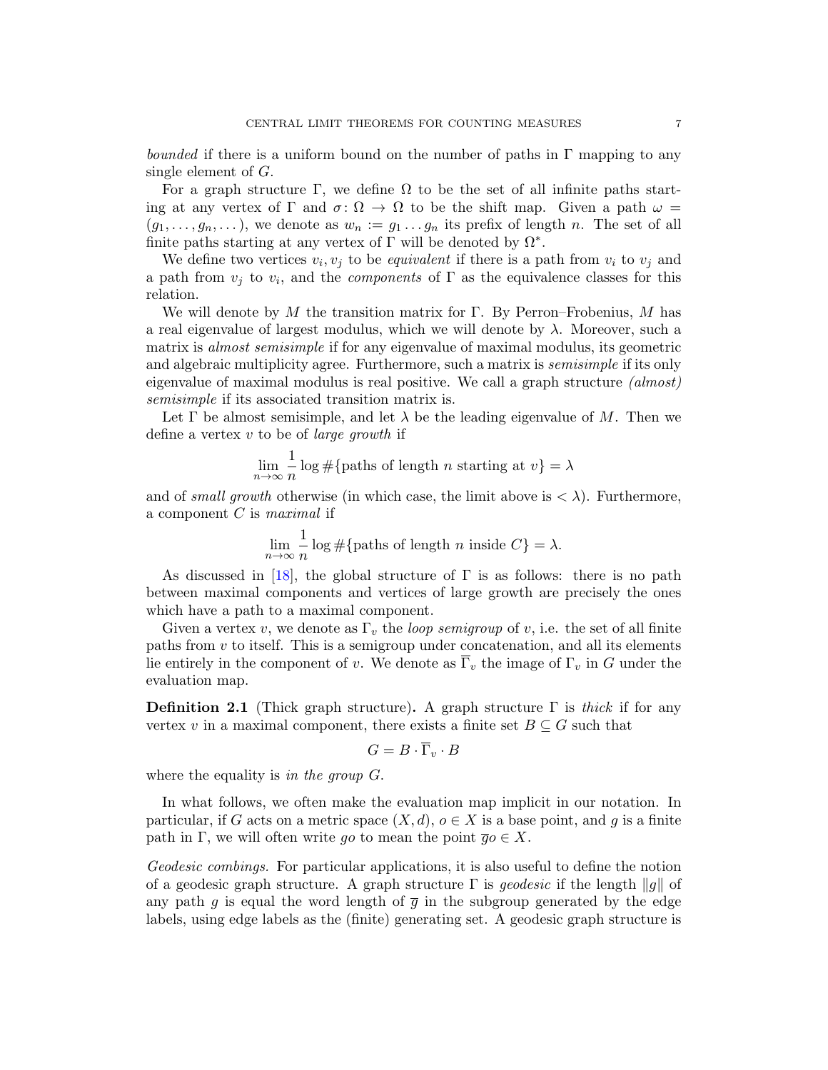*bounded* if there is a uniform bound on the number of paths in $\Gamma$ mapping to any single element of $G$.

For a graph structure $\Gamma$, we define $\Omega$ to be the set of all infinite paths starting at any vertex of $\Gamma$ and $\sigma\colon \Omega \to \Omega$ to be the shift map. Given a path $\omega = (g_1, \dots, g_n, \dots)$, we denote as $w_n := g_1 \dots g_n$ its prefix of length $n$. The set of all finite paths starting at any vertex of $\Gamma$ will be denoted by $\Omega^*$.

We define two vertices $v_i, v_j$ to be *equivalent* if there is a path from $v_i$ to $v_j$ and a path from $v_j$ to $v_i$, and the *components* of $\Gamma$ as the equivalence classes for this relation.

We will denote by $M$ the transition matrix for $\Gamma$. By Perron–Frobenius, $M$ has a real eigenvalue of largest modulus, which we will denote by $\lambda$. Moreover, such a matrix is *almost semisimple* if for any eigenvalue of maximal modulus, its geometric and algebraic multiplicity agree. Furthermore, such a matrix is *semisimple* if its only eigenvalue of maximal modulus is real positive. We call a graph structure *(almost) semisimple* if its associated transition matrix is.

Let $\Gamma$ be almost semisimple, and let $\lambda$ be the leading eigenvalue of $M$. Then we define a vertex $v$ to be of *large growth* if

$$\lim_{n\to\infty} \frac{1}{n} \log \#\{\text{paths of length } n \text{ starting at } v\} = \lambda$$

and of *small growth* otherwise (in which case, the limit above is $< \lambda$). Furthermore, a component $C$ is *maximal* if

$$\lim_{n\to\infty} \frac{1}{n} \log \#\{\text{paths of length } n \text{ inside } C\} = \lambda.$$

As discussed in [18], the global structure of $\Gamma$ is as follows: there is no path between maximal components and vertices of large growth are precisely the ones which have a path to a maximal component.

Given a vertex $v$, we denote as $\Gamma_v$ the *loop semigroup* of $v$, i.e. the set of all finite paths from $v$ to itself. This is a semigroup under concatenation, and all its elements lie entirely in the component of $v$. We denote as $\overline{\Gamma}_v$ the image of $\Gamma_v$ in $G$ under the evaluation map.

**Definition 2.1** (Thick graph structure)**.** A graph structure $\Gamma$ is *thick* if for any vertex $v$ in a maximal component, there exists a finite set $B \subseteq G$ such that

$$G = B \cdot \overline{\Gamma}_v \cdot B$$

where the equality is *in the group* $G$.

In what follows, we often make the evaluation map implicit in our notation. In particular, if $G$ acts on a metric space $(X, d)$, $o \in X$ is a base point, and $g$ is a finite path in $\Gamma$, we will often write $go$ to mean the point $\overline{g}o \in X$.

*Geodesic combings.* For particular applications, it is also useful to define the notion of a geodesic graph structure. A graph structure $\Gamma$ is *geodesic* if the length $\|g\|$ of any path $g$ is equal the word length of $\overline{g}$ in the subgroup generated by the edge labels, using edge labels as the (finite) generating set. A geodesic graph structure is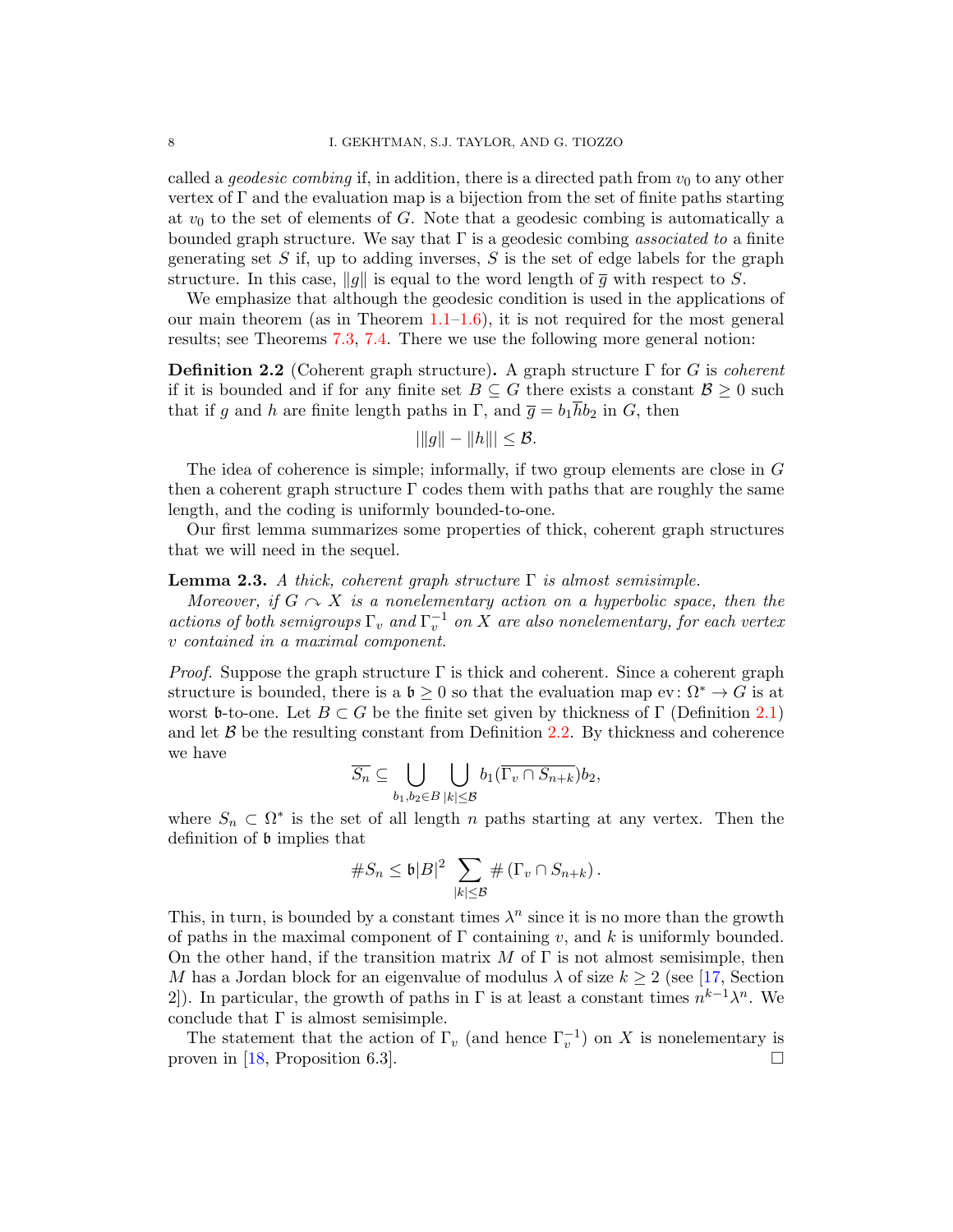called a *geodesic combing* if, in addition, there is a directed path from $v_0$ to any other vertex of $\Gamma$ and the evaluation map is a bijection from the set of finite paths starting at $v_0$ to the set of elements of $G$. Note that a geodesic combing is automatically a bounded graph structure. We say that $\Gamma$ is a geodesic combing *associated to* a finite generating set $S$ if, up to adding inverses, $S$ is the set of edge labels for the graph structure. In this case, $\|g\|$ is equal to the word length of $\overline{g}$ with respect to $S$.

We emphasize that although the geodesic condition is used in the applications of our main theorem (as in Theorem 1.1–1.6), it is not required for the most general results; see Theorems 7.3, 7.4. There we use the following more general notion:

**Definition 2.2** (Coherent graph structure)**.** A graph structure $\Gamma$ for $G$ is *coherent* if it is bounded and if for any finite set $B \subseteq G$ there exists a constant $\mathcal{B} \geq 0$ such that if $g$ and $h$ are finite length paths in $\Gamma$, and $\overline{g} = b_1 \overline{h} b_2$ in $G$, then

$$\big|\|g\| - \|h\|\big| \leq \mathcal{B}.$$

The idea of coherence is simple; informally, if two group elements are close in $G$ then a coherent graph structure $\Gamma$ codes them with paths that are roughly the same length, and the coding is uniformly bounded-to-one.

Our first lemma summarizes some properties of thick, coherent graph structures that we will need in the sequel.

**Lemma 2.3.** *A thick, coherent graph structure $\Gamma$ is almost semisimple.*

*Moreover, if $G \curvearrowright X$ is a nonelementary action on a hyperbolic space, then the actions of both semigroups $\Gamma_v$ and $\Gamma_v^{-1}$ on $X$ are also nonelementary, for each vertex $v$ contained in a maximal component.*

*Proof.* Suppose the graph structure $\Gamma$ is thick and coherent. Since a coherent graph structure is bounded, there is a $\mathfrak{b} \geq 0$ so that the evaluation map $\mathrm{ev}\colon \Omega^* \to G$ is at worst $\mathfrak{b}$-to-one. Let $B \subset G$ be the finite set given by thickness of $\Gamma$ (Definition 2.1) and let $\mathcal{B}$ be the resulting constant from Definition 2.2. By thickness and coherence we have

$$\overline{S_n} \subseteq \bigcup_{b_1, b_2 \in B} \; \bigcup_{|k| \leq \mathcal{B}} b_1 (\overline{\Gamma_v \cap S_{n+k}}) b_2,$$

where $S_n \subset \Omega^*$ is the set of all length $n$ paths starting at any vertex. Then the definition of $\mathfrak{b}$ implies that

$$\# S_n \leq \mathfrak{b} |B|^2 \sum_{|k| \leq \mathcal{B}} \# \left( \Gamma_v \cap S_{n+k} \right).$$

This, in turn, is bounded by a constant times $\lambda^n$ since it is no more than the growth of paths in the maximal component of $\Gamma$ containing $v$, and $k$ is uniformly bounded. On the other hand, if the transition matrix $M$ of $\Gamma$ is not almost semisimple, then $M$ has a Jordan block for an eigenvalue of modulus $\lambda$ of size $k \geq 2$ (see [17, Section 2]). In particular, the growth of paths in $\Gamma$ is at least a constant times $n^{k-1}\lambda^n$. We conclude that $\Gamma$ is almost semisimple.

The statement that the action of $\Gamma_v$ (and hence $\Gamma_v^{-1}$) on $X$ is nonelementary is proven in [18, Proposition 6.3]. $\square$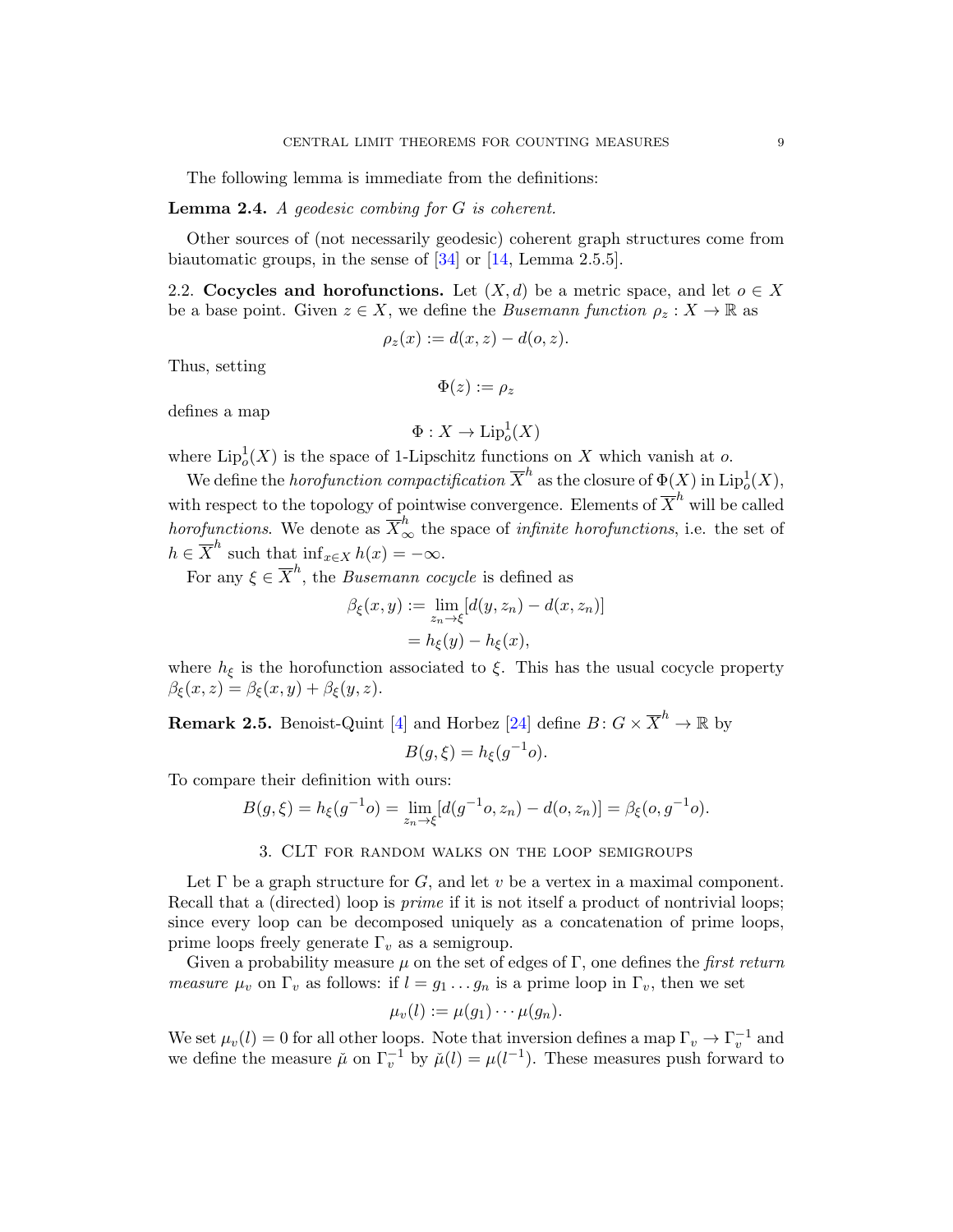The following lemma is immediate from the definitions:

**Lemma 2.4.** *A geodesic combing for $G$ is coherent.*

Other sources of (not necessarily geodesic) coherent graph structures come from biautomatic groups, in the sense of [34] or [14, Lemma 2.5.5].

2.2. **Cocycles and horofunctions.** Let $(X, d)$ be a metric space, and let $o \in X$ be a base point. Given $z \in X$, we define the *Busemann function* $\rho_z : X \to \mathbb{R}$ as

$$\rho_z(x) := d(x, z) - d(o, z).$$

Thus, setting

$$\Phi(z) := \rho_z$$

defines a map

$$\Phi : X \to \mathrm{Lip}_o^1(X)$$

where $\mathrm{Lip}_o^1(X)$ is the space of 1-Lipschitz functions on $X$ which vanish at $o$.

We define the *horofunction compactification* $\overline{X}^h$ as the closure of $\Phi(X)$ in $\mathrm{Lip}_o^1(X)$, with respect to the topology of pointwise convergence. Elements of $\overline{X}^h$ will be called *horofunctions*. We denote as $\overline{X}^h_\infty$ the space of *infinite horofunctions*, i.e. the set of $h \in \overline{X}^h$ such that $\inf_{x \in X} h(x) = -\infty$.

For any $\xi \in \overline{X}^h$, the *Busemann cocycle* is defined as

$$\begin{aligned}
\beta_\xi(x, y) &:= \lim_{z_n \to \xi} [d(y, z_n) - d(x, z_n)] \\
&= h_\xi(y) - h_\xi(x),
\end{aligned}$$

where $h_\xi$ is the horofunction associated to $\xi$. This has the usual cocycle property $\beta_\xi(x, z) = \beta_\xi(x, y) + \beta_\xi(y, z)$.

**Remark 2.5.** Benoist-Quint [4] and Horbez [24] define $B \colon G \times \overline{X}^h \to \mathbb{R}$ by

$$B(g, \xi) = h_\xi(g^{-1}o).$$

To compare their definition with ours:

$$B(g, \xi) = h_\xi(g^{-1}o) = \lim_{z_n \to \xi} [d(g^{-1}o, z_n) - d(o, z_n)] = \beta_\xi(o, g^{-1}o).$$

## 3. CLT for random walks on the loop semigroups

Let $\Gamma$ be a graph structure for $G$, and let $v$ be a vertex in a maximal component. Recall that a (directed) loop is *prime* if it is not itself a product of nontrivial loops; since every loop can be decomposed uniquely as a concatenation of prime loops, prime loops freely generate $\Gamma_v$ as a semigroup.

Given a probability measure $\mu$ on the set of edges of $\Gamma$, one defines the *first return measure* $\mu_v$ on $\Gamma_v$ as follows: if $l = g_1 \dots g_n$ is a prime loop in $\Gamma_v$, then we set

$$\mu_v(l) := \mu(g_1) \cdots \mu(g_n).$$

We set $\mu_v(l) = 0$ for all other loops. Note that inversion defines a map $\Gamma_v \to \Gamma_v^{-1}$ and we define the measure $\check{\mu}$ on $\Gamma_v^{-1}$ by $\check{\mu}(l) = \mu(l^{-1})$. These measures push forward to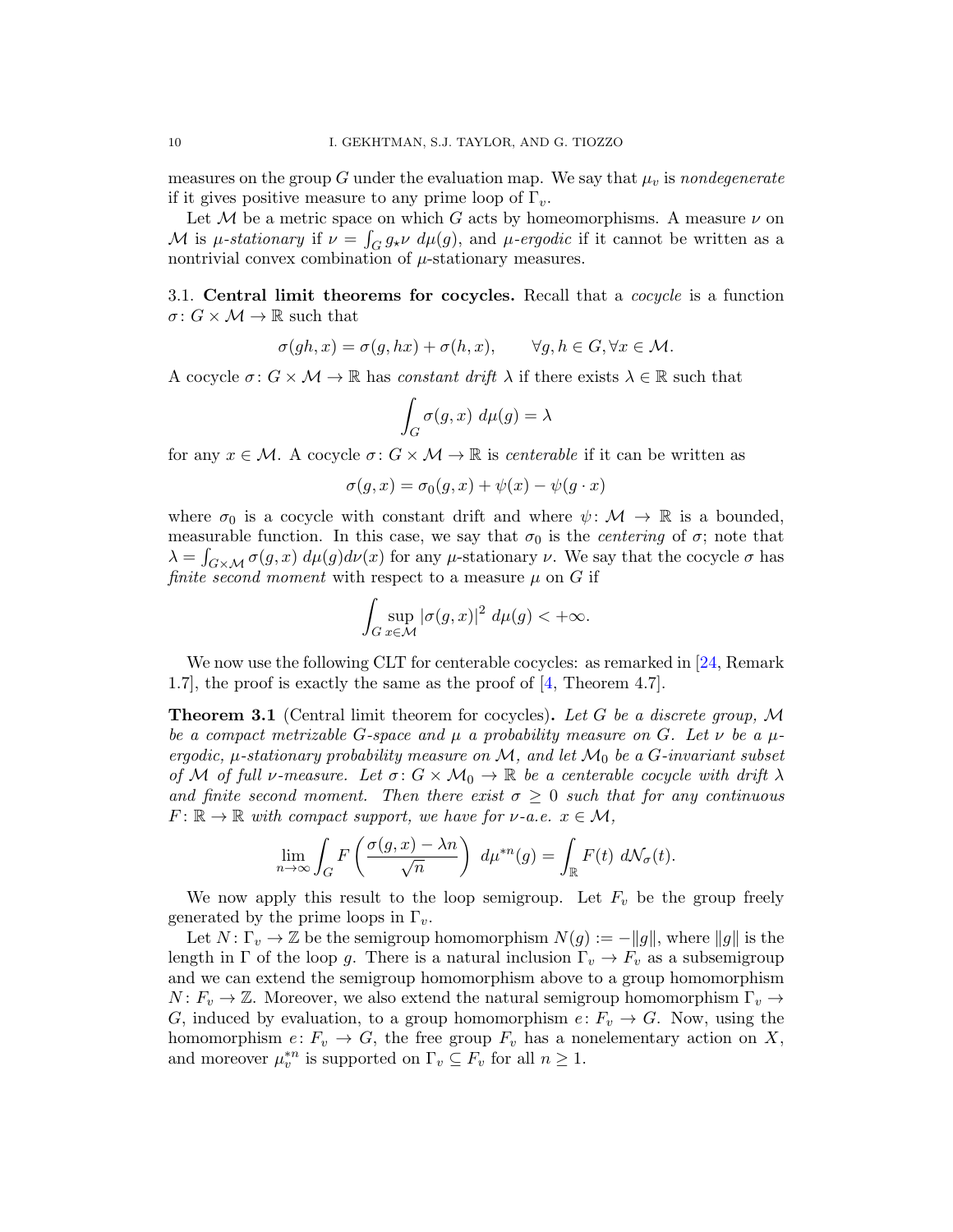measures on the group $G$ under the evaluation map. We say that $\mu_v$ is *nondegenerate* if it gives positive measure to any prime loop of $\Gamma_v$.

Let $\mathcal{M}$ be a metric space on which $G$ acts by homeomorphisms. A measure $\nu$ on $\mathcal{M}$ is *$\mu$-stationary* if $\nu = \int_G g_\star \nu \; d\mu(g)$, and *$\mu$-ergodic* if it cannot be written as a nontrivial convex combination of $\mu$-stationary measures.

**3.1. Central limit theorems for cocycles.** Recall that a *cocycle* is a function $\sigma \colon G \times \mathcal{M} \to \mathbb{R}$ such that

$$\sigma(gh, x) = \sigma(g, hx) + \sigma(h, x), \qquad \forall g, h \in G, \forall x \in \mathcal{M}.$$

A cocycle $\sigma \colon G \times \mathcal{M} \to \mathbb{R}$ has *constant drift* $\lambda$ if there exists $\lambda \in \mathbb{R}$ such that

$$\int_G \sigma(g, x) \; d\mu(g) = \lambda$$

for any $x \in \mathcal{M}$. A cocycle $\sigma \colon G \times \mathcal{M} \to \mathbb{R}$ is *centerable* if it can be written as

$$\sigma(g, x) = \sigma_0(g, x) + \psi(x) - \psi(g \cdot x)$$

where $\sigma_0$ is a cocycle with constant drift and where $\psi \colon \mathcal{M} \to \mathbb{R}$ is a bounded, measurable function. In this case, we say that $\sigma_0$ is the *centering* of $\sigma$; note that $\lambda = \int_{G \times \mathcal{M}} \sigma(g, x) \; d\mu(g) d\nu(x)$ for any $\mu$-stationary $\nu$. We say that the cocycle $\sigma$ has *finite second moment* with respect to a measure $\mu$ on $G$ if

$$\int_G \sup_{x \in \mathcal{M}} |\sigma(g, x)|^2 \; d\mu(g) < +\infty.$$

We now use the following CLT for centerable cocycles: as remarked in [24, Remark 1.7], the proof is exactly the same as the proof of [4, Theorem 4.7].

**Theorem 3.1** (Central limit theorem for cocycles)**.** *Let $G$ be a discrete group, $\mathcal{M}$ be a compact metrizable $G$-space and $\mu$ a probability measure on $G$. Let $\nu$ be a $\mu$-ergodic, $\mu$-stationary probability measure on $\mathcal{M}$, and let $\mathcal{M}_0$ be a $G$-invariant subset of $\mathcal{M}$ of full $\nu$-measure. Let $\sigma \colon G \times \mathcal{M}_0 \to \mathbb{R}$ be a centerable cocycle with drift $\lambda$ and finite second moment. Then there exist $\sigma \geq 0$ such that for any continuous $F \colon \mathbb{R} \to \mathbb{R}$ with compact support, we have for $\nu$-a.e. $x \in \mathcal{M}$,*

$$\lim_{n \to \infty} \int_G F\left( \frac{\sigma(g, x) - \lambda n}{\sqrt{n}} \right) \; d\mu^{*n}(g) = \int_{\mathbb{R}} F(t) \; d\mathcal{N}_\sigma(t).$$

We now apply this result to the loop semigroup. Let $F_v$ be the group freely generated by the prime loops in $\Gamma_v$.

Let $N \colon \Gamma_v \to \mathbb{Z}$ be the semigroup homomorphism $N(g) := -\|g\|$, where $\|g\|$ is the length in $\Gamma$ of the loop $g$. There is a natural inclusion $\Gamma_v \to F_v$ as a subsemigroup and we can extend the semigroup homomorphism above to a group homomorphism $N \colon F_v \to \mathbb{Z}$. Moreover, we also extend the natural semigroup homomorphism $\Gamma_v \to G$, induced by evaluation, to a group homomorphism $e \colon F_v \to G$. Now, using the homomorphism $e \colon F_v \to G$, the free group $F_v$ has a nonelementary action on $X$, and moreover $\mu_v^{*n}$ is supported on $\Gamma_v \subseteq F_v$ for all $n \geq 1$.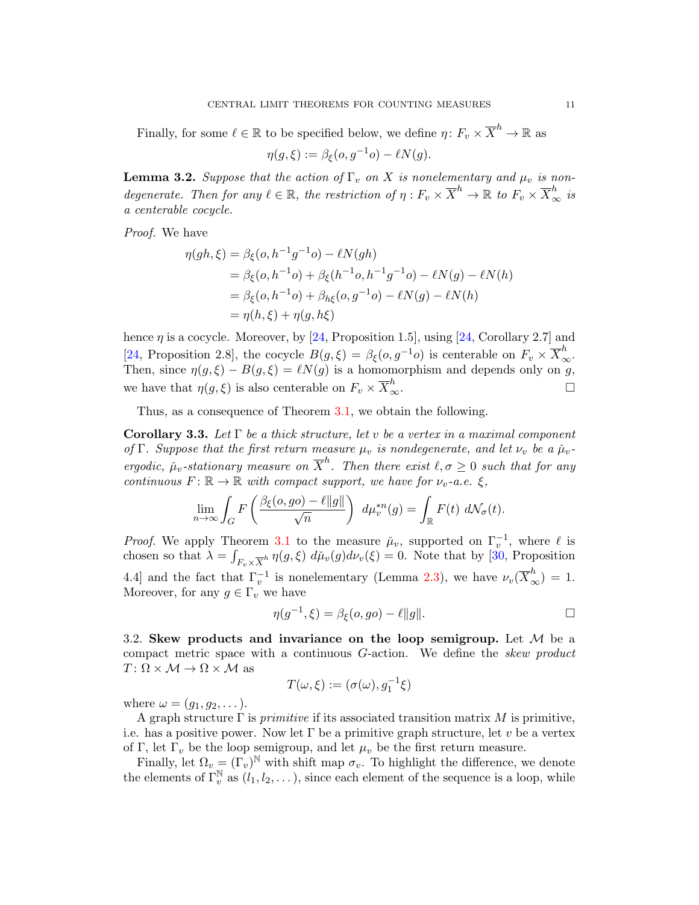Finally, for some $\ell \in \mathbb{R}$ to be specified below, we define $\eta \colon F_v \times \overline{X}^h \to \mathbb{R}$ as

$$\eta(g, \xi) := \beta_\xi(o, g^{-1}o) - \ell N(g).$$

**Lemma 3.2.** *Suppose that the action of $\Gamma_v$ on $X$ is nonelementary and $\mu_v$ is nondegenerate. Then for any $\ell \in \mathbb{R}$, the restriction of $\eta : F_v \times \overline{X}^h \to \mathbb{R}$ to $F_v \times \overline{X}^h_\infty$ is a centerable cocycle.*

*Proof.* We have

$$\begin{aligned}
\eta(gh, \xi) &= \beta_\xi(o, h^{-1}g^{-1}o) - \ell N(gh) \\
&= \beta_\xi(o, h^{-1}o) + \beta_\xi(h^{-1}o, h^{-1}g^{-1}o) - \ell N(g) - \ell N(h) \\
&= \beta_\xi(o, h^{-1}o) + \beta_{h\xi}(o, g^{-1}o) - \ell N(g) - \ell N(h) \\
&= \eta(h, \xi) + \eta(g, h\xi)
\end{aligned}$$

hence $\eta$ is a cocycle. Moreover, by [24, Proposition 1.5], using [24, Corollary 2.7] and [24, Proposition 2.8], the cocycle $B(g, \xi) = \beta_\xi(o, g^{-1}o)$ is centerable on $F_v \times \overline{X}^h_\infty$. Then, since $\eta(g, \xi) - B(g, \xi) = \ell N(g)$ is a homomorphism and depends only on $g$, we have that $\eta(g, \xi)$ is also centerable on $F_v \times \overline{X}^h_\infty$. $\square$

Thus, as a consequence of Theorem 3.1, we obtain the following.

**Corollary 3.3.** *Let $\Gamma$ be a thick structure, let $v$ be a vertex in a maximal component of $\Gamma$. Suppose that the first return measure $\mu_v$ is nondegenerate, and let $\nu_v$ be a $\check{\mu}_v$-ergodic, $\check{\mu}_v$-stationary measure on $\overline{X}^h$. Then there exist $\ell, \sigma \geq 0$ such that for any continuous $F \colon \mathbb{R} \to \mathbb{R}$ with compact support, we have for $\nu_v$-a.e. $\xi$,*

$$\lim_{n \to \infty} \int_G F\left( \frac{\beta_\xi(o, go) - \ell \|g\|}{\sqrt{n}} \right) \, d\mu_v^{*n}(g) = \int_{\mathbb{R}} F(t) \, d\mathcal{N}_\sigma(t).$$

*Proof.* We apply Theorem 3.1 to the measure $\check{\mu}_v$, supported on $\Gamma_v^{-1}$, where $\ell$ is chosen so that $\lambda = \int_{F_v \times \overline{X}^h} \eta(g, \xi) \, d\check{\mu}_v(g) d\nu_v(\xi) = 0$. Note that by [30, Proposition 4.4] and the fact that $\Gamma_v^{-1}$ is nonelementary (Lemma 2.3), we have $\nu_v(\overline{X}^h_\infty) = 1$. Moreover, for any $g \in \Gamma_v$ we have

$$\eta(g^{-1}, \xi) = \beta_\xi(o, go) - \ell \|g\|. \qquad \square$$

### 3.2. Skew products and invariance on the loop semigroup.

Let $\mathcal{M}$ be a compact metric space with a continuous $G$-action. We define the *skew product* $T \colon \Omega \times \mathcal{M} \to \Omega \times \mathcal{M}$ as

$$T(\omega, \xi) := (\sigma(\omega), g_1^{-1}\xi)$$

where $\omega = (g_1, g_2, \dots)$.

A graph structure $\Gamma$ is *primitive* if its associated transition matrix $M$ is primitive, i.e. has a positive power. Now let $\Gamma$ be a primitive graph structure, let $v$ be a vertex of $\Gamma$, let $\Gamma_v$ be the loop semigroup, and let $\mu_v$ be the first return measure.

Finally, let $\Omega_v = (\Gamma_v)^{\mathbb{N}}$ with shift map $\sigma_v$. To highlight the difference, we denote the elements of $\Gamma_v^{\mathbb{N}}$ as $(l_1, l_2, \dots)$, since each element of the sequence is a loop, while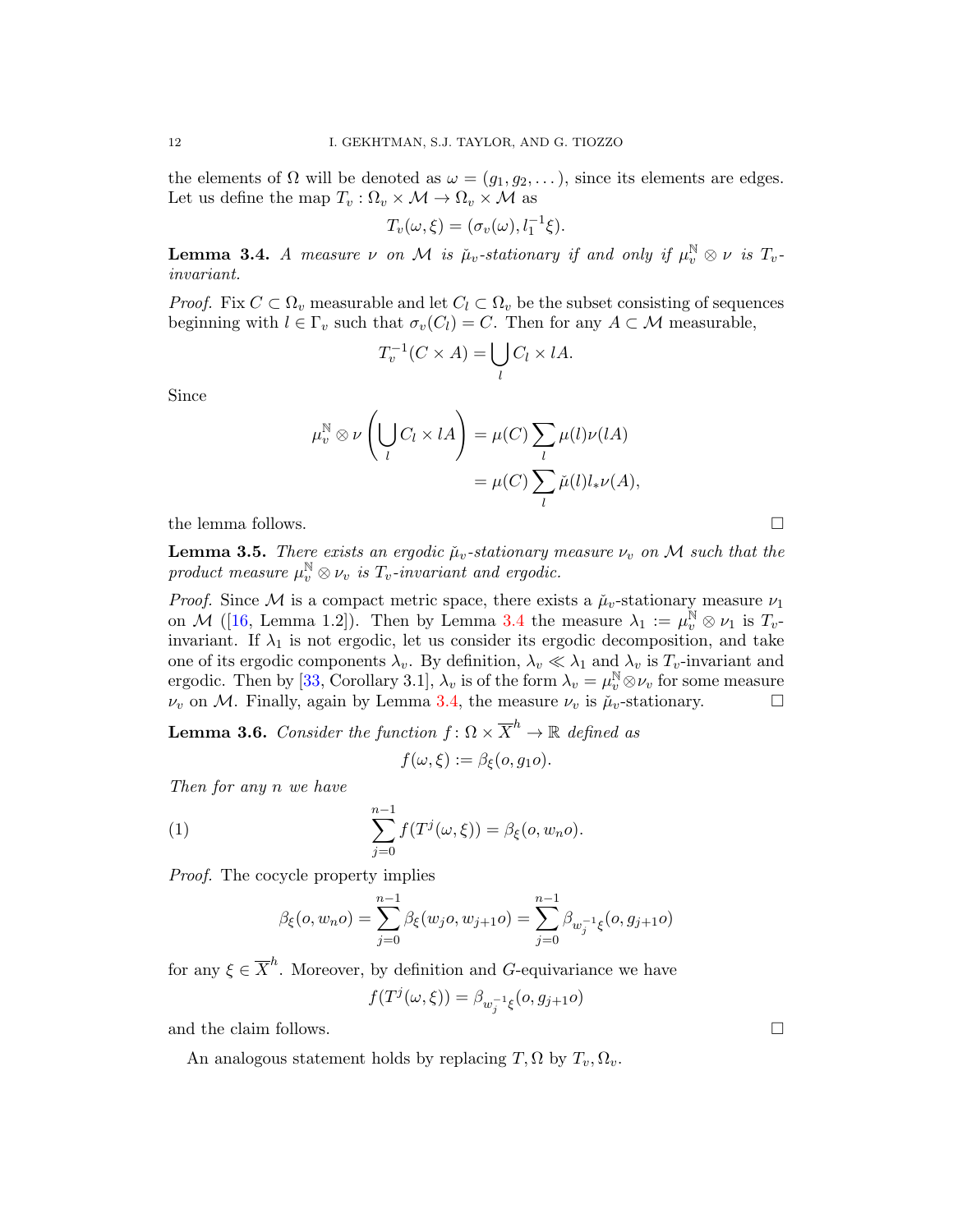the elements of $\Omega$ will be denoted as $\omega = (g_1, g_2, \dots)$, since its elements are edges. Let us define the map $T_v : \Omega_v \times \mathcal{M} \to \Omega_v \times \mathcal{M}$ as

$$T_v(\omega, \xi) = (\sigma_v(\omega), l_1^{-1}\xi).$$

**Lemma 3.4.** *A measure $\nu$ on $\mathcal{M}$ is $\check{\mu}_v$-stationary if and only if $\mu_v^{\mathbb{N}} \otimes \nu$ is $T_v$-invariant.*

*Proof.* Fix $C \subset \Omega_v$ measurable and let $C_l \subset \Omega_v$ be the subset consisting of sequences beginning with $l \in \Gamma_v$ such that $\sigma_v(C_l) = C$. Then for any $A \subset \mathcal{M}$ measurable,

$$T_v^{-1}(C \times A) = \bigcup_l C_l \times lA.$$

Since

$$\begin{aligned} \mu_v^{\mathbb{N}} \otimes \nu \left( \bigcup_l C_l \times lA \right) &= \mu(C) \sum_l \mu(l) \nu(lA) \\ &= \mu(C) \sum_l \check{\mu}(l) l_* \nu(A), \end{aligned}$$

the lemma follows. $\square$

**Lemma 3.5.** *There exists an ergodic $\check{\mu}_v$-stationary measure $\nu_v$ on $\mathcal{M}$ such that the product measure $\mu_v^{\mathbb{N}} \otimes \nu_v$ is $T_v$-invariant and ergodic.*

*Proof.* Since $\mathcal{M}$ is a compact metric space, there exists a $\check{\mu}_v$-stationary measure $\nu_1$ on $\mathcal{M}$ ([16, Lemma 1.2]). Then by Lemma 3.4 the measure $\lambda_1 := \mu_v^{\mathbb{N}} \otimes \nu_1$ is $T_v$-invariant. If $\lambda_1$ is not ergodic, let us consider its ergodic decomposition, and take one of its ergodic components $\lambda_v$. By definition, $\lambda_v \ll \lambda_1$ and $\lambda_v$ is $T_v$-invariant and ergodic. Then by [33, Corollary 3.1], $\lambda_v$ is of the form $\lambda_v = \mu_v^{\mathbb{N}} \otimes \nu_v$ for some measure $\nu_v$ on $\mathcal{M}$. Finally, again by Lemma 3.4, the measure $\nu_v$ is $\check{\mu}_v$-stationary. $\square$

**Lemma 3.6.** *Consider the function $f \colon \Omega \times \overline{X}^h \to \mathbb{R}$ defined as*

$$f(\omega, \xi) := \beta_\xi(o, g_1 o).$$

*Then for any $n$ we have*

$$\sum_{j=0}^{n-1} f(T^j(\omega, \xi)) = \beta_\xi(o, w_n o). \tag{1}$$

*Proof.* The cocycle property implies

$$\beta_\xi(o, w_n o) = \sum_{j=0}^{n-1} \beta_\xi(w_j o, w_{j+1} o) = \sum_{j=0}^{n-1} \beta_{w_j^{-1}\xi}(o, g_{j+1} o)$$

for any $\xi \in \overline{X}^h$. Moreover, by definition and $G$-equivariance we have

$$f(T^j(\omega, \xi)) = \beta_{w_j^{-1}\xi}(o, g_{j+1} o)$$

and the claim follows. $\square$

An analogous statement holds by replacing $T, \Omega$ by $T_v, \Omega_v$.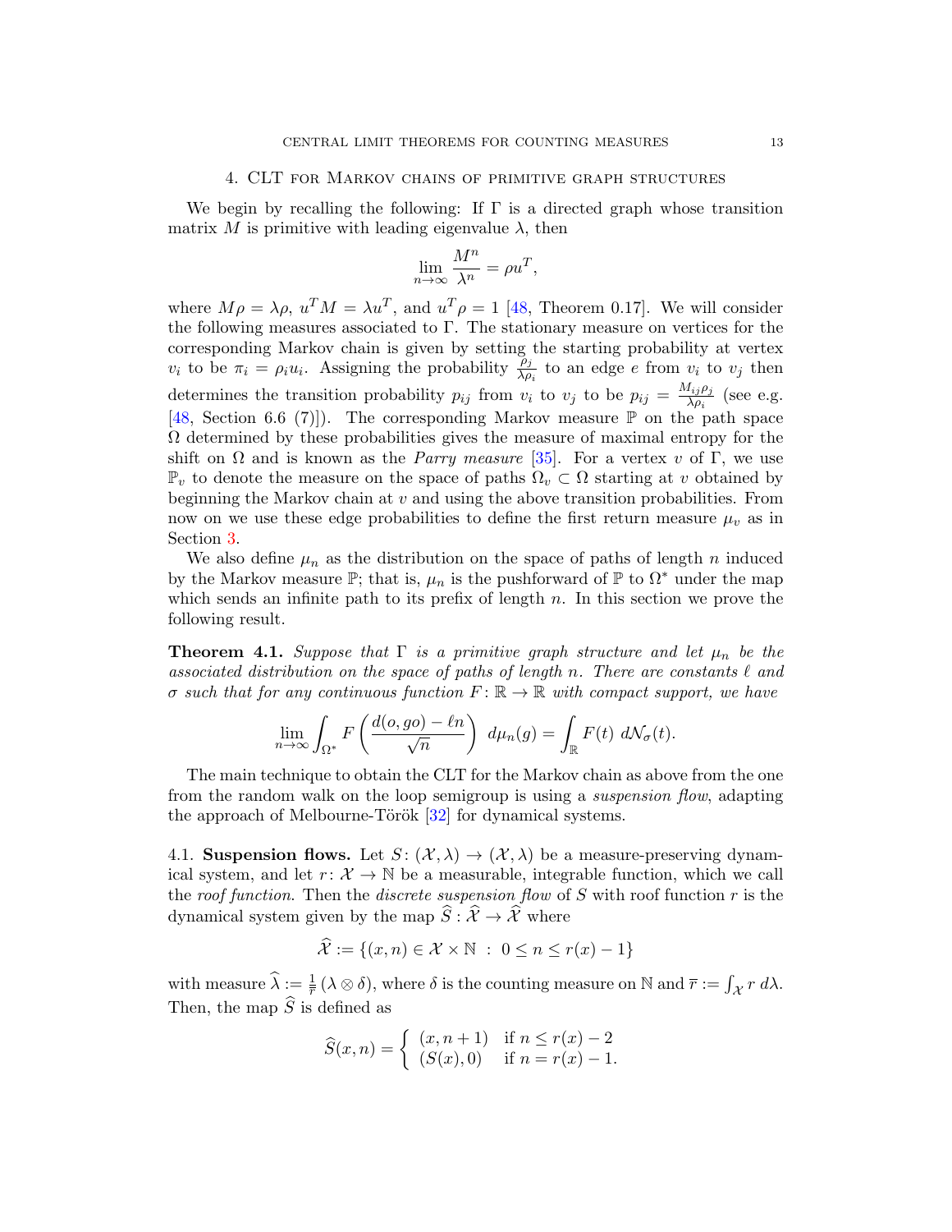## 4. CLT for Markov chains of primitive graph structures

We begin by recalling the following: If $\Gamma$ is a directed graph whose transition matrix $M$ is primitive with leading eigenvalue $\lambda$, then

$$\lim_{n\to\infty} \frac{M^n}{\lambda^n} = \rho u^T,$$

where $M\rho = \lambda\rho$, $u^T M = \lambda u^T$, and $u^T \rho = 1$ [48, Theorem 0.17]. We will consider the following measures associated to $\Gamma$. The stationary measure on vertices for the corresponding Markov chain is given by setting the starting probability at vertex $v_i$ to be $\pi_i = \rho_i u_i$. Assigning the probability $\frac{\rho_j}{\lambda \rho_i}$ to an edge $e$ from $v_i$ to $v_j$ then determines the transition probability $p_{ij}$ from $v_i$ to $v_j$ to be $p_{ij} = \frac{M_{ij}\rho_j}{\lambda \rho_i}$ (see e.g. [48, Section 6.6 (7)]). The corresponding Markov measure $\mathbb{P}$ on the path space $\Omega$ determined by these probabilities gives the measure of maximal entropy for the shift on $\Omega$ and is known as the *Parry measure* [35]. For a vertex $v$ of $\Gamma$, we use $\mathbb{P}_v$ to denote the measure on the space of paths $\Omega_v \subset \Omega$ starting at $v$ obtained by beginning the Markov chain at $v$ and using the above transition probabilities. From now on we use these edge probabilities to define the first return measure $\mu_v$ as in Section 3.

We also define $\mu_n$ as the distribution on the space of paths of length $n$ induced by the Markov measure $\mathbb{P}$; that is, $\mu_n$ is the pushforward of $\mathbb{P}$ to $\Omega^*$ under the map which sends an infinite path to its prefix of length $n$. In this section we prove the following result.

**Theorem 4.1.** *Suppose that $\Gamma$ is a primitive graph structure and let $\mu_n$ be the associated distribution on the space of paths of length $n$. There are constants $\ell$ and $\sigma$ such that for any continuous function $F\colon \mathbb{R} \to \mathbb{R}$ with compact support, we have*

$$\lim_{n\to\infty} \int_{\Omega^*} F\left(\frac{d(o, go) - \ell n}{\sqrt{n}}\right)\, d\mu_n(g) = \int_{\mathbb{R}} F(t)\, d\mathcal{N}_\sigma(t).$$

The main technique to obtain the CLT for the Markov chain as above from the one from the random walk on the loop semigroup is using a *suspension flow*, adapting the approach of Melbourne-Török [32] for dynamical systems.

### 4.1. Suspension flows.

Let $S\colon (\mathcal{X}, \lambda) \to (\mathcal{X}, \lambda)$ be a measure-preserving dynamical system, and let $r\colon \mathcal{X} \to \mathbb{N}$ be a measurable, integrable function, which we call the *roof function*. Then the *discrete suspension flow* of $S$ with roof function $r$ is the dynamical system given by the map $\widehat{S} : \widehat{\mathcal{X}} \to \widehat{\mathcal{X}}$ where

$$\widehat{\mathcal{X}} := \{(x, n) \in \mathcal{X} \times \mathbb{N} \ : \ 0 \le n \le r(x) - 1\}$$

with measure $\widehat{\lambda} := \frac{1}{\overline{r}}(\lambda \otimes \delta)$, where $\delta$ is the counting measure on $\mathbb{N}$ and $\overline{r} := \int_{\mathcal{X}} r\, d\lambda$. Then, the map $\widehat{S}$ is defined as

$$\widehat{S}(x, n) = \begin{cases} (x, n+1) & \text{if } n \le r(x) - 2 \\ (S(x), 0) & \text{if } n = r(x) - 1. \end{cases}$$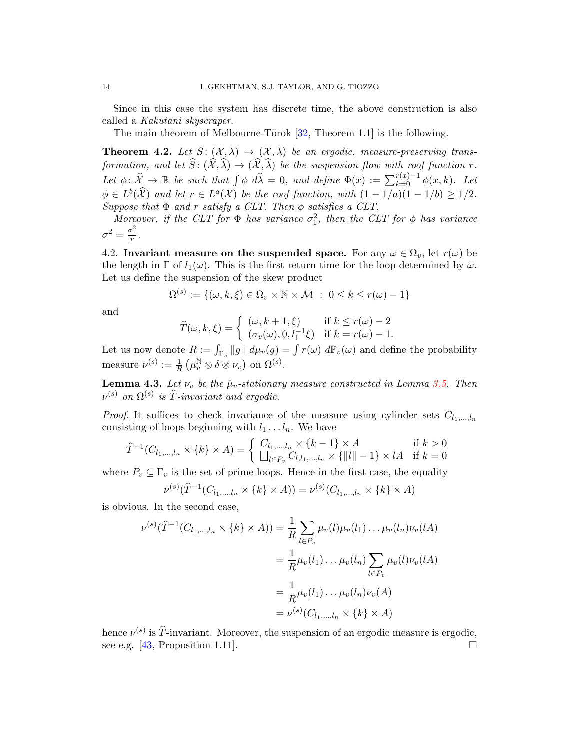Since in this case the system has discrete time, the above construction is also called a *Kakutani skyscraper*.

The main theorem of Melbourne-Török [32, Theorem 1.1] is the following.

**Theorem 4.2.** *Let $S\colon (\mathcal{X}, \lambda) \to (\mathcal{X}, \lambda)$ be an ergodic, measure-preserving transformation, and let $\widehat{S}\colon (\widehat{\mathcal{X}}, \widehat{\lambda}) \to (\widehat{\mathcal{X}}, \widehat{\lambda})$ be the suspension flow with roof function $r$. Let $\phi\colon \widehat{\mathcal{X}} \to \mathbb{R}$ be such that $\int \phi \, d\widehat{\lambda} = 0$, and define $\Phi(x) := \sum_{k=0}^{r(x)-1} \phi(x, k)$. Let $\phi \in L^b(\widehat{\mathcal{X}})$ and let $r \in L^a(\mathcal{X})$ be the roof function, with $(1 - 1/a)(1 - 1/b) \geq 1/2$. Suppose that $\Phi$ and $r$ satisfy a CLT. Then $\phi$ satisfies a CLT.*

*Moreover, if the CLT for $\Phi$ has variance $\sigma_1^2$, then the CLT for $\phi$ has variance $\sigma^2 = \frac{\sigma_1^2}{\overline{r}}$.*

4.2. **Invariant measure on the suspended space.** For any $\omega \in \Omega_v$, let $r(\omega)$ be the length in $\Gamma$ of $l_1(\omega)$. This is the first return time for the loop determined by $\omega$. Let us define the suspension of the skew product

$$\Omega^{(s)} := \{(\omega, k, \xi) \in \Omega_v \times \mathbb{N} \times \mathcal{M} \ : \ 0 \leq k \leq r(\omega) - 1\}$$

and

$$\widehat{T}(\omega, k, \xi) = \begin{cases} (\omega, k+1, \xi) & \text{if } k \leq r(\omega) - 2 \\ (\sigma_v(\omega), 0, l_1^{-1}\xi) & \text{if } k = r(\omega) - 1. \end{cases}$$

Let us now denote $R := \int_{\Gamma_v} \|g\| \, d\mu_v(g) = \int r(\omega) \, d\mathbb{P}_v(\omega)$ and define the probability measure $\nu^{(s)} := \frac{1}{R}\left(\mu_v^{\mathbb{N}} \otimes \delta \otimes \nu_v\right)$ on $\Omega^{(s)}$.

**Lemma 4.3.** *Let $\nu_v$ be the $\check{\mu}_v$-stationary measure constructed in Lemma 3.5. Then $\nu^{(s)}$ on $\Omega^{(s)}$ is $\widehat{T}$-invariant and ergodic.*

*Proof.* It suffices to check invariance of the measure using cylinder sets $C_{l_1,\dots,l_n}$ consisting of loops beginning with $l_1 \dots l_n$. We have

$$\widehat{T}^{-1}(C_{l_1,\dots,l_n} \times \{k\} \times A) = \begin{cases} C_{l_1,\dots,l_n} \times \{k-1\} \times A & \text{if } k > 0 \\ \bigsqcup_{l \in P_v} C_{l, l_1,\dots,l_n} \times \{\|l\| - 1\} \times lA & \text{if } k = 0 \end{cases}$$

where $P_v \subseteq \Gamma_v$ is the set of prime loops. Hence in the first case, the equality

$$\nu^{(s)}(\widehat{T}^{-1}(C_{l_1,\dots,l_n} \times \{k\} \times A)) = \nu^{(s)}(C_{l_1,\dots,l_n} \times \{k\} \times A)$$

is obvious. In the second case,

$$\begin{aligned}
\nu^{(s)}(\widehat{T}^{-1}(C_{l_1,\dots,l_n} \times \{k\} \times A)) &= \frac{1}{R} \sum_{l \in P_v} \mu_v(l)\mu_v(l_1)\dots\mu_v(l_n)\nu_v(lA) \\
&= \frac{1}{R}\mu_v(l_1)\dots\mu_v(l_n) \sum_{l \in P_v} \mu_v(l)\nu_v(lA) \\
&= \frac{1}{R}\mu_v(l_1)\dots\mu_v(l_n)\nu_v(A) \\
&= \nu^{(s)}(C_{l_1,\dots,l_n} \times \{k\} \times A)
\end{aligned}$$

hence $\nu^{(s)}$ is $\widehat{T}$-invariant. Moreover, the suspension of an ergodic measure is ergodic, see e.g. [43, Proposition 1.11]. $\square$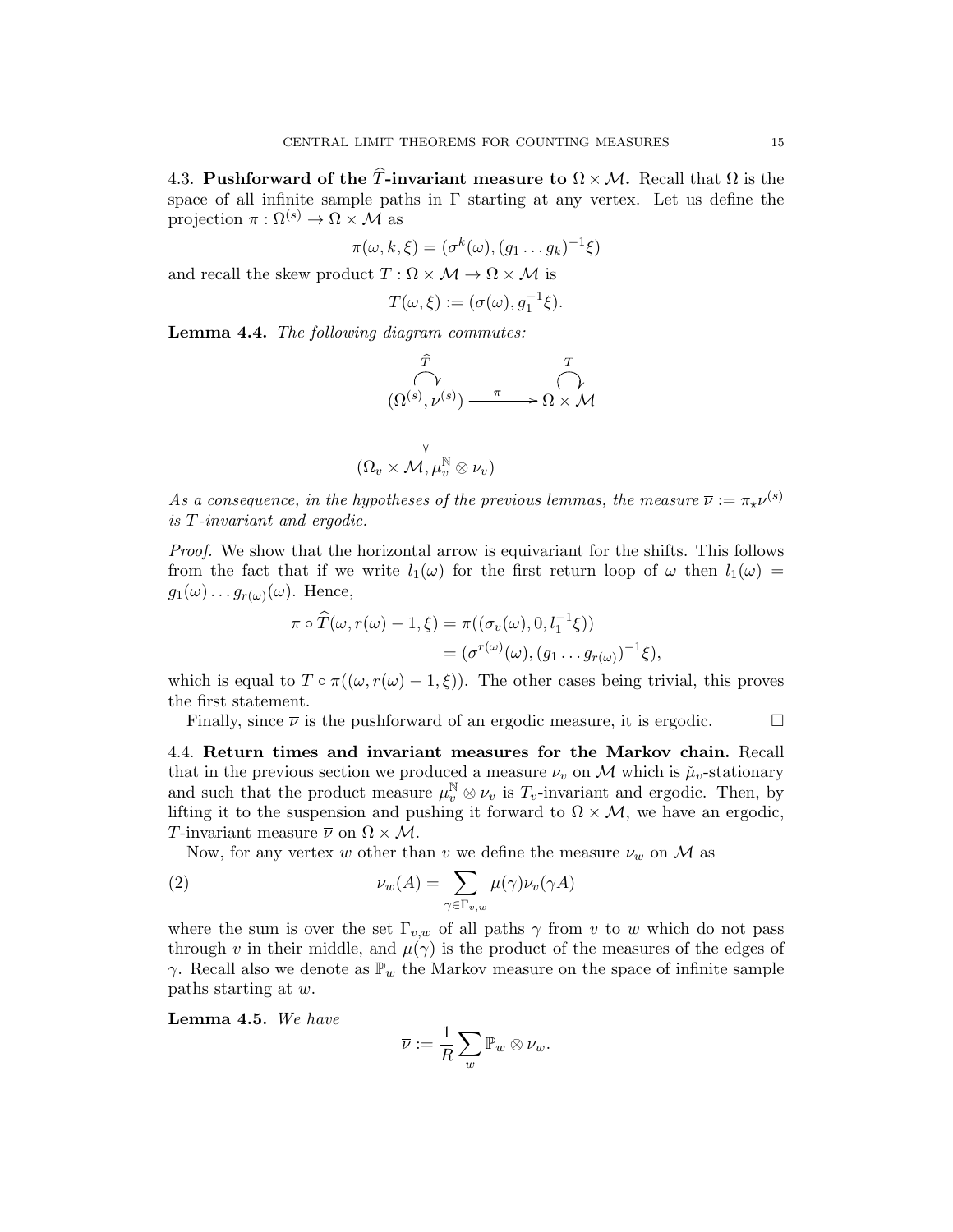4.3. **Pushforward of the $\widehat{T}$-invariant measure to $\Omega \times \mathcal{M}$.** Recall that $\Omega$ is the space of all infinite sample paths in $\Gamma$ starting at any vertex. Let us define the projection $\pi : \Omega^{(s)} \to \Omega \times \mathcal{M}$ as

$$\pi(\omega, k, \xi) = (\sigma^k(\omega), (g_1 \dots g_k)^{-1}\xi)$$

and recall the skew product $T : \Omega \times \mathcal{M} \to \Omega \times \mathcal{M}$ is

$$T(\omega, \xi) := (\sigma(\omega), g_1^{-1}\xi).$$

**Lemma 4.4.** *The following diagram commutes:*

$$\begin{array}{ccc} \overset{\widehat{T}}{\curvearrowright} & & \overset{T}{\curvearrowright} \\ (\Omega^{(s)}, \nu^{(s)}) & \xrightarrow{\quad \pi \quad} & \Omega \times \mathcal{M} \\ \big\downarrow & & \\ (\Omega_v \times \mathcal{M}, \mu_v^{\mathbb{N}} \otimes \nu_v) & & \end{array}$$

*As a consequence, in the hypotheses of the previous lemmas, the measure $\overline{\nu} := \pi_\star \nu^{(s)}$ is $T$-invariant and ergodic.*

*Proof.* We show that the horizontal arrow is equivariant for the shifts. This follows from the fact that if we write $l_1(\omega)$ for the first return loop of $\omega$ then $l_1(\omega) = g_1(\omega) \dots g_{r(\omega)}(\omega)$. Hence,

$$\begin{aligned} \pi \circ \widehat{T}(\omega, r(\omega) - 1, \xi) &= \pi((\sigma_v(\omega), 0, l_1^{-1}\xi)) \\ &= (\sigma^{r(\omega)}(\omega), (g_1 \dots g_{r(\omega)})^{-1}\xi), \end{aligned}$$

which is equal to $T \circ \pi((\omega, r(\omega) - 1, \xi))$. The other cases being trivial, this proves the first statement.

Finally, since $\overline{\nu}$ is the pushforward of an ergodic measure, it is ergodic. $\square$

4.4. **Return times and invariant measures for the Markov chain.** Recall that in the previous section we produced a measure $\nu_v$ on $\mathcal{M}$ which is $\check{\mu}_v$-stationary and such that the product measure $\mu_v^{\mathbb{N}} \otimes \nu_v$ is $T_v$-invariant and ergodic. Then, by lifting it to the suspension and pushing it forward to $\Omega \times \mathcal{M}$, we have an ergodic, $T$-invariant measure $\overline{\nu}$ on $\Omega \times \mathcal{M}$.

Now, for any vertex $w$ other than $v$ we define the measure $\nu_w$ on $\mathcal{M}$ as

$$\nu_w(A) = \sum_{\gamma \in \Gamma_{v,w}} \mu(\gamma) \nu_v(\gamma A) \tag{2}$$

where the sum is over the set $\Gamma_{v,w}$ of all paths $\gamma$ from $v$ to $w$ which do not pass through $v$ in their middle, and $\mu(\gamma)$ is the product of the measures of the edges of $\gamma$. Recall also we denote as $\mathbb{P}_w$ the Markov measure on the space of infinite sample paths starting at $w$.

**Lemma 4.5.** *We have*

$$\overline{\nu} := \frac{1}{R} \sum_w \mathbb{P}_w \otimes \nu_w.$$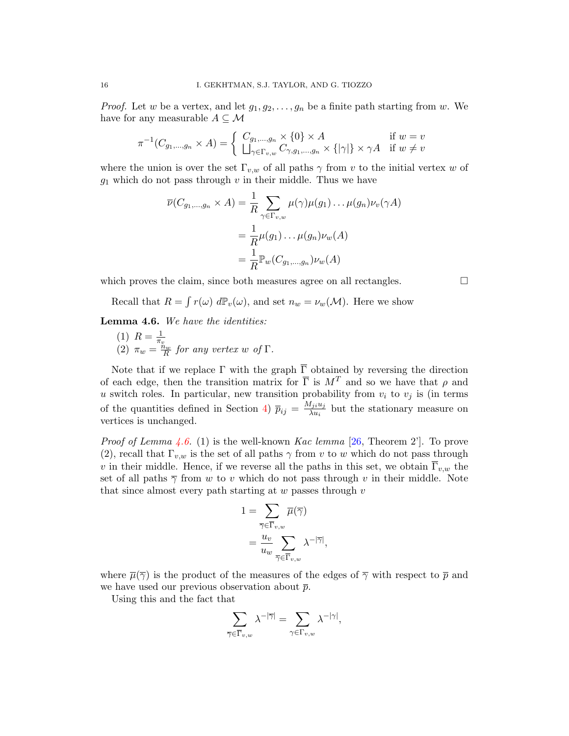*Proof.* Let $w$ be a vertex, and let $g_1, g_2, \dots, g_n$ be a finite path starting from $w$. We have for any measurable $A \subseteq \mathcal{M}$

$$\pi^{-1}(C_{g_1,\dots,g_n} \times A) = \begin{cases} C_{g_1,\dots,g_n} \times \{0\} \times A & \text{if } w = v \\ \bigsqcup_{\gamma \in \Gamma_{v,w}} C_{\gamma, g_1,\dots,g_n} \times \{|\gamma|\} \times \gamma A & \text{if } w \neq v \end{cases}$$

where the union is over the set $\Gamma_{v,w}$ of all paths $\gamma$ from $v$ to the initial vertex $w$ of $g_1$ which do not pass through $v$ in their middle. Thus we have

$$\begin{aligned} \overline{\nu}(C_{g_1,\dots,g_n} \times A) &= \frac{1}{R} \sum_{\gamma \in \Gamma_{v,w}} \mu(\gamma)\mu(g_1)\dots\mu(g_n)\nu_v(\gamma A) \\ &= \frac{1}{R}\mu(g_1)\dots\mu(g_n)\nu_w(A) \\ &= \frac{1}{R}\mathbb{P}_w(C_{g_1,\dots,g_n})\nu_w(A) \end{aligned}$$

which proves the claim, since both measures agree on all rectangles. $\square$

Recall that $R = \int r(\omega)\, d\mathbb{P}_v(\omega)$, and set $n_w = \nu_w(\mathcal{M})$. Here we show

**Lemma 4.6.** *We have the identities:*

1. $R = \frac{1}{\pi_v}$
2. $\pi_w = \frac{n_w}{R}$ *for any vertex $w$ of $\Gamma$.*

Note that if we replace $\Gamma$ with the graph $\overline{\Gamma}$ obtained by reversing the direction of each edge, then the transition matrix for $\overline{\Gamma}$ is $M^T$ and so we have that $\rho$ and $u$ switch roles. In particular, new transition probability from $v_i$ to $v_j$ is (in terms of the quantities defined in Section 4) $\overline{p}_{ij} = \frac{M_{ji}u_j}{\lambda u_i}$ but the stationary measure on vertices is unchanged.

*Proof of Lemma 4.6.* (1) is the well-known *Kac lemma* [26, Theorem 2']. To prove (2), recall that $\Gamma_{v,w}$ is the set of all paths $\gamma$ from $v$ to $w$ which do not pass through $v$ in their middle. Hence, if we reverse all the paths in this set, we obtain $\overline{\Gamma}_{v,w}$ the set of all paths $\overline{\gamma}$ from $w$ to $v$ which do not pass through $v$ in their middle. Note that since almost every path starting at $w$ passes through $v$

$$\begin{aligned} 1 &= \sum_{\overline{\gamma} \in \overline{\Gamma}_{v,w}} \overline{\mu}(\overline{\gamma}) \\ &= \frac{u_v}{u_w} \sum_{\overline{\gamma} \in \overline{\Gamma}_{v,w}} \lambda^{-|\overline{\gamma}|}, \end{aligned}$$

where $\overline{\mu}(\overline{\gamma})$ is the product of the measures of the edges of $\overline{\gamma}$ with respect to $\overline{p}$ and we have used our previous observation about $\overline{p}$.

Using this and the fact that

$$\sum_{\overline{\gamma} \in \overline{\Gamma}_{v,w}} \lambda^{-|\overline{\gamma}|} = \sum_{\gamma \in \Gamma_{v,w}} \lambda^{-|\gamma|},$$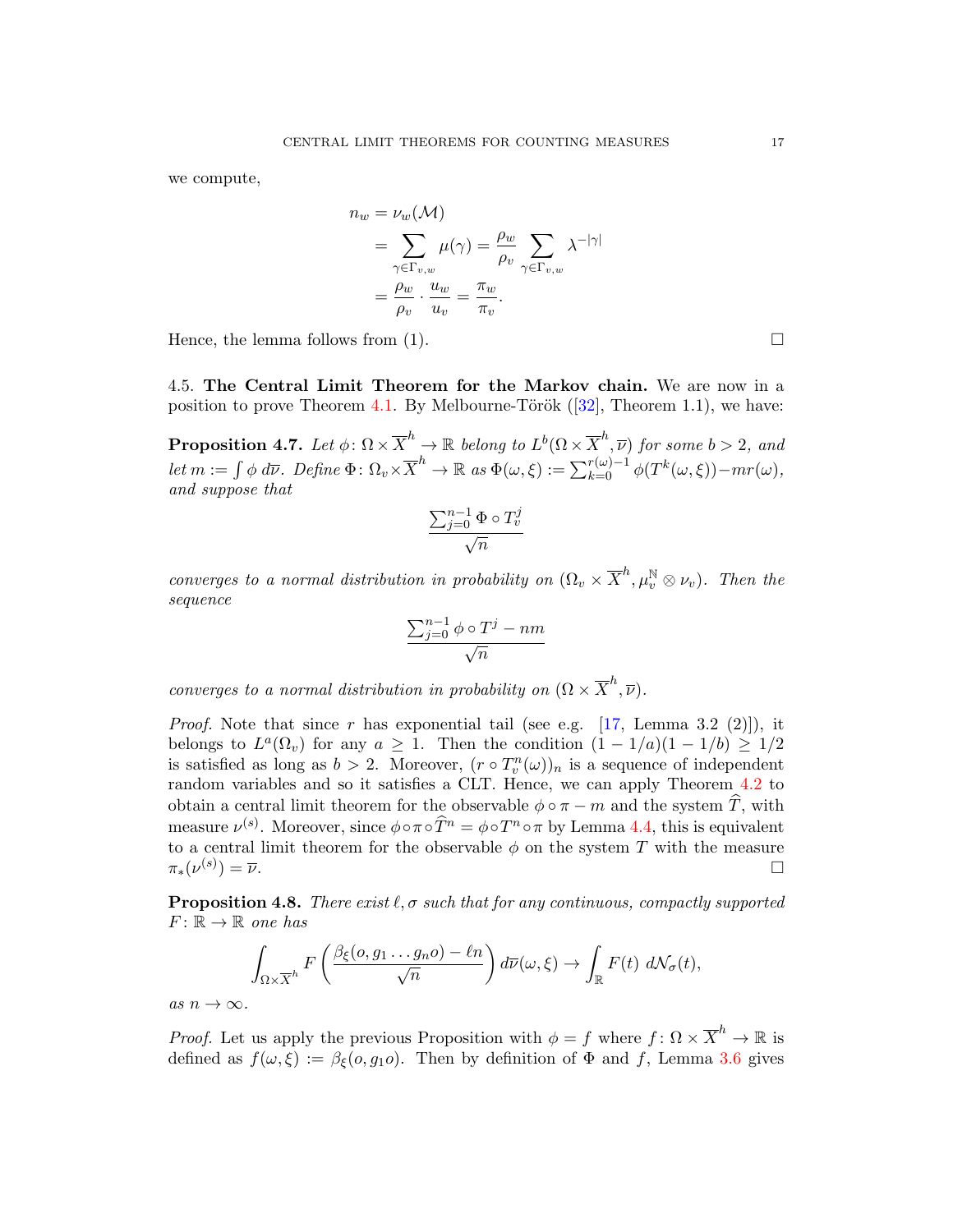we compute,

$$
\begin{aligned}
n_w &= \nu_w(\mathcal{M}) \\
&= \sum_{\gamma \in \Gamma_{v,w}} \mu(\gamma) = \frac{\rho_w}{\rho_v} \sum_{\gamma \in \Gamma_{v,w}} \lambda^{-|\gamma|} \\
&= \frac{\rho_w}{\rho_v} \cdot \frac{u_w}{u_v} = \frac{\pi_w}{\pi_v}.
\end{aligned}
$$

Hence, the lemma follows from (1). $\square$

4.5. **The Central Limit Theorem for the Markov chain.** We are now in a position to prove Theorem 4.1. By Melbourne-Török ([32], Theorem 1.1), we have:

**Proposition 4.7.** *Let $\phi \colon \Omega \times \overline{X}^h \to \mathbb{R}$ belong to $L^b(\Omega \times \overline{X}^h, \overline{\nu})$ for some $b > 2$, and let $m := \int \phi \, d\overline{\nu}$. Define $\Phi \colon \Omega_v \times \overline{X}^h \to \mathbb{R}$ as $\Phi(\omega, \xi) := \sum_{k=0}^{r(\omega)-1} \phi(T^k(\omega, \xi)) - m r(\omega)$, and suppose that*

$$
\frac{\sum_{j=0}^{n-1} \Phi \circ T_v^j}{\sqrt{n}}
$$

*converges to a normal distribution in probability on $(\Omega_v \times \overline{X}^h, \mu_v^{\mathbb{N}} \otimes \nu_v)$. Then the sequence*

$$
\frac{\sum_{j=0}^{n-1} \phi \circ T^j - nm}{\sqrt{n}}
$$

*converges to a normal distribution in probability on $(\Omega \times \overline{X}^h, \overline{\nu})$.*

*Proof.* Note that since $r$ has exponential tail (see e.g. [17, Lemma 3.2 (2)]), it belongs to $L^a(\Omega_v)$ for any $a \geq 1$. Then the condition $(1 - 1/a)(1 - 1/b) \geq 1/2$ is satisfied as long as $b > 2$. Moreover, $(r \circ T_v^n(\omega))_n$ is a sequence of independent random variables and so it satisfies a CLT. Hence, we can apply Theorem 4.2 to obtain a central limit theorem for the observable $\phi \circ \pi - m$ and the system $\widehat{T}$, with measure $\nu^{(s)}$. Moreover, since $\phi \circ \pi \circ \widehat{T}^n = \phi \circ T^n \circ \pi$ by Lemma 4.4, this is equivalent to a central limit theorem for the observable $\phi$ on the system $T$ with the measure $\pi_*(\nu^{(s)}) = \overline{\nu}$. $\square$

**Proposition 4.8.** *There exist $\ell, \sigma$ such that for any continuous, compactly supported $F \colon \mathbb{R} \to \mathbb{R}$ one has*

$$
\int_{\Omega \times \overline{X}^h} F\left( \frac{\beta_\xi(o, g_1 \dots g_n o) - \ell n}{\sqrt{n}} \right) d\overline{\nu}(\omega, \xi) \to \int_{\mathbb{R}} F(t) \, d\mathcal{N}_\sigma(t),
$$

*as $n \to \infty$.*

*Proof.* Let us apply the previous Proposition with $\phi = f$ where $f \colon \Omega \times \overline{X}^h \to \mathbb{R}$ is defined as $f(\omega, \xi) := \beta_\xi(o, g_1 o)$. Then by definition of $\Phi$ and $f$, Lemma 3.6 gives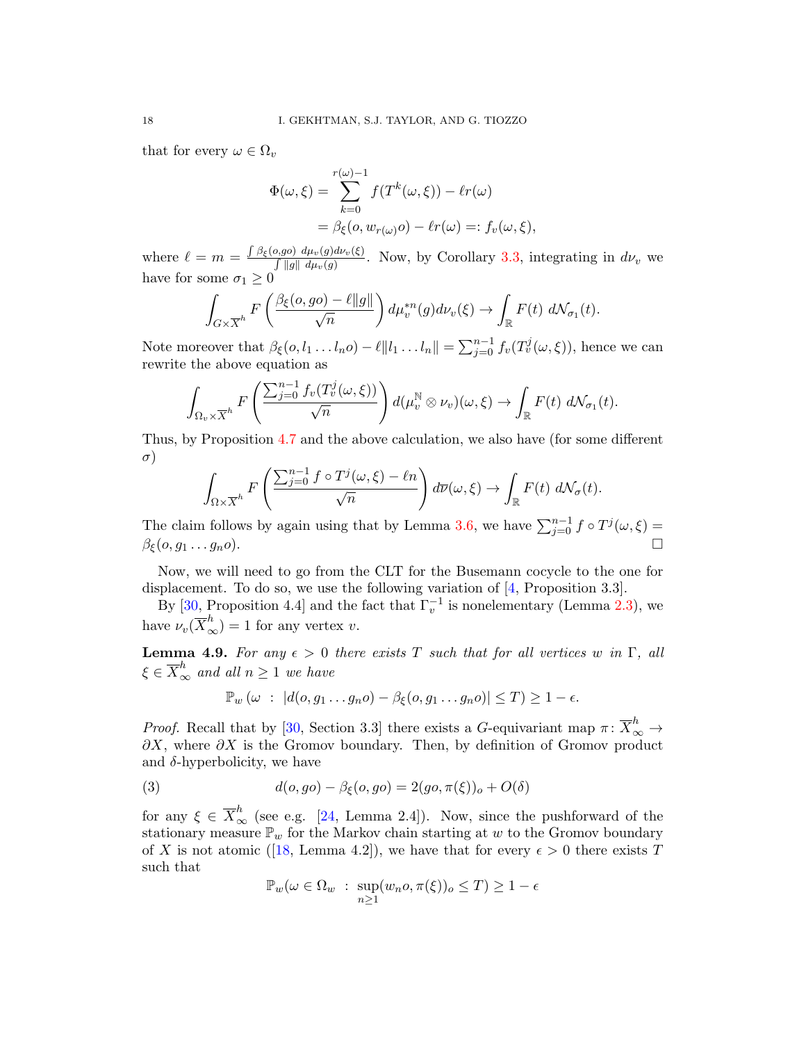that for every $\omega \in \Omega_v$

$$
\begin{aligned}
\Phi(\omega, \xi) &= \sum_{k=0}^{r(\omega)-1} f(T^k(\omega, \xi)) - \ell r(\omega) \\
&= \beta_\xi(o, w_{r(\omega)} o) - \ell r(\omega) =: f_v(\omega, \xi),
\end{aligned}
$$

where $\ell = m = \frac{\int \beta_\xi(o, go)\ d\mu_v(g) d\nu_v(\xi)}{\int \|g\|\ d\mu_v(g)}$. Now, by Corollary 3.3, integrating in $d\nu_v$ we have for some $\sigma_1 \geq 0$

$$
\int_{G \times \overline{X}^h} F\left( \frac{\beta_\xi(o, go) - \ell \|g\|}{\sqrt{n}} \right) d\mu_v^{*n}(g) d\nu_v(\xi) \to \int_{\mathbb{R}} F(t)\ d\mathcal{N}_{\sigma_1}(t).
$$

Note moreover that $\beta_\xi(o, l_1 \dots l_n o) - \ell \|l_1 \dots l_n\| = \sum_{j=0}^{n-1} f_v(T_v^j(\omega, \xi))$, hence we can rewrite the above equation as

$$
\int_{\Omega_v \times \overline{X}^h} F\left( \frac{\sum_{j=0}^{n-1} f_v(T_v^j(\omega, \xi))}{\sqrt{n}} \right) d(\mu_v^{\mathbb{N}} \otimes \nu_v)(\omega, \xi) \to \int_{\mathbb{R}} F(t)\ d\mathcal{N}_{\sigma_1}(t).
$$

Thus, by Proposition 4.7 and the above calculation, we also have (for some different $\sigma$)

$$
\int_{\Omega \times \overline{X}^h} F\left( \frac{\sum_{j=0}^{n-1} f \circ T^j(\omega, \xi) - \ell n}{\sqrt{n}} \right) d\overline{\nu}(\omega, \xi) \to \int_{\mathbb{R}} F(t)\ d\mathcal{N}_{\sigma}(t).
$$

The claim follows by again using that by Lemma 3.6, we have $\sum_{j=0}^{n-1} f \circ T^j(\omega, \xi) = \beta_\xi(o, g_1 \dots g_n o)$. □

Now, we will need to go from the CLT for the Busemann cocycle to the one for displacement. To do so, we use the following variation of [4, Proposition 3.3].

By [30, Proposition 4.4] and the fact that $\Gamma_v^{-1}$ is nonelementary (Lemma 2.3), we have $\nu_v(\overline{X}_\infty^h) = 1$ for any vertex $v$.

**Lemma 4.9.** *For any $\epsilon > 0$ there exists $T$ such that for all vertices $w$ in $\Gamma$, all $\xi \in \overline{X}_\infty^h$ and all $n \geq 1$ we have*

$$
\mathbb{P}_w\left( \omega \ : \ |d(o, g_1 \dots g_n o) - \beta_\xi(o, g_1 \dots g_n o)| \leq T \right) \geq 1 - \epsilon.
$$

*Proof.* Recall that by [30, Section 3.3] there exists a $G$-equivariant map $\pi \colon \overline{X}_\infty^h \to \partial X$, where $\partial X$ is the Gromov boundary. Then, by definition of Gromov product and $\delta$-hyperbolicity, we have

$$
d(o, go) - \beta_\xi(o, go) = 2(go, \pi(\xi))_o + O(\delta) \tag{3}
$$

for any $\xi \in \overline{X}_\infty^h$ (see e.g. [24, Lemma 2.4]). Now, since the pushforward of the stationary measure $\mathbb{P}_w$ for the Markov chain starting at $w$ to the Gromov boundary of $X$ is not atomic ([18, Lemma 4.2]), we have that for every $\epsilon > 0$ there exists $T$ such that

$$
\mathbb{P}_w(\omega \in \Omega_w \ : \ \sup_{n \geq 1} (w_n o, \pi(\xi))_o \leq T) \geq 1 - \epsilon
$$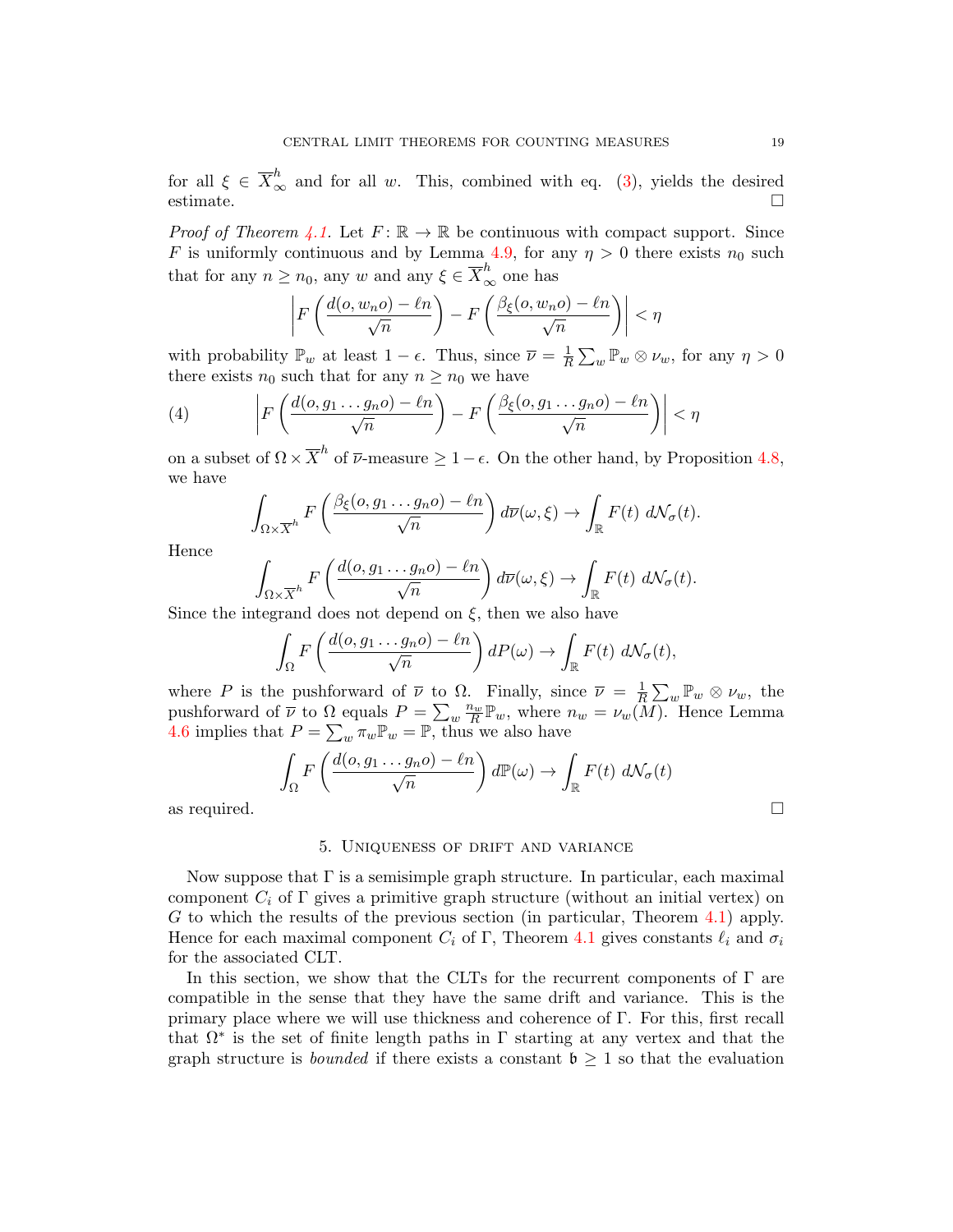for all $\xi \in \overline{X}^h_\infty$ and for all $w$. This, combined with eq. (3), yields the desired estimate. $\square$

*Proof of Theorem 4.1.* Let $F\colon \mathbb{R} \to \mathbb{R}$ be continuous with compact support. Since $F$ is uniformly continuous and by Lemma 4.9, for any $\eta > 0$ there exists $n_0$ such that for any $n \geq n_0$, any $w$ and any $\xi \in \overline{X}^h_\infty$ one has

$$\left| F\left( \frac{d(o, w_n o) - \ell n}{\sqrt{n}} \right) - F\left( \frac{\beta_\xi(o, w_n o) - \ell n}{\sqrt{n}} \right) \right| < \eta$$

with probability $\mathbb{P}_w$ at least $1 - \epsilon$. Thus, since $\overline{\nu} = \frac{1}{R} \sum_w \mathbb{P}_w \otimes \nu_w$, for any $\eta > 0$ there exists $n_0$ such that for any $n \geq n_0$ we have

$$\left| F\left( \frac{d(o, g_1 \dots g_n o) - \ell n}{\sqrt{n}} \right) - F\left( \frac{\beta_\xi(o, g_1 \dots g_n o) - \ell n}{\sqrt{n}} \right) \right| < \eta \tag{4}$$

on a subset of $\Omega \times \overline{X}^h$ of $\overline{\nu}$-measure $\geq 1 - \epsilon$. On the other hand, by Proposition 4.8, we have

$$\int_{\Omega \times \overline{X}^h} F\left( \frac{\beta_\xi(o, g_1 \dots g_n o) - \ell n}{\sqrt{n}} \right) d\overline{\nu}(\omega, \xi) \to \int_{\mathbb{R}} F(t)\; d\mathcal{N}_\sigma(t).$$

Hence

$$\int_{\Omega \times \overline{X}^h} F\left( \frac{d(o, g_1 \dots g_n o) - \ell n}{\sqrt{n}} \right) d\overline{\nu}(\omega, \xi) \to \int_{\mathbb{R}} F(t)\; d\mathcal{N}_\sigma(t).$$

Since the integrand does not depend on $\xi$, then we also have

$$\int_{\Omega} F\left( \frac{d(o, g_1 \dots g_n o) - \ell n}{\sqrt{n}} \right) dP(\omega) \to \int_{\mathbb{R}} F(t)\; d\mathcal{N}_\sigma(t),$$

where $P$ is the pushforward of $\overline{\nu}$ to $\Omega$. Finally, since $\overline{\nu} = \frac{1}{R} \sum_w \mathbb{P}_w \otimes \nu_w$, the pushforward of $\overline{\nu}$ to $\Omega$ equals $P = \sum_w \frac{n_w}{R} \mathbb{P}_w$, where $n_w = \nu_w(M)$. Hence Lemma 4.6 implies that $P = \sum_w \pi_w \mathbb{P}_w = \mathbb{P}$, thus we also have

$$\int_{\Omega} F\left( \frac{d(o, g_1 \dots g_n o) - \ell n}{\sqrt{n}} \right) d\mathbb{P}(\omega) \to \int_{\mathbb{R}} F(t)\; d\mathcal{N}_\sigma(t)$$

as required. $\square$

## 5. Uniqueness of drift and variance

Now suppose that $\Gamma$ is a semisimple graph structure. In particular, each maximal component $C_i$ of $\Gamma$ gives a primitive graph structure (without an initial vertex) on $G$ to which the results of the previous section (in particular, Theorem 4.1) apply. Hence for each maximal component $C_i$ of $\Gamma$, Theorem 4.1 gives constants $\ell_i$ and $\sigma_i$ for the associated CLT.

In this section, we show that the CLTs for the recurrent components of $\Gamma$ are compatible in the sense that they have the same drift and variance. This is the primary place where we will use thickness and coherence of $\Gamma$. For this, first recall that $\Omega^*$ is the set of finite length paths in $\Gamma$ starting at any vertex and that the graph structure is *bounded* if there exists a constant $\mathfrak{b} \geq 1$ so that the evaluation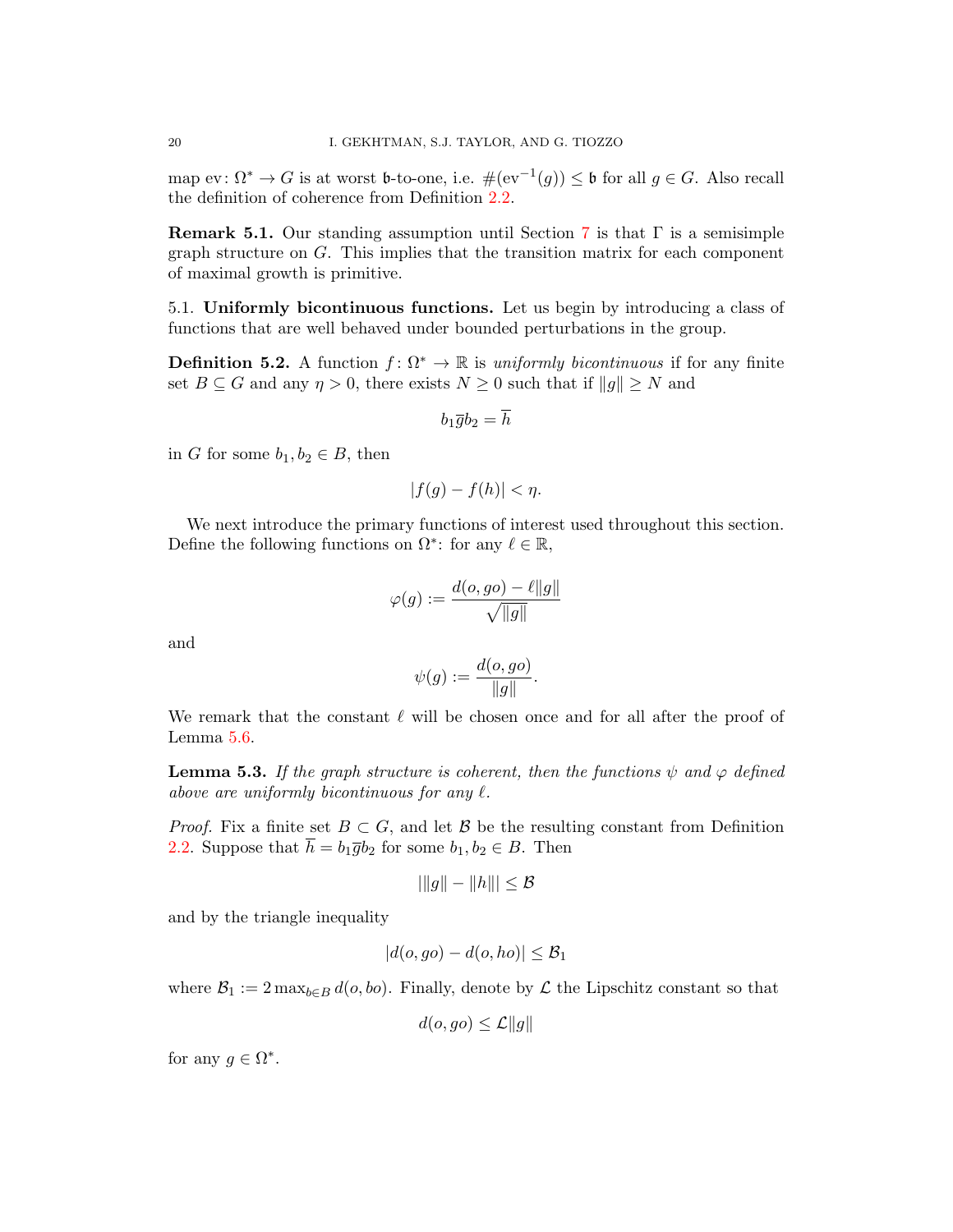map $\mathrm{ev}\colon \Omega^* \to G$ is at worst $\mathfrak{b}$-to-one, i.e. $\#(\mathrm{ev}^{-1}(g)) \leq \mathfrak{b}$ for all $g \in G$. Also recall the definition of coherence from Definition 2.2.

**Remark 5.1.** Our standing assumption until Section 7 is that $\Gamma$ is a semisimple graph structure on $G$. This implies that the transition matrix for each component of maximal growth is primitive.

### 5.1. Uniformly bicontinuous functions.

Let us begin by introducing a class of functions that are well behaved under bounded perturbations in the group.

**Definition 5.2.** A function $f\colon \Omega^* \to \mathbb{R}$ is *uniformly bicontinuous* if for any finite set $B \subseteq G$ and any $\eta > 0$, there exists $N \geq 0$ such that if $\|g\| \geq N$ and

$$b_1 \overline{g} b_2 = \overline{h}$$

in $G$ for some $b_1, b_2 \in B$, then

$$|f(g) - f(h)| < \eta.$$

We next introduce the primary functions of interest used throughout this section. Define the following functions on $\Omega^*$: for any $\ell \in \mathbb{R}$,

$$\varphi(g) := \frac{d(o, go) - \ell \|g\|}{\sqrt{\|g\|}}$$

and

$$\psi(g) := \frac{d(o, go)}{\|g\|}.$$

We remark that the constant $\ell$ will be chosen once and for all after the proof of Lemma 5.6.

**Lemma 5.3.** *If the graph structure is coherent, then the functions $\psi$ and $\varphi$ defined above are uniformly bicontinuous for any $\ell$.*

*Proof.* Fix a finite set $B \subset G$, and let $\mathcal{B}$ be the resulting constant from Definition 2.2. Suppose that $\overline{h} = b_1 \overline{g} b_2$ for some $b_1, b_2 \in B$. Then

$$|\|g\| - \|h\|| \leq \mathcal{B}$$

and by the triangle inequality

$$|d(o, go) - d(o, ho)| \leq \mathcal{B}_1$$

where $\mathcal{B}_1 := 2 \max_{b \in B} d(o, bo)$. Finally, denote by $\mathcal{L}$ the Lipschitz constant so that

$$d(o, go) \leq \mathcal{L} \|g\|$$

for any $g \in \Omega^*$.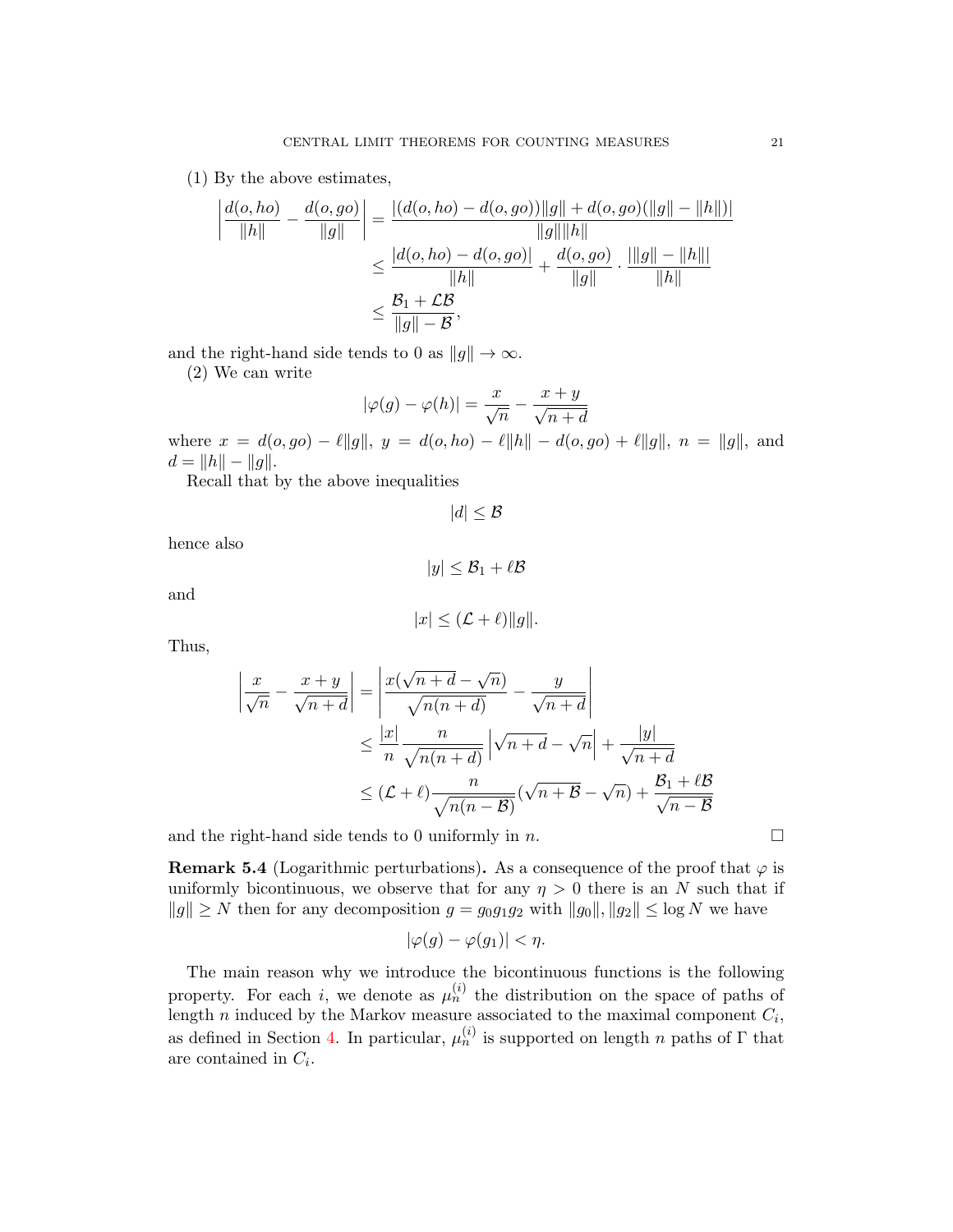(1) By the above estimates,

$$
\begin{aligned}
\left| \frac{d(o, ho)}{\|h\|} - \frac{d(o, go)}{\|g\|} \right| &= \frac{|(d(o, ho) - d(o, go))\|g\| + d(o, go)(\|g\| - \|h\|)|}{\|g\|\|h\|} \\
&\leq \frac{|d(o, ho) - d(o, go)|}{\|h\|} + \frac{d(o, go)}{\|g\|} \cdot \frac{|\|g\| - \|h\||}{\|h\|} \\
&\leq \frac{\mathcal{B}_1 + \mathcal{L}\mathcal{B}}{\|g\| - \mathcal{B}},
\end{aligned}
$$

and the right-hand side tends to 0 as $\|g\| \to \infty$.

(2) We can write

$$
|\varphi(g) - \varphi(h)| = \frac{x}{\sqrt{n}} - \frac{x + y}{\sqrt{n + d}}
$$

where $x = d(o, go) - \ell\|g\|$, $y = d(o, ho) - \ell\|h\| - d(o, go) + \ell\|g\|$, $n = \|g\|$, and $d = \|h\| - \|g\|$.

Recall that by the above inequalities

$$
|d| \leq \mathcal{B}
$$

hence also

$$
|y| \leq \mathcal{B}_1 + \ell\mathcal{B}
$$

and

$$
|x| \leq (\mathcal{L} + \ell)\|g\|.
$$

Thus,

$$
\begin{aligned}
\left| \frac{x}{\sqrt{n}} - \frac{x + y}{\sqrt{n + d}} \right| &= \left| \frac{x(\sqrt{n + d} - \sqrt{n})}{\sqrt{n(n + d)}} - \frac{y}{\sqrt{n + d}} \right| \\
&\leq \frac{|x|}{n} \frac{n}{\sqrt{n(n + d)}} \left| \sqrt{n + d} - \sqrt{n} \right| + \frac{|y|}{\sqrt{n + d}} \\
&\leq (\mathcal{L} + \ell) \frac{n}{\sqrt{n(n - \mathcal{B})}} (\sqrt{n + \mathcal{B}} - \sqrt{n}) + \frac{\mathcal{B}_1 + \ell\mathcal{B}}{\sqrt{n - \mathcal{B}}}
\end{aligned}
$$

and the right-hand side tends to 0 uniformly in $n$. □

**Remark 5.4** (Logarithmic perturbations)**.** As a consequence of the proof that $\varphi$ is uniformly bicontinuous, we observe that for any $\eta > 0$ there is an $N$ such that if $\|g\| \geq N$ then for any decomposition $g = g_0 g_1 g_2$ with $\|g_0\|, \|g_2\| \leq \log N$ we have

$$
|\varphi(g) - \varphi(g_1)| < \eta.
$$

The main reason why we introduce the bicontinuous functions is the following property. For each $i$, we denote as $\mu_n^{(i)}$ the distribution on the space of paths of length $n$ induced by the Markov measure associated to the maximal component $C_i$, as defined in Section 4. In particular, $\mu_n^{(i)}$ is supported on length $n$ paths of $\Gamma$ that are contained in $C_i$.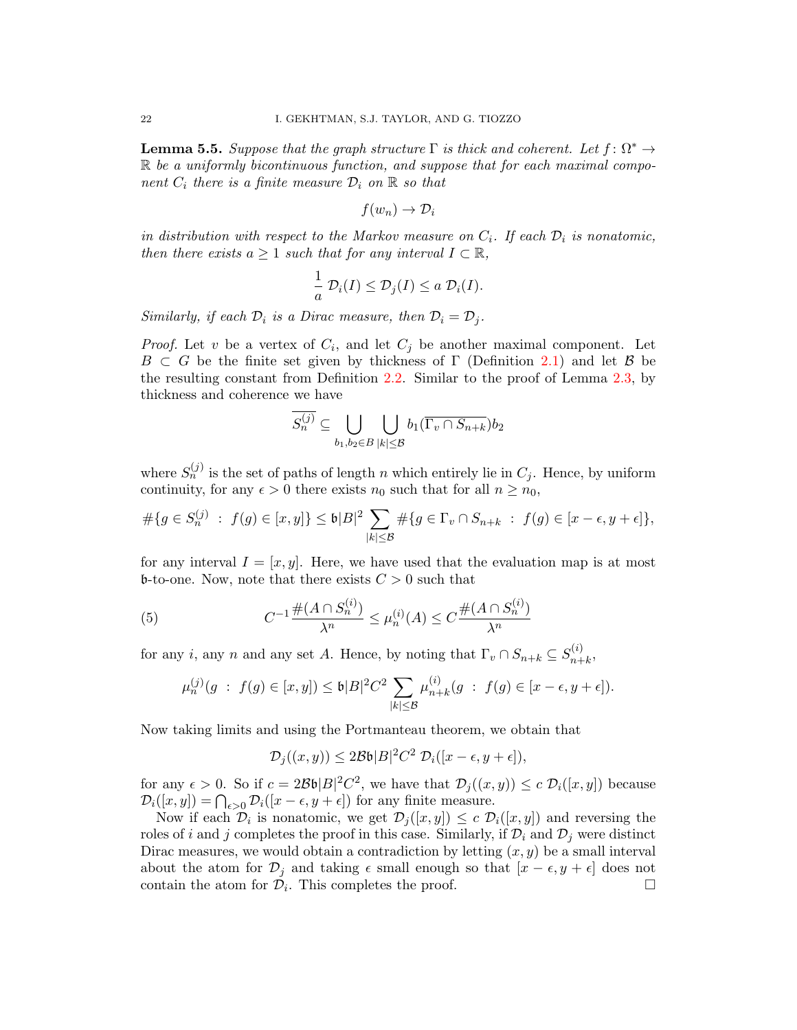**Lemma 5.5.** *Suppose that the graph structure $\Gamma$ is thick and coherent. Let $f \colon \Omega^* \to \mathbb{R}$ be a uniformly bicontinuous function, and suppose that for each maximal component $C_i$ there is a finite measure $\mathcal{D}_i$ on $\mathbb{R}$ so that*

$$f(w_n) \to \mathcal{D}_i$$

*in distribution with respect to the Markov measure on $C_i$. If each $\mathcal{D}_i$ is nonatomic, then there exists $a \geq 1$ such that for any interval $I \subset \mathbb{R}$,*

$$\frac{1}{a}\, \mathcal{D}_i(I) \leq \mathcal{D}_j(I) \leq a\, \mathcal{D}_i(I).$$

*Similarly, if each $\mathcal{D}_i$ is a Dirac measure, then $\mathcal{D}_i = \mathcal{D}_j$.*

*Proof.* Let $v$ be a vertex of $C_i$, and let $C_j$ be another maximal component. Let $B \subset G$ be the finite set given by thickness of $\Gamma$ (Definition 2.1) and let $\mathcal{B}$ be the resulting constant from Definition 2.2. Similar to the proof of Lemma 2.3, by thickness and coherence we have

$$\overline{S_n^{(j)}} \subseteq \bigcup_{b_1, b_2 \in B} \bigcup_{|k| \leq \mathcal{B}} b_1 (\overline{\Gamma_v \cap S_{n+k}}) b_2$$

where $S_n^{(j)}$ is the set of paths of length $n$ which entirely lie in $C_j$. Hence, by uniform continuity, for any $\epsilon > 0$ there exists $n_0$ such that for all $n \geq n_0$,

$$\#\{g \in S_n^{(j)} \ : \ f(g) \in [x,y]\} \leq \mathfrak{b}|B|^2 \sum_{|k| \leq \mathcal{B}} \#\{g \in \Gamma_v \cap S_{n+k} \ : \ f(g) \in [x - \epsilon, y + \epsilon]\},$$

for any interval $I = [x,y]$. Here, we have used that the evaluation map is at most $\mathfrak{b}$-to-one. Now, note that there exists $C > 0$ such that

$$C^{-1} \frac{\#(A \cap S_n^{(i)})}{\lambda^n} \leq \mu_n^{(i)}(A) \leq C \frac{\#(A \cap S_n^{(i)})}{\lambda^n} \tag{5}$$

for any $i$, any $n$ and any set $A$. Hence, by noting that $\Gamma_v \cap S_{n+k} \subseteq S_{n+k}^{(i)}$,

$$\mu_n^{(j)}(g \ : \ f(g) \in [x,y]) \leq \mathfrak{b}|B|^2 C^2 \sum_{|k| \leq \mathcal{B}} \mu_{n+k}^{(i)}(g \ : \ f(g) \in [x - \epsilon, y + \epsilon]).$$

Now taking limits and using the Portmanteau theorem, we obtain that

$$\mathcal{D}_j((x,y)) \leq 2\mathcal{B}\mathfrak{b}|B|^2 C^2\, \mathcal{D}_i([x - \epsilon, y + \epsilon]),$$

for any $\epsilon > 0$. So if $c = 2\mathcal{B}\mathfrak{b}|B|^2C^2$, we have that $\mathcal{D}_j((x,y)) \leq c\, \mathcal{D}_i([x,y])$ because $\mathcal{D}_i([x,y]) = \bigcap_{\epsilon > 0} \mathcal{D}_i([x - \epsilon, y + \epsilon])$ for any finite measure.

Now if each $\mathcal{D}_i$ is nonatomic, we get $\mathcal{D}_j([x,y]) \leq c\, \mathcal{D}_i([x,y])$ and reversing the roles of $i$ and $j$ completes the proof in this case. Similarly, if $\mathcal{D}_i$ and $\mathcal{D}_j$ were distinct Dirac measures, we would obtain a contradiction by letting $(x,y)$ be a small interval about the atom for $\mathcal{D}_j$ and taking $\epsilon$ small enough so that $[x - \epsilon, y + \epsilon]$ does not contain the atom for $\mathcal{D}_i$. This completes the proof. $\square$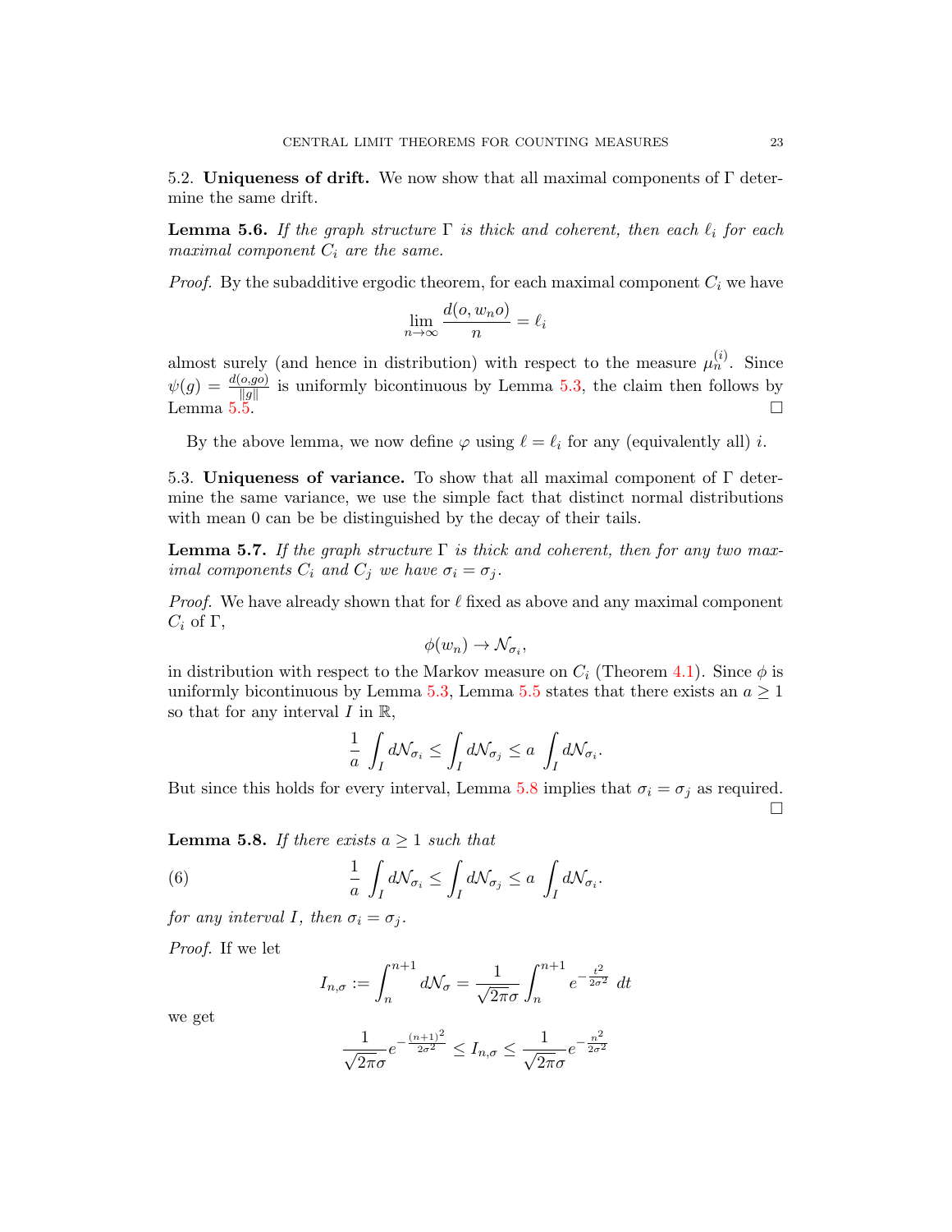5.2. **Uniqueness of drift.** We now show that all maximal components of $\Gamma$ determine the same drift.

**Lemma 5.6.** *If the graph structure $\Gamma$ is thick and coherent, then each $\ell_i$ for each maximal component $C_i$ are the same.*

*Proof.* By the subadditive ergodic theorem, for each maximal component $C_i$ we have

$$\lim_{n\to\infty} \frac{d(o, w_n o)}{n} = \ell_i$$

almost surely (and hence in distribution) with respect to the measure $\mu_n^{(i)}$. Since $\psi(g) = \frac{d(o,go)}{\|g\|}$ is uniformly bicontinuous by Lemma 5.3, the claim then follows by Lemma 5.5. □

By the above lemma, we now define $\varphi$ using $\ell = \ell_i$ for any (equivalently all) $i$.

5.3. **Uniqueness of variance.** To show that all maximal component of $\Gamma$ determine the same variance, we use the simple fact that distinct normal distributions with mean 0 can be be distinguished by the decay of their tails.

**Lemma 5.7.** *If the graph structure $\Gamma$ is thick and coherent, then for any two maximal components $C_i$ and $C_j$ we have $\sigma_i = \sigma_j$.*

*Proof.* We have already shown that for $\ell$ fixed as above and any maximal component $C_i$ of $\Gamma$,

$$\phi(w_n) \to \mathcal{N}_{\sigma_i},$$

in distribution with respect to the Markov measure on $C_i$ (Theorem 4.1). Since $\phi$ is uniformly bicontinuous by Lemma 5.3, Lemma 5.5 states that there exists an $a \geq 1$ so that for any interval $I$ in $\mathbb{R}$,

$$\frac{1}{a} \int_I d\mathcal{N}_{\sigma_i} \leq \int_I d\mathcal{N}_{\sigma_j} \leq a \int_I d\mathcal{N}_{\sigma_i}.$$

But since this holds for every interval, Lemma 5.8 implies that $\sigma_i = \sigma_j$ as required. □

**Lemma 5.8.** *If there exists $a \geq 1$ such that*

$$\frac{1}{a} \int_I d\mathcal{N}_{\sigma_i} \leq \int_I d\mathcal{N}_{\sigma_j} \leq a \int_I d\mathcal{N}_{\sigma_i}. \tag{6}$$

*for any interval $I$, then $\sigma_i = \sigma_j$.*

*Proof.* If we let

$$I_{n,\sigma} := \int_n^{n+1} d\mathcal{N}_\sigma = \frac{1}{\sqrt{2\pi}\sigma} \int_n^{n+1} e^{-\frac{t^2}{2\sigma^2}} \, dt$$

we get

$$\frac{1}{\sqrt{2\pi}\sigma} e^{-\frac{(n+1)^2}{2\sigma^2}} \leq I_{n,\sigma} \leq \frac{1}{\sqrt{2\pi}\sigma} e^{-\frac{n^2}{2\sigma^2}}$$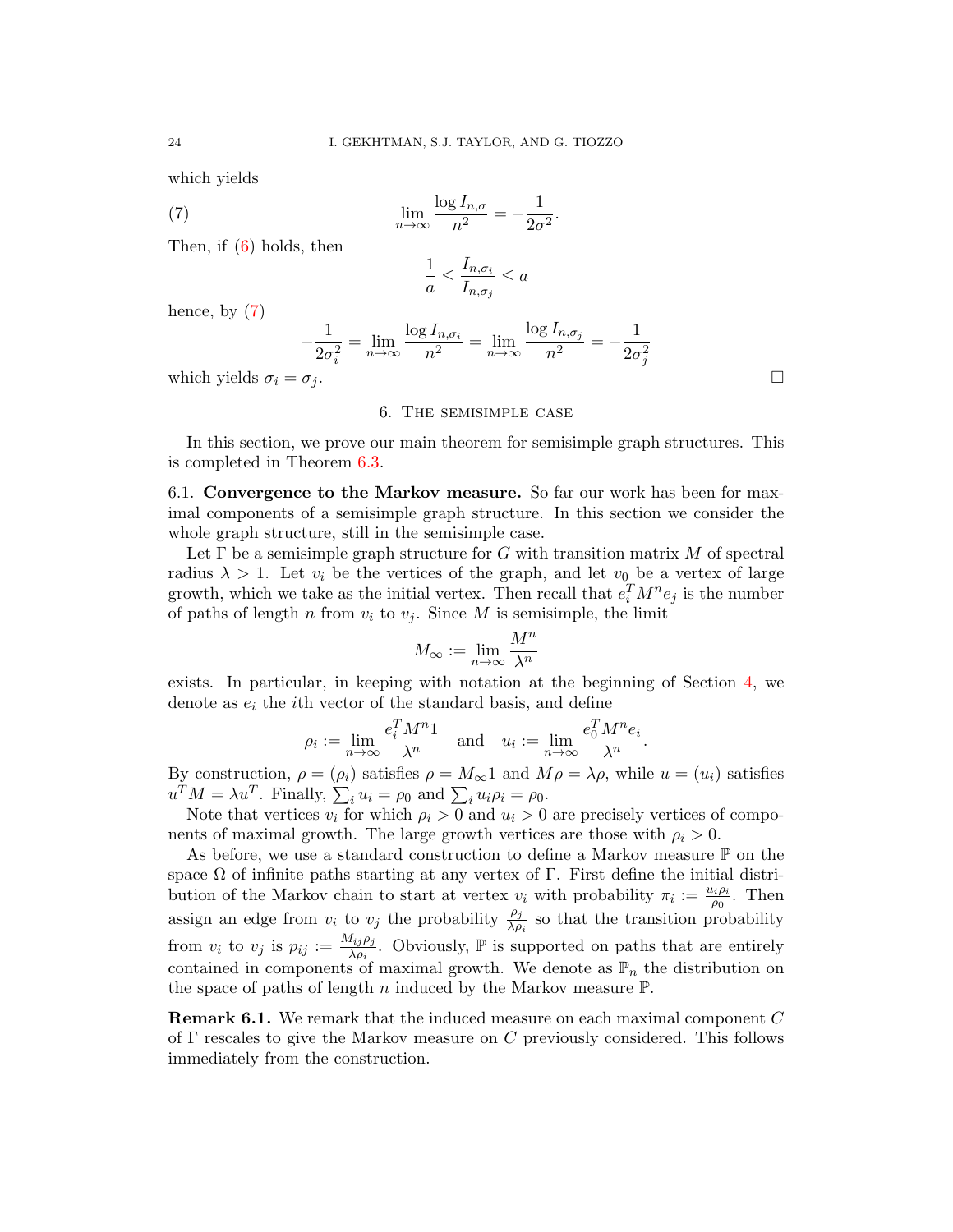which yields

$$\lim_{n\to\infty} \frac{\log I_{n,\sigma}}{n^2} = -\frac{1}{2\sigma^2}. \tag{7}$$

Then, if (6) holds, then

$$\frac{1}{a} \leq \frac{I_{n,\sigma_i}}{I_{n,\sigma_j}} \leq a$$

hence, by (7)

$$-\frac{1}{2\sigma_i^2} = \lim_{n\to\infty} \frac{\log I_{n,\sigma_i}}{n^2} = \lim_{n\to\infty} \frac{\log I_{n,\sigma_j}}{n^2} = -\frac{1}{2\sigma_j^2}$$

which yields $\sigma_i = \sigma_j$. □

## 6. The semisimple case

In this section, we prove our main theorem for semisimple graph structures. This is completed in Theorem 6.3.

**6.1. Convergence to the Markov measure.** So far our work has been for maximal components of a semisimple graph structure. In this section we consider the whole graph structure, still in the semisimple case.

Let $\Gamma$ be a semisimple graph structure for $G$ with transition matrix $M$ of spectral radius $\lambda > 1$. Let $v_i$ be the vertices of the graph, and let $v_0$ be a vertex of large growth, which we take as the initial vertex. Then recall that $e_i^T M^n e_j$ is the number of paths of length $n$ from $v_i$ to $v_j$. Since $M$ is semisimple, the limit

$$M_\infty := \lim_{n\to\infty} \frac{M^n}{\lambda^n}$$

exists. In particular, in keeping with notation at the beginning of Section 4, we denote as $e_i$ the $i$th vector of the standard basis, and define

$$\rho_i := \lim_{n\to\infty} \frac{e_i^T M^n 1}{\lambda^n} \quad \text{and} \quad u_i := \lim_{n\to\infty} \frac{e_0^T M^n e_i}{\lambda^n}.$$

By construction, $\rho = (\rho_i)$ satisfies $\rho = M_\infty 1$ and $M\rho = \lambda\rho$, while $u = (u_i)$ satisfies $u^T M = \lambda u^T$. Finally, $\sum_i u_i = \rho_0$ and $\sum_i u_i \rho_i = \rho_0$.

Note that vertices $v_i$ for which $\rho_i > 0$ and $u_i > 0$ are precisely vertices of components of maximal growth. The large growth vertices are those with $\rho_i > 0$.

As before, we use a standard construction to define a Markov measure $\mathbb{P}$ on the space $\Omega$ of infinite paths starting at any vertex of $\Gamma$. First define the initial distribution of the Markov chain to start at vertex $v_i$ with probability $\pi_i := \frac{u_i \rho_i}{\rho_0}$. Then assign an edge from $v_i$ to $v_j$ the probability $\frac{\rho_j}{\lambda \rho_i}$ so that the transition probability from $v_i$ to $v_j$ is $p_{ij} := \frac{M_{ij}\rho_j}{\lambda \rho_i}$. Obviously, $\mathbb{P}$ is supported on paths that are entirely contained in components of maximal growth. We denote as $\mathbb{P}_n$ the distribution on the space of paths of length $n$ induced by the Markov measure $\mathbb{P}$.

**Remark 6.1.** We remark that the induced measure on each maximal component $C$ of $\Gamma$ rescales to give the Markov measure on $C$ previously considered. This follows immediately from the construction.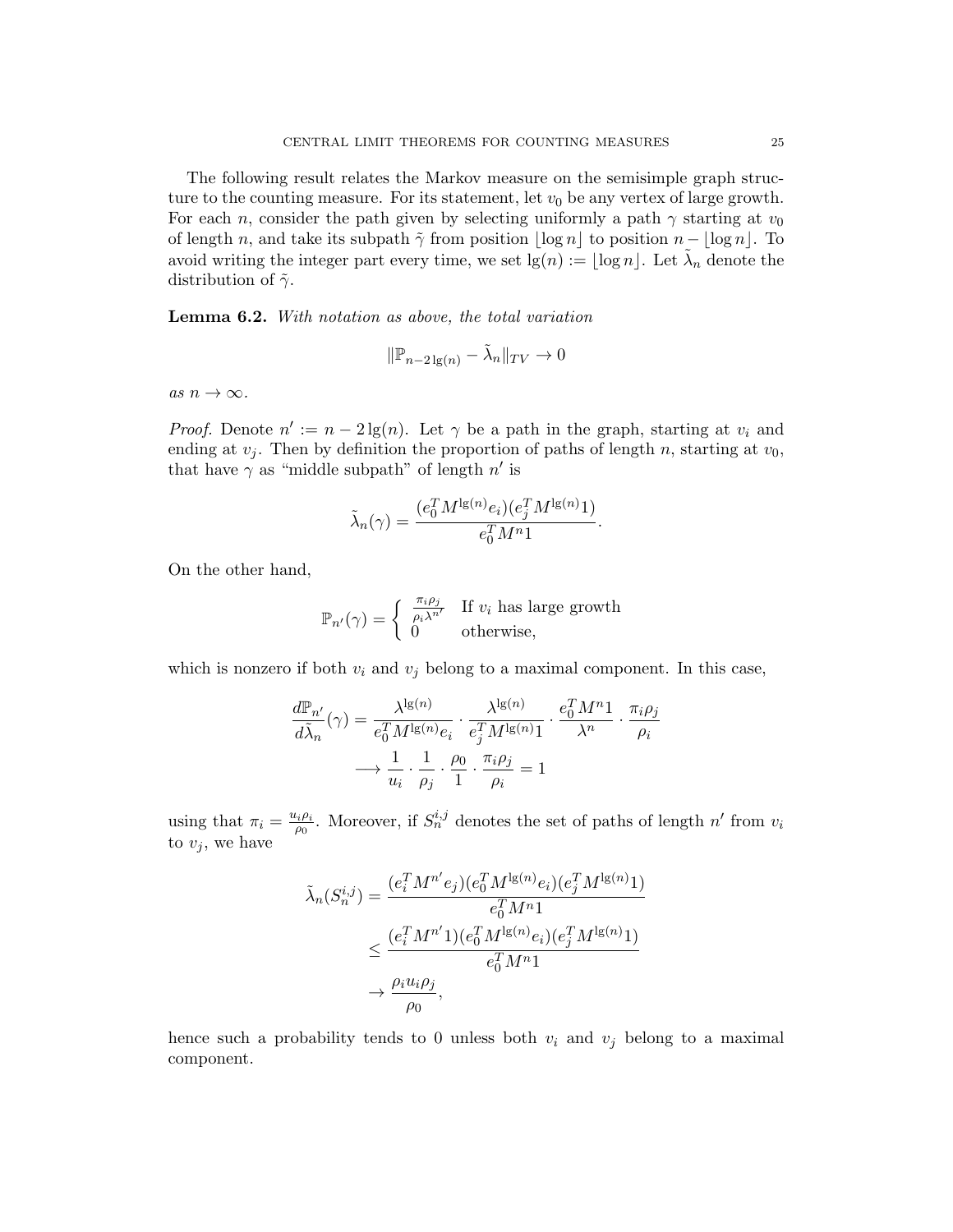The following result relates the Markov measure on the semisimple graph structure to the counting measure. For its statement, let $v_0$ be any vertex of large growth. For each $n$, consider the path given by selecting uniformly a path $\gamma$ starting at $v_0$ of length $n$, and take its subpath $\tilde{\gamma}$ from position $\lfloor \log n \rfloor$ to position $n - \lfloor \log n \rfloor$. To avoid writing the integer part every time, we set $\lg(n) := \lfloor \log n \rfloor$. Let $\tilde{\lambda}_n$ denote the distribution of $\tilde{\gamma}$.

**Lemma 6.2.** *With notation as above, the total variation*

$$\|\mathbb{P}_{n-2\lg(n)} - \tilde{\lambda}_n\|_{TV} \to 0$$

*as* $n \to \infty$.

*Proof.* Denote $n' := n - 2\lg(n)$. Let $\gamma$ be a path in the graph, starting at $v_i$ and ending at $v_j$. Then by definition the proportion of paths of length $n$, starting at $v_0$, that have $\gamma$ as "middle subpath" of length $n'$ is

$$\tilde{\lambda}_n(\gamma) = \frac{(e_0^T M^{\lg(n)} e_i)(e_j^T M^{\lg(n)} 1)}{e_0^T M^n 1}.$$

On the other hand,

$$\mathbb{P}_{n'}(\gamma) = \begin{cases} \frac{\pi_i \rho_j}{\rho_i \lambda^{n'}} & \text{If } v_i \text{ has large growth} \\ 0 & \text{otherwise,} \end{cases}$$

which is nonzero if both $v_i$ and $v_j$ belong to a maximal component. In this case,

$$\begin{aligned} \frac{d\mathbb{P}_{n'}}{d\tilde{\lambda}_n}(\gamma) &= \frac{\lambda^{\lg(n)}}{e_0^T M^{\lg(n)} e_i} \cdot \frac{\lambda^{\lg(n)}}{e_j^T M^{\lg(n)} 1} \cdot \frac{e_0^T M^n 1}{\lambda^n} \cdot \frac{\pi_i \rho_j}{\rho_i} \\ &\longrightarrow \frac{1}{u_i} \cdot \frac{1}{\rho_j} \cdot \frac{\rho_0}{1} \cdot \frac{\pi_i \rho_j}{\rho_i} = 1 \end{aligned}$$

using that $\pi_i = \frac{u_i \rho_i}{\rho_0}$. Moreover, if $S_n^{i,j}$ denotes the set of paths of length $n'$ from $v_i$ to $v_j$, we have

$$\begin{aligned} \tilde{\lambda}_n(S_n^{i,j}) &= \frac{(e_i^T M^{n'} e_j)(e_0^T M^{\lg(n)} e_i)(e_j^T M^{\lg(n)} 1)}{e_0^T M^n 1} \\ &\leq \frac{(e_i^T M^{n'} 1)(e_0^T M^{\lg(n)} e_i)(e_j^T M^{\lg(n)} 1)}{e_0^T M^n 1} \\ &\to \frac{\rho_i u_i \rho_j}{\rho_0}, \end{aligned}$$

hence such a probability tends to 0 unless both $v_i$ and $v_j$ belong to a maximal component.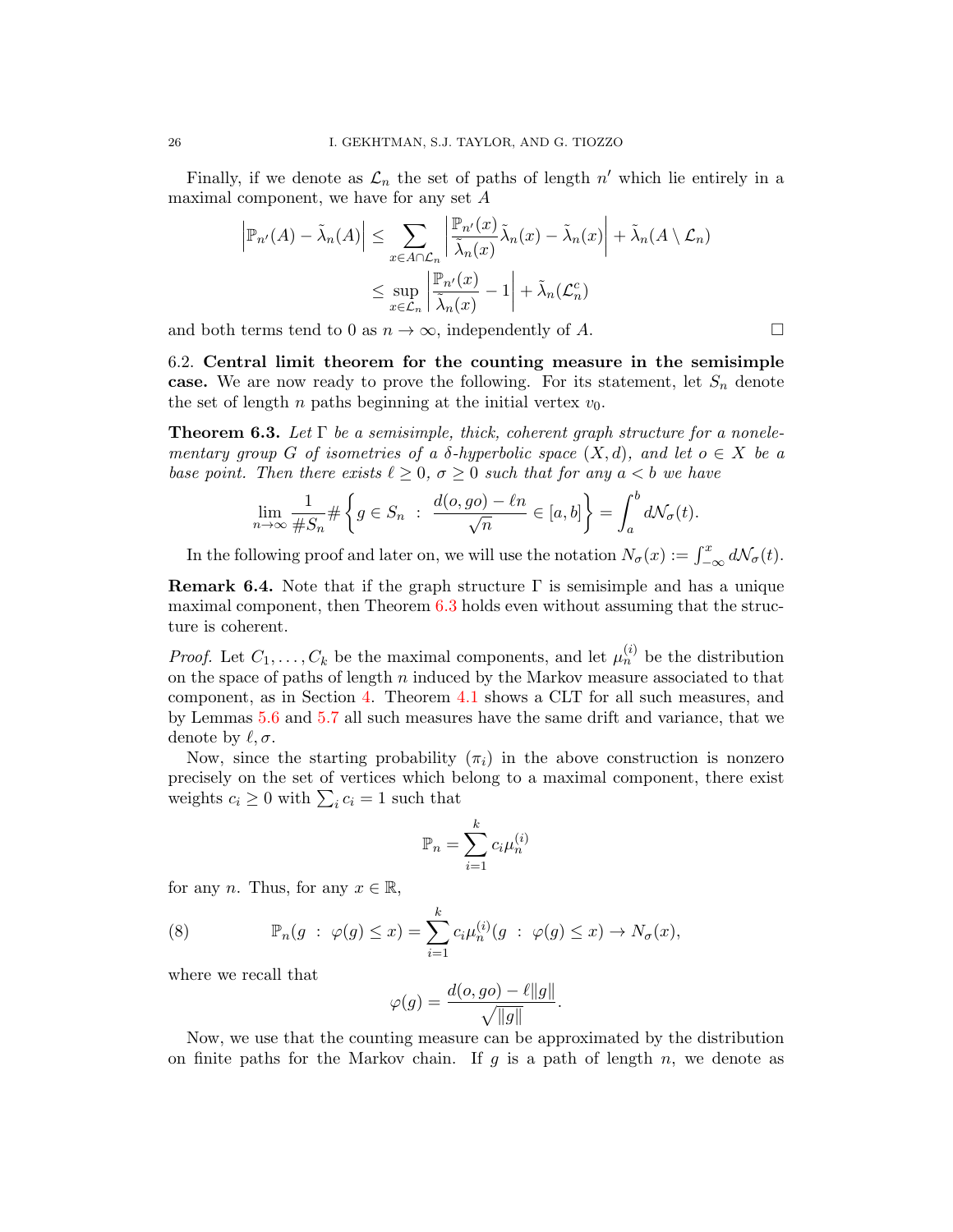Finally, if we denote as $\mathcal{L}_n$ the set of paths of length $n'$ which lie entirely in a maximal component, we have for any set $A$

$$\left|\mathbb{P}_{n'}(A) - \tilde{\lambda}_n(A)\right| \leq \sum_{x \in A \cap \mathcal{L}_n} \left| \frac{\mathbb{P}_{n'}(x)}{\tilde{\lambda}_n(x)} \tilde{\lambda}_n(x) - \tilde{\lambda}_n(x) \right| + \tilde{\lambda}_n(A \setminus \mathcal{L}_n)$$
$$\leq \sup_{x \in \mathcal{L}_n} \left| \frac{\mathbb{P}_{n'}(x)}{\tilde{\lambda}_n(x)} - 1 \right| + \tilde{\lambda}_n(\mathcal{L}_n^c)$$

and both terms tend to 0 as $n \to \infty$, independently of $A$. □

6.2. **Central limit theorem for the counting measure in the semisimple case.** We are now ready to prove the following. For its statement, let $S_n$ denote the set of length $n$ paths beginning at the initial vertex $v_0$.

**Theorem 6.3.** *Let $\Gamma$ be a semisimple, thick, coherent graph structure for a nonelementary group $G$ of isometries of a $\delta$-hyperbolic space $(X, d)$, and let $o \in X$ be a base point. Then there exists $\ell \geq 0$, $\sigma \geq 0$ such that for any $a < b$ we have*

$$\lim_{n \to \infty} \frac{1}{\# S_n} \# \left\{ g \in S_n \ : \ \frac{d(o, go) - \ell n}{\sqrt{n}} \in [a, b] \right\} = \int_a^b d\mathcal{N}_\sigma(t).$$

In the following proof and later on, we will use the notation $N_\sigma(x) := \int_{-\infty}^x d\mathcal{N}_\sigma(t)$.

**Remark 6.4.** Note that if the graph structure $\Gamma$ is semisimple and has a unique maximal component, then Theorem 6.3 holds even without assuming that the structure is coherent.

*Proof.* Let $C_1, \dots, C_k$ be the maximal components, and let $\mu_n^{(i)}$ be the distribution on the space of paths of length $n$ induced by the Markov measure associated to that component, as in Section 4. Theorem 4.1 shows a CLT for all such measures, and by Lemmas 5.6 and 5.7 all such measures have the same drift and variance, that we denote by $\ell, \sigma$.

Now, since the starting probability $(\pi_i)$ in the above construction is nonzero precisely on the set of vertices which belong to a maximal component, there exist weights $c_i \geq 0$ with $\sum_i c_i = 1$ such that

$$\mathbb{P}_n = \sum_{i=1}^k c_i \mu_n^{(i)}$$

for any $n$. Thus, for any $x \in \mathbb{R}$,

$$\mathbb{P}_n(g \ : \ \varphi(g) \leq x) = \sum_{i=1}^k c_i \mu_n^{(i)}(g \ : \ \varphi(g) \leq x) \to N_\sigma(x), \tag{8}$$

where we recall that

$$\varphi(g) = \frac{d(o, go) - \ell \|g\|}{\sqrt{\|g\|}}.$$

Now, we use that the counting measure can be approximated by the distribution on finite paths for the Markov chain. If $g$ is a path of length $n$, we denote as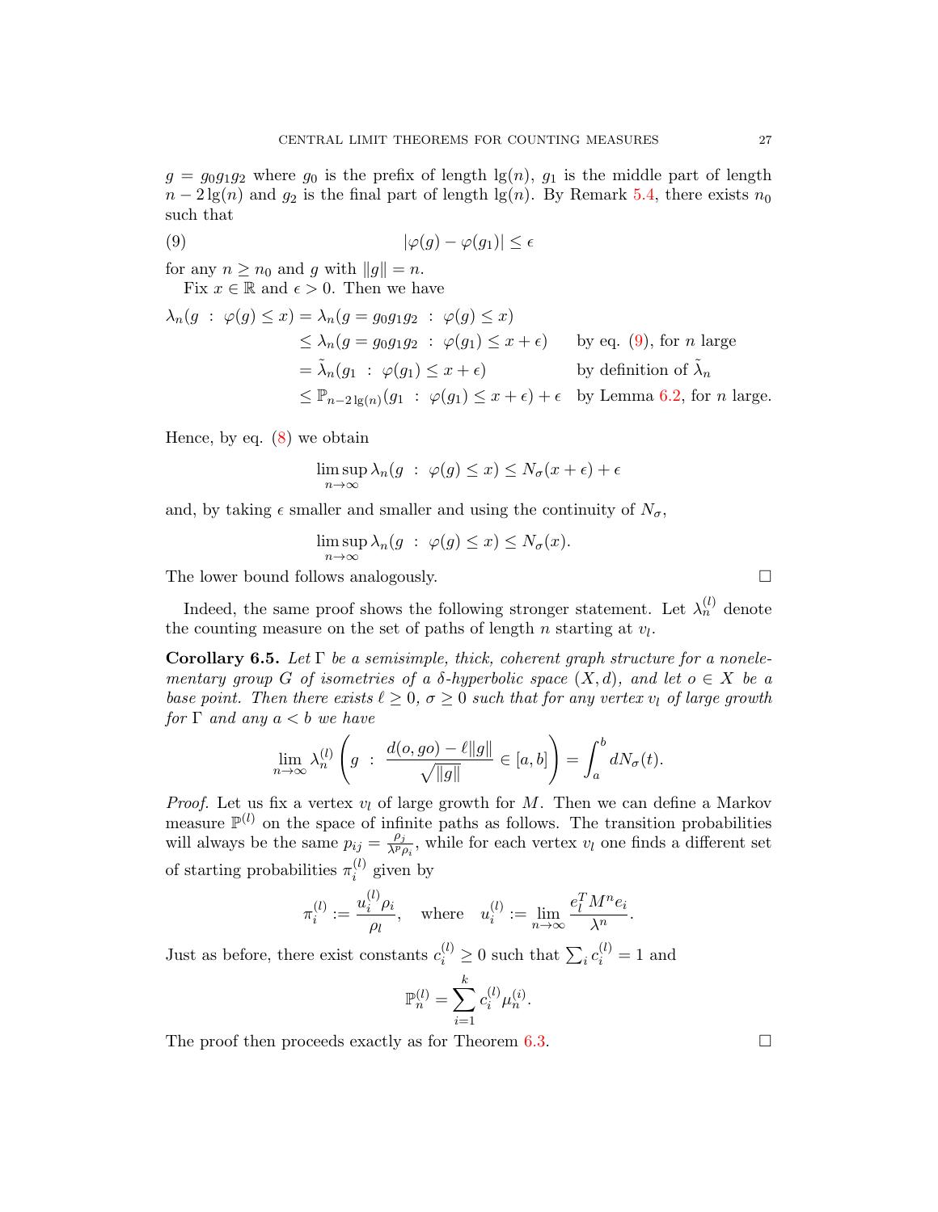$g = g_0 g_1 g_2$ where $g_0$ is the prefix of length $\lg(n)$, $g_1$ is the middle part of length $n - 2\lg(n)$ and $g_2$ is the final part of length $\lg(n)$. By Remark 5.4, there exists $n_0$ such that

$$|\varphi(g) - \varphi(g_1)| \leq \epsilon \tag{9}$$

for any $n \geq n_0$ and $g$ with $\|g\| = n$.

Fix $x \in \mathbb{R}$ and $\epsilon > 0$. Then we have

$$\begin{aligned}
\lambda_n(g \ : \ \varphi(g) \leq x) &= \lambda_n(g = g_0 g_1 g_2 \ : \ \varphi(g) \leq x) \\
&\leq \lambda_n(g = g_0 g_1 g_2 \ : \ \varphi(g_1) \leq x + \epsilon) \qquad \text{by eq. (9), for } n \text{ large} \\
&= \tilde{\lambda}_n(g_1 \ : \ \varphi(g_1) \leq x + \epsilon) \qquad \text{by definition of } \tilde{\lambda}_n \\
&\leq \mathbb{P}_{n - 2\lg(n)}(g_1 \ : \ \varphi(g_1) \leq x + \epsilon) + \epsilon \quad \text{by Lemma 6.2, for } n \text{ large.}
\end{aligned}$$

Hence, by eq. (8) we obtain

$$\limsup_{n \to \infty} \lambda_n(g \ : \ \varphi(g) \leq x) \leq N_\sigma(x + \epsilon) + \epsilon$$

and, by taking $\epsilon$ smaller and smaller and using the continuity of $N_\sigma$,

$$\limsup_{n \to \infty} \lambda_n(g \ : \ \varphi(g) \leq x) \leq N_\sigma(x).$$

The lower bound follows analogously. $\square$

Indeed, the same proof shows the following stronger statement. Let $\lambda_n^{(l)}$ denote the counting measure on the set of paths of length $n$ starting at $v_l$.

**Corollary 6.5.** *Let $\Gamma$ be a semisimple, thick, coherent graph structure for a nonelementary group $G$ of isometries of a $\delta$-hyperbolic space $(X, d)$, and let $o \in X$ be a base point. Then there exists $\ell \geq 0$, $\sigma \geq 0$ such that for any vertex $v_l$ of large growth for $\Gamma$ and any $a < b$ we have*

$$\lim_{n \to \infty} \lambda_n^{(l)} \left( g \ : \ \frac{d(o, go) - \ell\|g\|}{\sqrt{\|g\|}} \in [a, b] \right) = \int_a^b dN_\sigma(t).$$

*Proof.* Let us fix a vertex $v_l$ of large growth for $M$. Then we can define a Markov measure $\mathbb{P}^{(l)}$ on the space of infinite paths as follows. The transition probabilities will always be the same $p_{ij} = \frac{\rho_j}{\lambda^p \rho_i}$, while for each vertex $v_l$ one finds a different set of starting probabilities $\pi_i^{(l)}$ given by

$$\pi_i^{(l)} := \frac{u_i^{(l)} \rho_i}{\rho_l}, \quad \text{where} \quad u_i^{(l)} := \lim_{n \to \infty} \frac{e_l^T M^n e_i}{\lambda^n}.$$

Just as before, there exist constants $c_i^{(l)} \geq 0$ such that $\sum_i c_i^{(l)} = 1$ and

$$\mathbb{P}_n^{(l)} = \sum_{i=1}^k c_i^{(l)} \mu_n^{(i)}.$$

The proof then proceeds exactly as for Theorem 6.3. $\square$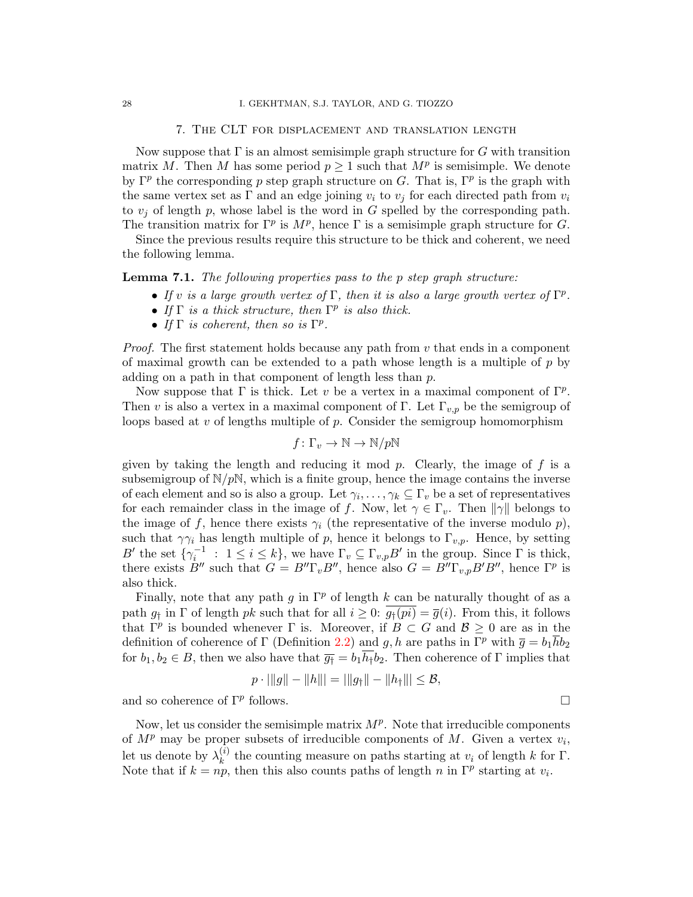## 7. The CLT for displacement and translation length

Now suppose that $\Gamma$ is an almost semisimple graph structure for $G$ with transition matrix $M$. Then $M$ has some period $p \geq 1$ such that $M^p$ is semisimple. We denote by $\Gamma^p$ the corresponding $p$ step graph structure on $G$. That is, $\Gamma^p$ is the graph with the same vertex set as $\Gamma$ and an edge joining $v_i$ to $v_j$ for each directed path from $v_i$ to $v_j$ of length $p$, whose label is the word in $G$ spelled by the corresponding path. The transition matrix for $\Gamma^p$ is $M^p$, hence $\Gamma$ is a semisimple graph structure for $G$.

Since the previous results require this structure to be thick and coherent, we need the following lemma.

**Lemma 7.1.** *The following properties pass to the $p$ step graph structure:*

- *If $v$ is a large growth vertex of $\Gamma$, then it is also a large growth vertex of $\Gamma^p$.*
- *If $\Gamma$ is a thick structure, then $\Gamma^p$ is also thick.*
- *If $\Gamma$ is coherent, then so is $\Gamma^p$.*

*Proof.* The first statement holds because any path from $v$ that ends in a component of maximal growth can be extended to a path whose length is a multiple of $p$ by adding on a path in that component of length less than $p$.

Now suppose that $\Gamma$ is thick. Let $v$ be a vertex in a maximal component of $\Gamma^p$. Then $v$ is also a vertex in a maximal component of $\Gamma$. Let $\Gamma_{v,p}$ be the semigroup of loops based at $v$ of lengths multiple of $p$. Consider the semigroup homomorphism

$$f\colon \Gamma_v \to \mathbb{N} \to \mathbb{N}/p\mathbb{N}$$

given by taking the length and reducing it mod $p$. Clearly, the image of $f$ is a subsemigroup of $\mathbb{N}/p\mathbb{N}$, which is a finite group, hence the image contains the inverse of each element and so is also a group. Let $\gamma_i, \dots, \gamma_k \subseteq \Gamma_v$ be a set of representatives for each remainder class in the image of $f$. Now, let $\gamma \in \Gamma_v$. Then $\|\gamma\|$ belongs to the image of $f$, hence there exists $\gamma_i$ (the representative of the inverse modulo $p$), such that $\gamma\gamma_i$ has length multiple of $p$, hence it belongs to $\Gamma_{v,p}$. Hence, by setting $B'$ the set $\{\gamma_i^{-1} \ : \ 1 \leq i \leq k\}$, we have $\Gamma_v \subseteq \Gamma_{v,p}B'$ in the group. Since $\Gamma$ is thick, there exists $B''$ such that $G = B''\Gamma_v B''$, hence also $G = B''\Gamma_{v,p}B'B''$, hence $\Gamma^p$ is also thick.

Finally, note that any path $g$ in $\Gamma^p$ of length $k$ can be naturally thought of as a path $g_\dagger$ in $\Gamma$ of length $pk$ such that for all $i \geq 0$: $\overline{g_\dagger(pi)} = \overline{g}(i)$. From this, it follows that $\Gamma^p$ is bounded whenever $\Gamma$ is. Moreover, if $B \subset G$ and $\mathcal{B} \geq 0$ are as in the definition of coherence of $\Gamma$ (Definition 2.2) and $g, h$ are paths in $\Gamma^p$ with $\overline{g} = b_1\overline{h}b_2$ for $b_1, b_2 \in B$, then we also have that $\overline{g_\dagger} = b_1\overline{h_\dagger}b_2$. Then coherence of $\Gamma$ implies that

$$p \cdot |\|g\| - \|h\|| = |\|g_\dagger\| - \|h_\dagger\|| \leq \mathcal{B},$$

and so coherence of $\Gamma^p$ follows. $\square$

Now, let us consider the semisimple matrix $M^p$. Note that irreducible components of $M^p$ may be proper subsets of irreducible components of $M$. Given a vertex $v_i$, let us denote by $\lambda_k^{(i)}$ the counting measure on paths starting at $v_i$ of length $k$ for $\Gamma$. Note that if $k = np$, then this also counts paths of length $n$ in $\Gamma^p$ starting at $v_i$.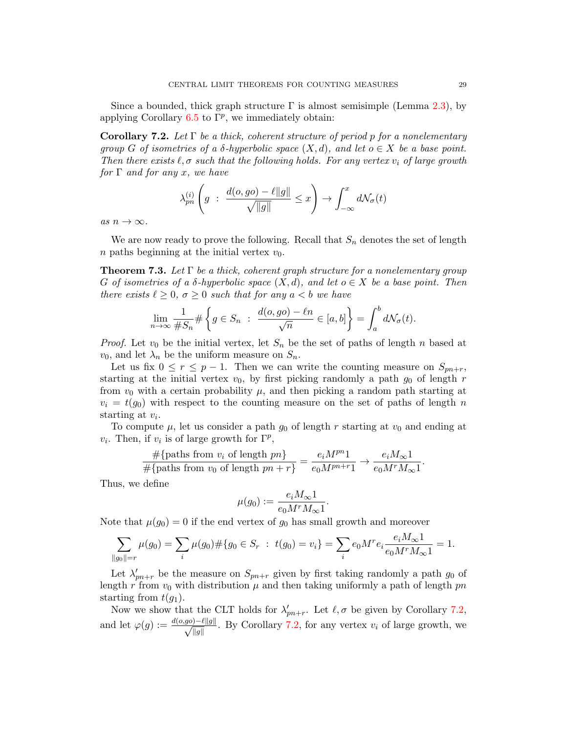Since a bounded, thick graph structure $\Gamma$ is almost semisimple (Lemma 2.3), by applying Corollary 6.5 to $\Gamma^p$, we immediately obtain:

**Corollary 7.2.** *Let $\Gamma$ be a thick, coherent structure of period $p$ for a nonelementary group $G$ of isometries of a $\delta$-hyperbolic space $(X, d)$, and let $o \in X$ be a base point. Then there exists $\ell, \sigma$ such that the following holds. For any vertex $v_i$ of large growth for $\Gamma$ and for any $x$, we have*

$$\lambda_{pn}^{(i)}\left(g \ : \ \frac{d(o, go) - \ell\|g\|}{\sqrt{\|g\|}} \leq x\right) \to \int_{-\infty}^{x} d\mathcal{N}_\sigma(t)$$

*as $n \to \infty$.*

We are now ready to prove the following. Recall that $S_n$ denotes the set of length $n$ paths beginning at the initial vertex $v_0$.

**Theorem 7.3.** *Let $\Gamma$ be a thick, coherent graph structure for a nonelementary group $G$ of isometries of a $\delta$-hyperbolic space $(X, d)$, and let $o \in X$ be a base point. Then there exists $\ell \geq 0$, $\sigma \geq 0$ such that for any $a < b$ we have*

$$\lim_{n\to\infty} \frac{1}{\#S_n} \# \left\{ g \in S_n \ : \ \frac{d(o, go) - \ell n}{\sqrt{n}} \in [a, b] \right\} = \int_a^b d\mathcal{N}_\sigma(t).$$

*Proof.* Let $v_0$ be the initial vertex, let $S_n$ be the set of paths of length $n$ based at $v_0$, and let $\lambda_n$ be the uniform measure on $S_n$.

Let us fix $0 \leq r \leq p - 1$. Then we can write the counting measure on $S_{pn+r}$, starting at the initial vertex $v_0$, by first picking randomly a path $g_0$ of length $r$ from $v_0$ with a certain probability $\mu$, and then picking a random path starting at $v_i = t(g_0)$ with respect to the counting measure on the set of paths of length $n$ starting at $v_i$.

To compute $\mu$, let us consider a path $g_0$ of length $r$ starting at $v_0$ and ending at $v_i$. Then, if $v_i$ is of large growth for $\Gamma^p$,

$$\frac{\#\{\text{paths from } v_i \text{ of length } pn\}}{\#\{\text{paths from } v_0 \text{ of length } pn + r\}} = \frac{e_i M^{pn} 1}{e_0 M^{pn+r} 1} \to \frac{e_i M_\infty 1}{e_0 M^r M_\infty 1}.$$

Thus, we define

$$\mu(g_0) := \frac{e_i M_\infty 1}{e_0 M^r M_\infty 1}.$$

Note that $\mu(g_0) = 0$ if the end vertex of $g_0$ has small growth and moreover

$$\sum_{\|g_0\|=r} \mu(g_0) = \sum_i \mu(g_0) \#\{g_0 \in S_r \ : \ t(g_0) = v_i\} = \sum_i e_0 M^r e_i \frac{e_i M_\infty 1}{e_0 M^r M_\infty 1} = 1.$$

Let $\lambda'_{pn+r}$ be the measure on $S_{pn+r}$ given by first taking randomly a path $g_0$ of length $r$ from $v_0$ with distribution $\mu$ and then taking uniformly a path of length $pn$ starting from $t(g_1)$.

Now we show that the CLT holds for $\lambda'_{pn+r}$. Let $\ell, \sigma$ be given by Corollary 7.2, and let $\varphi(g) := \frac{d(o,go) - \ell\|g\|}{\sqrt{\|g\|}}$. By Corollary 7.2, for any vertex $v_i$ of large growth, we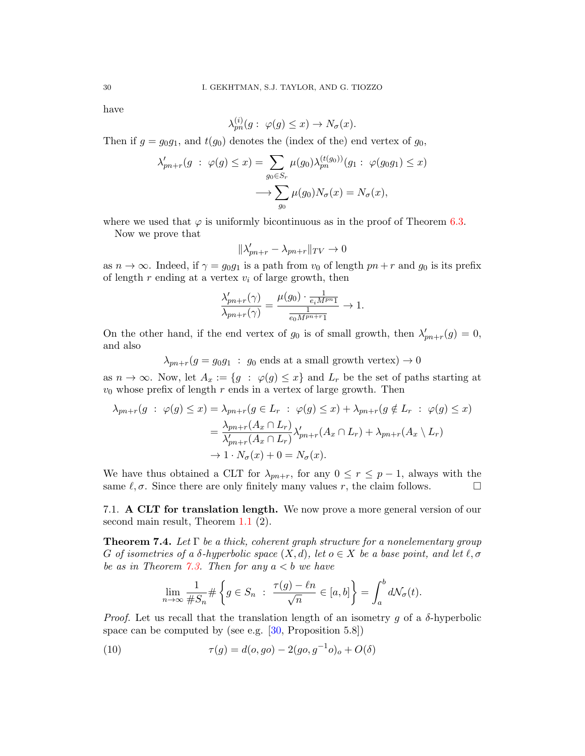have

$$\lambda_{pn}^{(i)}(g: \ \varphi(g) \le x) \to N_\sigma(x).$$

Then if $g = g_0 g_1$, and $t(g_0)$ denotes the (index of the) end vertex of $g_0$,

$$\begin{aligned}\lambda'_{pn+r}(g \ : \ \varphi(g) \le x) &= \sum_{g_0 \in S_r} \mu(g_0) \lambda_{pn}^{(t(g_0))}(g_1 : \ \varphi(g_0 g_1) \le x) \\ &\longrightarrow \sum_{g_0} \mu(g_0) N_\sigma(x) = N_\sigma(x),\end{aligned}$$

where we used that $\varphi$ is uniformly bicontinuous as in the proof of Theorem 6.3.

Now we prove that

$$\|\lambda'_{pn+r} - \lambda_{pn+r}\|_{TV} \to 0$$

as $n \to \infty$. Indeed, if $\gamma = g_0 g_1$ is a path from $v_0$ of length $pn + r$ and $g_0$ is its prefix of length $r$ ending at a vertex $v_i$ of large growth, then

$$\frac{\lambda'_{pn+r}(\gamma)}{\lambda_{pn+r}(\gamma)} = \frac{\mu(g_0) \cdot \frac{1}{e_i M^{pn} \mathbf{1}}}{\frac{1}{e_0 M^{pn+r} \mathbf{1}}} \to 1.$$

On the other hand, if the end vertex of $g_0$ is of small growth, then $\lambda'_{pn+r}(g) = 0$, and also

$$\lambda_{pn+r}(g = g_0 g_1 \ : \ g_0 \text{ ends at a small growth vertex}) \to 0$$

as $n \to \infty$. Now, let $A_x := \{g \ : \ \varphi(g) \le x\}$ and $L_r$ be the set of paths starting at $v_0$ whose prefix of length $r$ ends in a vertex of large growth. Then

$$\begin{aligned}\lambda_{pn+r}(g \ : \ \varphi(g) \le x) &= \lambda_{pn+r}(g \in L_r \ : \ \varphi(g) \le x) + \lambda_{pn+r}(g \notin L_r \ : \ \varphi(g) \le x) \\ &= \frac{\lambda_{pn+r}(A_x \cap L_r)}{\lambda'_{pn+r}(A_x \cap L_r)} \lambda'_{pn+r}(A_x \cap L_r) + \lambda_{pn+r}(A_x \setminus L_r) \\ &\to 1 \cdot N_\sigma(x) + 0 = N_\sigma(x).\end{aligned}$$

We have thus obtained a CLT for $\lambda_{pn+r}$, for any $0 \le r \le p-1$, always with the same $\ell, \sigma$. Since there are only finitely many values $r$, the claim follows. □

## 7.1. **A CLT for translation length.**

We now prove a more general version of our second main result, Theorem 1.1 (2).

**Theorem 7.4.** *Let $\Gamma$ be a thick, coherent graph structure for a nonelementary group $G$ of isometries of a $\delta$-hyperbolic space $(X, d)$, let $o \in X$ be a base point, and let $\ell, \sigma$ be as in Theorem 7.3. Then for any $a < b$ we have*

$$\lim_{n \to \infty} \frac{1}{\# S_n} \# \left\{ g \in S_n \ : \ \frac{\tau(g) - \ell n}{\sqrt{n}} \in [a, b] \right\} = \int_a^b d\mathcal{N}_\sigma(t).$$

*Proof.* Let us recall that the translation length of an isometry $g$ of a $\delta$-hyperbolic space can be computed by (see e.g. [30, Proposition 5.8])

$$\tau(g) = d(o, go) - 2(go, g^{-1}o)_o + O(\delta) \tag{10}$$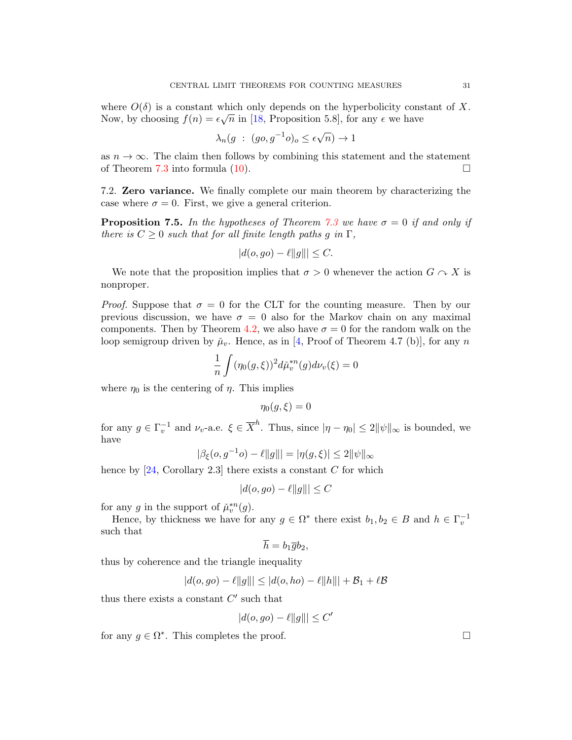where $O(\delta)$ is a constant which only depends on the hyperbolicity constant of $X$. Now, by choosing $f(n) = \epsilon\sqrt{n}$ in [18, Proposition 5.8], for any $\epsilon$ we have

$$\lambda_n(g \ : \ (go, g^{-1}o)_o \leq \epsilon\sqrt{n}) \to 1$$

as $n \to \infty$. The claim then follows by combining this statement and the statement of Theorem 7.3 into formula (10). $\square$

7.2. **Zero variance.** We finally complete our main theorem by characterizing the case where $\sigma = 0$. First, we give a general criterion.

**Proposition 7.5.** *In the hypotheses of Theorem 7.3 we have $\sigma = 0$ if and only if there is $C \geq 0$ such that for all finite length paths $g$ in $\Gamma$,*

$$|d(o, go) - \ell\|g\|| \leq C.$$

We note that the proposition implies that $\sigma > 0$ whenever the action $G \curvearrowright X$ is nonproper.

*Proof.* Suppose that $\sigma = 0$ for the CLT for the counting measure. Then by our previous discussion, we have $\sigma = 0$ also for the Markov chain on any maximal components. Then by Theorem 4.2, we also have $\sigma = 0$ for the random walk on the loop semigroup driven by $\check{\mu}_v$. Hence, as in [4, Proof of Theorem 4.7 (b)], for any $n$

$$\frac{1}{n}\int (\eta_0(g,\xi))^2 d\check{\mu}_v^{*n}(g) d\nu_v(\xi) = 0$$

where $\eta_0$ is the centering of $\eta$. This implies

$$\eta_0(g, \xi) = 0$$

for any $g \in \Gamma_v^{-1}$ and $\nu_v$-a.e. $\xi \in \overline{X}^h$. Thus, since $|\eta - \eta_0| \leq 2\|\psi\|_\infty$ is bounded, we have

$$|\beta_\xi(o, g^{-1}o) - \ell\|g\|| = |\eta(g, \xi)| \leq 2\|\psi\|_\infty$$

hence by [24, Corollary 2.3] there exists a constant $C$ for which

$$|d(o, go) - \ell\|g\|| \leq C$$

for any $g$ in the support of $\check{\mu}_v^{*n}(g)$.

Hence, by thickness we have for any $g \in \Omega^*$ there exist $b_1, b_2 \in B$ and $h \in \Gamma_v^{-1}$ such that

$$\overline{h} = b_1 \overline{g} b_2,$$

thus by coherence and the triangle inequality

$$|d(o, go) - \ell\|g\|| \leq |d(o, ho) - \ell\|h\|| + \mathcal{B}_1 + \ell\mathcal{B}$$

thus there exists a constant $C'$ such that

$$|d(o, go) - \ell\|g\|| \leq C'$$

for any $g \in \Omega^*$. This completes the proof. $\square$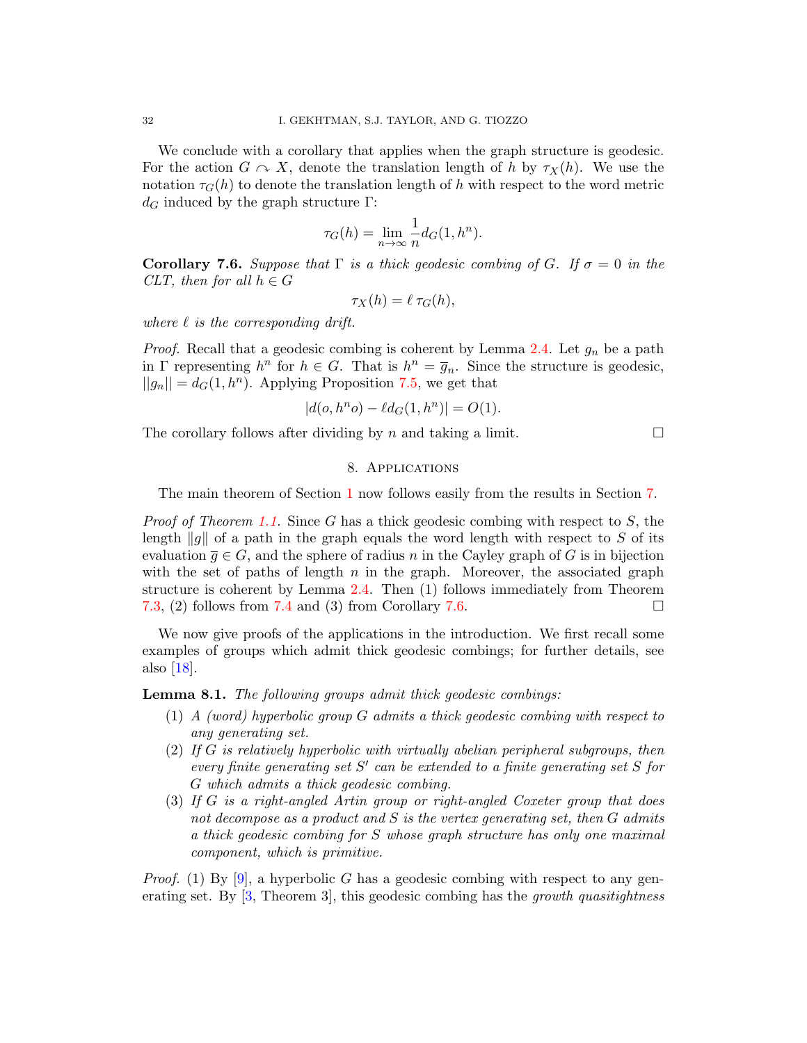We conclude with a corollary that applies when the graph structure is geodesic. For the action $G \curvearrowright X$, denote the translation length of $h$ by $\tau_X(h)$. We use the notation $\tau_G(h)$ to denote the translation length of $h$ with respect to the word metric $d_G$ induced by the graph structure $\Gamma$:

$$\tau_G(h) = \lim_{n\to\infty} \frac{1}{n} d_G(1, h^n).$$

**Corollary 7.6.** *Suppose that $\Gamma$ is a thick geodesic combing of $G$. If $\sigma = 0$ in the CLT, then for all $h \in G$*

$$\tau_X(h) = \ell\, \tau_G(h),$$

*where $\ell$ is the corresponding drift.*

*Proof.* Recall that a geodesic combing is coherent by Lemma 2.4. Let $g_n$ be a path in $\Gamma$ representing $h^n$ for $h \in G$. That is $h^n = \overline{g}_n$. Since the structure is geodesic, $||g_n|| = d_G(1, h^n)$. Applying Proposition 7.5, we get that

$$|d(o, h^n o) - \ell d_G(1, h^n)| = O(1).$$

The corollary follows after dividing by $n$ and taking a limit. □

## 8. Applications

The main theorem of Section 1 now follows easily from the results in Section 7.

*Proof of Theorem 1.1.* Since $G$ has a thick geodesic combing with respect to $S$, the length $\|g\|$ of a path in the graph equals the word length with respect to $S$ of its evaluation $\overline{g} \in G$, and the sphere of radius $n$ in the Cayley graph of $G$ is in bijection with the set of paths of length $n$ in the graph. Moreover, the associated graph structure is coherent by Lemma 2.4. Then (1) follows immediately from Theorem 7.3, (2) follows from 7.4 and (3) from Corollary 7.6. □

We now give proofs of the applications in the introduction. We first recall some examples of groups which admit thick geodesic combings; for further details, see also [18].

**Lemma 8.1.** *The following groups admit thick geodesic combings:*

1. *A (word) hyperbolic group $G$ admits a thick geodesic combing with respect to any generating set.*
2. *If $G$ is relatively hyperbolic with virtually abelian peripheral subgroups, then every finite generating set $S'$ can be extended to a finite generating set $S$ for $G$ which admits a thick geodesic combing.*
3. *If $G$ is a right-angled Artin group or right-angled Coxeter group that does not decompose as a product and $S$ is the vertex generating set, then $G$ admits a thick geodesic combing for $S$ whose graph structure has only one maximal component, which is primitive.*

*Proof.* (1) By [9], a hyperbolic $G$ has a geodesic combing with respect to any generating set. By [3, Theorem 3], this geodesic combing has the *growth quasitightness*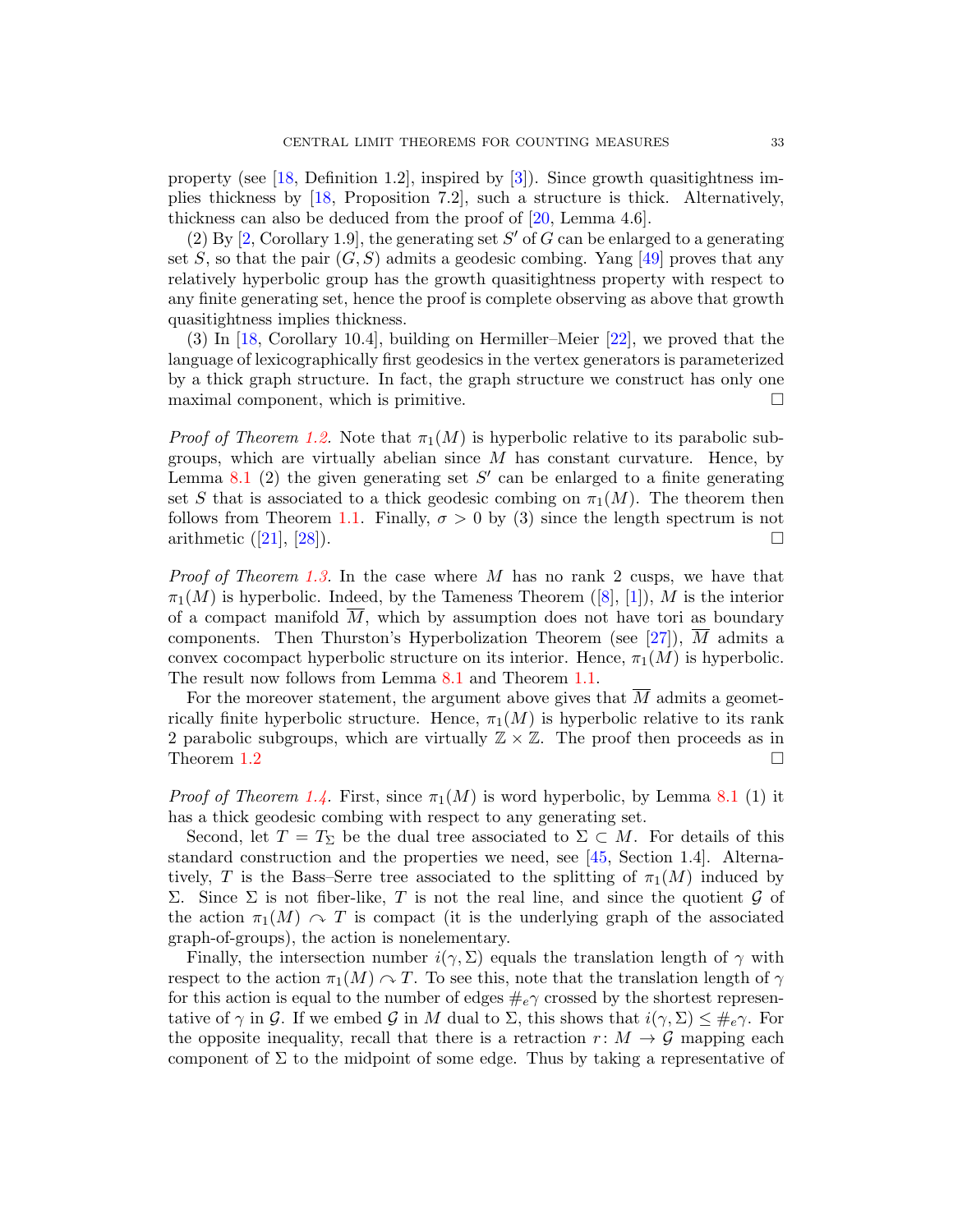property (see [18, Definition 1.2], inspired by [3]). Since growth quasitightness implies thickness by [18, Proposition 7.2], such a structure is thick. Alternatively, thickness can also be deduced from the proof of [20, Lemma 4.6].

(2) By [2, Corollary 1.9], the generating set $S'$ of $G$ can be enlarged to a generating set $S$, so that the pair $(G, S)$ admits a geodesic combing. Yang [49] proves that any relatively hyperbolic group has the growth quasitightness property with respect to any finite generating set, hence the proof is complete observing as above that growth quasitightness implies thickness.

(3) In [18, Corollary 10.4], building on Hermiller–Meier [22], we proved that the language of lexicographically first geodesics in the vertex generators is parameterized by a thick graph structure. In fact, the graph structure we construct has only one maximal component, which is primitive. □

*Proof of Theorem 1.2.* Note that $\pi_1(M)$ is hyperbolic relative to its parabolic subgroups, which are virtually abelian since $M$ has constant curvature. Hence, by Lemma 8.1 (2) the given generating set $S'$ can be enlarged to a finite generating set $S$ that is associated to a thick geodesic combing on $\pi_1(M)$. The theorem then follows from Theorem 1.1. Finally, $\sigma > 0$ by (3) since the length spectrum is not arithmetic ([21], [28]). □

*Proof of Theorem 1.3.* In the case where $M$ has no rank 2 cusps, we have that $\pi_1(M)$ is hyperbolic. Indeed, by the Tameness Theorem ([8], [1]), $M$ is the interior of a compact manifold $\overline{M}$, which by assumption does not have tori as boundary components. Then Thurston's Hyperbolization Theorem (see [27]), $\overline{M}$ admits a convex cocompact hyperbolic structure on its interior. Hence, $\pi_1(M)$ is hyperbolic. The result now follows from Lemma 8.1 and Theorem 1.1.

For the moreover statement, the argument above gives that $\overline{M}$ admits a geometrically finite hyperbolic structure. Hence, $\pi_1(M)$ is hyperbolic relative to its rank 2 parabolic subgroups, which are virtually $\mathbb{Z} \times \mathbb{Z}$. The proof then proceeds as in Theorem 1.2 □

*Proof of Theorem 1.4.* First, since $\pi_1(M)$ is word hyperbolic, by Lemma 8.1 (1) it has a thick geodesic combing with respect to any generating set.

Second, let $T = T_\Sigma$ be the dual tree associated to $\Sigma \subset M$. For details of this standard construction and the properties we need, see [45, Section 1.4]. Alternatively, $T$ is the Bass–Serre tree associated to the splitting of $\pi_1(M)$ induced by $\Sigma$. Since $\Sigma$ is not fiber-like, $T$ is not the real line, and since the quotient $\mathcal{G}$ of the action $\pi_1(M) \curvearrowright T$ is compact (it is the underlying graph of the associated graph-of-groups), the action is nonelementary.

Finally, the intersection number $i(\gamma, \Sigma)$ equals the translation length of $\gamma$ with respect to the action $\pi_1(M) \curvearrowright T$. To see this, note that the translation length of $\gamma$ for this action is equal to the number of edges $\#_e\gamma$ crossed by the shortest representative of $\gamma$ in $\mathcal{G}$. If we embed $\mathcal{G}$ in $M$ dual to $\Sigma$, this shows that $i(\gamma, \Sigma) \leq \#_e\gamma$. For the opposite inequality, recall that there is a retraction $r \colon M \to \mathcal{G}$ mapping each component of $\Sigma$ to the midpoint of some edge. Thus by taking a representative of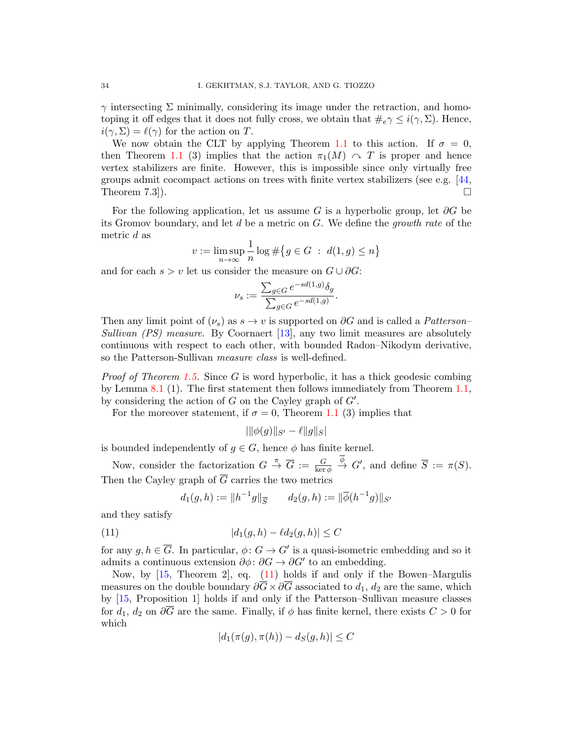$\gamma$ intersecting $\Sigma$ minimally, considering its image under the retraction, and homotoping it off edges that it does not fully cross, we obtain that $\#_e\gamma \leq i(\gamma, \Sigma)$. Hence, $i(\gamma, \Sigma) = \ell(\gamma)$ for the action on $T$.

We now obtain the CLT by applying Theorem 1.1 to this action. If $\sigma = 0$, then Theorem 1.1 (3) implies that the action $\pi_1(M) \curvearrowright T$ is proper and hence vertex stabilizers are finite. However, this is impossible since only virtually free groups admit cocompact actions on trees with finite vertex stabilizers (see e.g. [44, Theorem 7.3]). $\square$

For the following application, let us assume $G$ is a hyperbolic group, let $\partial G$ be its Gromov boundary, and let $d$ be a metric on $G$. We define the *growth rate* of the metric $d$ as

$$v := \limsup_{n\to\infty} \frac{1}{n} \log \#\{g \in G \ : \ d(1,g) \leq n\}$$

and for each $s > v$ let us consider the measure on $G \cup \partial G$:

$$\nu_s := \frac{\sum_{g\in G} e^{-sd(1,g)}\delta_g}{\sum_{g\in G} e^{-sd(1,g)}}.$$

Then any limit point of $(\nu_s)$ as $s \to v$ is supported on $\partial G$ and is called a *Patterson–Sullivan (PS) measure*. By Coornaert [13], any two limit measures are absolutely continuous with respect to each other, with bounded Radon–Nikodym derivative, so the Patterson-Sullivan *measure class* is well-defined.

*Proof of Theorem 1.5.* Since $G$ is word hyperbolic, it has a thick geodesic combing by Lemma 8.1 (1). The first statement then follows immediately from Theorem 1.1, by considering the action of $G$ on the Cayley graph of $G'$.

For the moreover statement, if $\sigma = 0$, Theorem 1.1 (3) implies that

$$|\|\phi(g)\|_{S'} - \ell\|g\|_S|$$

is bounded independently of $g \in G$, hence $\phi$ has finite kernel.

Now, consider the factorization $G \overset{\pi}{\to} \overline{G} := \frac{G}{\ker\phi} \overset{\overline{\phi}}{\to} G'$, and define $\overline{S} := \pi(S)$. Then the Cayley graph of $\overline{G}$ carries the two metrics

$$d_1(g,h) := \|h^{-1}g\|_{\overline{S}} \qquad d_2(g,h) := \|\overline{\phi}(h^{-1}g)\|_{S'}$$

and they satisfy

$$|d_1(g,h) - \ell d_2(g,h)| \leq C \tag{11}$$

for any $g, h \in \overline{G}$. In particular, $\phi \colon G \to G'$ is a quasi-isometric embedding and so it admits a continuous extension $\partial\phi \colon \partial G \to \partial G'$ to an embedding.

Now, by [15, Theorem 2], eq. (11) holds if and only if the Bowen–Margulis measures on the double boundary $\partial\overline{G} \times \partial\overline{G}$ associated to $d_1$, $d_2$ are the same, which by [15, Proposition 1] holds if and only if the Patterson–Sullivan measure classes for $d_1$, $d_2$ on $\partial\overline{G}$ are the same. Finally, if $\phi$ has finite kernel, there exists $C > 0$ for which

$$|d_1(\pi(g), \pi(h)) - d_S(g,h)| \leq C$$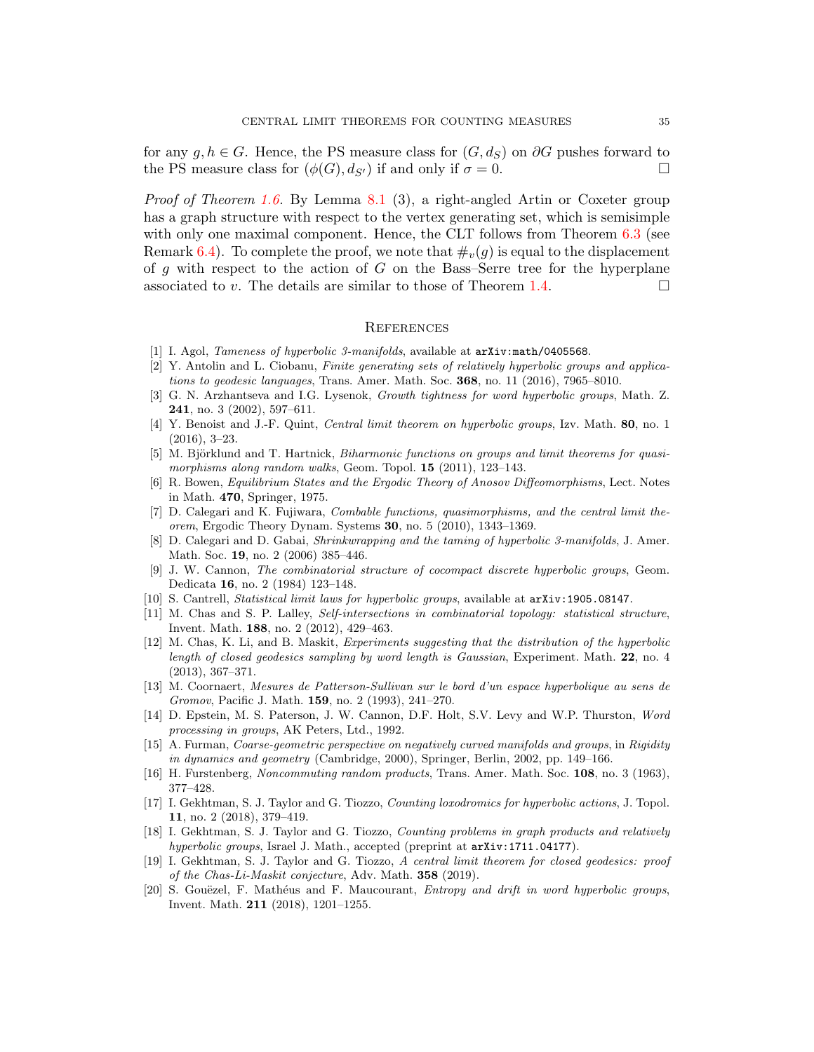for any $g, h \in G$. Hence, the PS measure class for $(G, d_S)$ on $\partial G$ pushes forward to the PS measure class for $(\phi(G), d_{S'})$ if and only if $\sigma = 0$. □

*Proof of Theorem 1.6.* By Lemma 8.1 (3), a right-angled Artin or Coxeter group has a graph structure with respect to the vertex generating set, which is semisimple with only one maximal component. Hence, the CLT follows from Theorem 6.3 (see Remark 6.4). To complete the proof, we note that $\#_v(g)$ is equal to the displacement of $g$ with respect to the action of $G$ on the Bass–Serre tree for the hyperplane associated to $v$. The details are similar to those of Theorem 1.4. □

## References

[1] I. Agol, *Tameness of hyperbolic 3-manifolds*, available at `arXiv:math/0405568`.

[2] Y. Antolin and L. Ciobanu, *Finite generating sets of relatively hyperbolic groups and applications to geodesic languages*, Trans. Amer. Math. Soc. **368**, no. 11 (2016), 7965–8010.

[3] G. N. Arzhantseva and I.G. Lysenok, *Growth tightness for word hyperbolic groups*, Math. Z. **241**, no. 3 (2002), 597–611.

[4] Y. Benoist and J.-F. Quint, *Central limit theorem on hyperbolic groups*, Izv. Math. **80**, no. 1 (2016), 3–23.

[5] M. Björklund and T. Hartnick, *Biharmonic functions on groups and limit theorems for quasimorphisms along random walks*, Geom. Topol. **15** (2011), 123–143.

[6] R. Bowen, *Equilibrium States and the Ergodic Theory of Anosov Diffeomorphisms*, Lect. Notes in Math. **470**, Springer, 1975.

[7] D. Calegari and K. Fujiwara, *Combable functions, quasimorphisms, and the central limit theorem*, Ergodic Theory Dynam. Systems **30**, no. 5 (2010), 1343–1369.

[8] D. Calegari and D. Gabai, *Shrinkwrapping and the taming of hyperbolic 3-manifolds*, J. Amer. Math. Soc. **19**, no. 2 (2006) 385–446.

[9] J. W. Cannon, *The combinatorial structure of cocompact discrete hyperbolic groups*, Geom. Dedicata **16**, no. 2 (1984) 123–148.

[10] S. Cantrell, *Statistical limit laws for hyperbolic groups*, available at `arXiv:1905.08147`.

[11] M. Chas and S. P. Lalley, *Self-intersections in combinatorial topology: statistical structure*, Invent. Math. **188**, no. 2 (2012), 429–463.

[12] M. Chas, K. Li, and B. Maskit, *Experiments suggesting that the distribution of the hyperbolic length of closed geodesics sampling by word length is Gaussian*, Experiment. Math. **22**, no. 4 (2013), 367–371.

[13] M. Coornaert, *Mesures de Patterson-Sullivan sur le bord d'un espace hyperbolique au sens de Gromov*, Pacific J. Math. **159**, no. 2 (1993), 241–270.

[14] D. Epstein, M. S. Paterson, J. W. Cannon, D.F. Holt, S.V. Levy and W.P. Thurston, *Word processing in groups*, AK Peters, Ltd., 1992.

[15] A. Furman, *Coarse-geometric perspective on negatively curved manifolds and groups*, in *Rigidity in dynamics and geometry* (Cambridge, 2000), Springer, Berlin, 2002, pp. 149–166.

[16] H. Furstenberg, *Noncommuting random products*, Trans. Amer. Math. Soc. **108**, no. 3 (1963), 377–428.

[17] I. Gekhtman, S. J. Taylor and G. Tiozzo, *Counting loxodromics for hyperbolic actions*, J. Topol. **11**, no. 2 (2018), 379–419.

[18] I. Gekhtman, S. J. Taylor and G. Tiozzo, *Counting problems in graph products and relatively hyperbolic groups*, Israel J. Math., accepted (preprint at `arXiv:1711.04177`).

[19] I. Gekhtman, S. J. Taylor and G. Tiozzo, *A central limit theorem for closed geodesics: proof of the Chas-Li-Maskit conjecture*, Adv. Math. **358** (2019).

[20] S. Gouëzel, F. Mathéus and F. Maucourant, *Entropy and drift in word hyperbolic groups*, Invent. Math. **211** (2018), 1201–1255.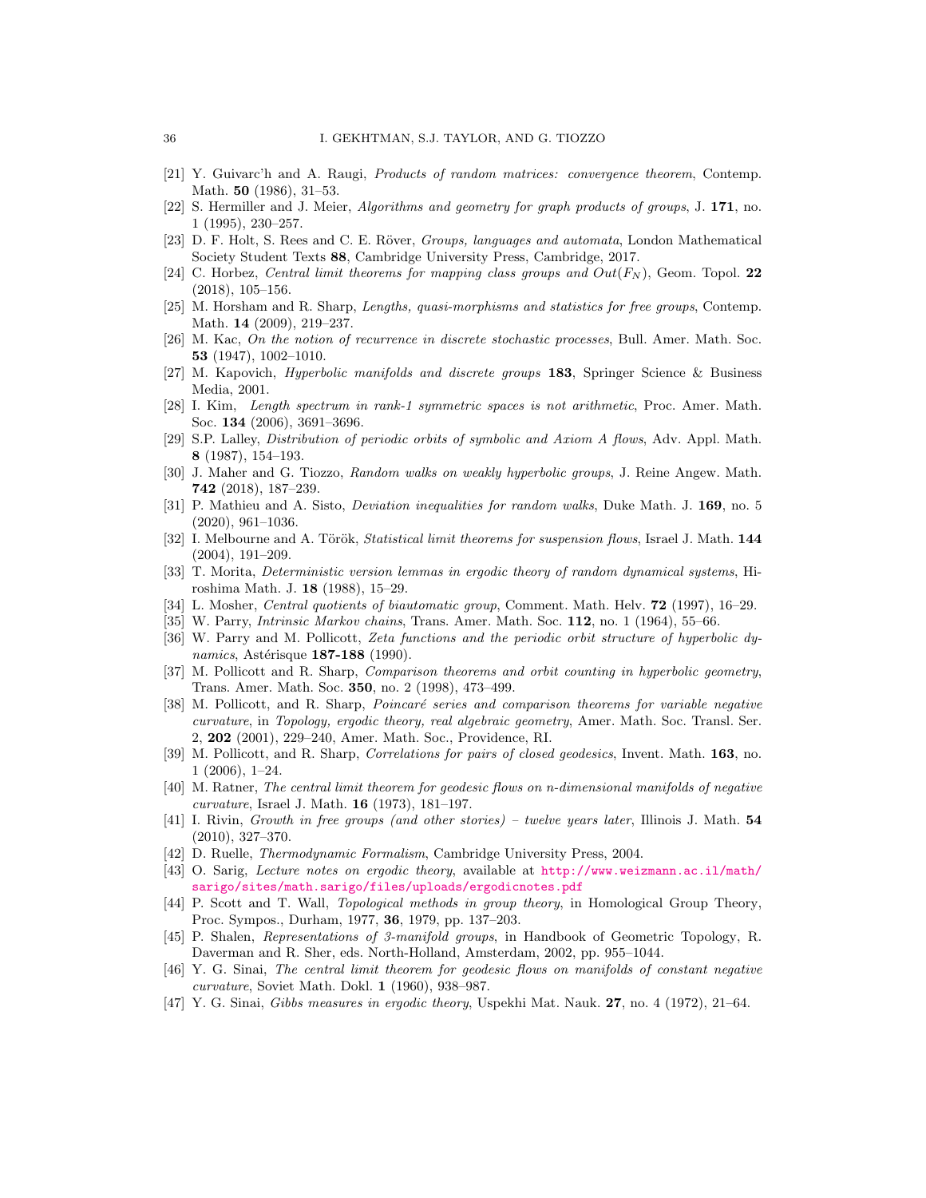[21] Y. Guivarc'h and A. Raugi, *Products of random matrices: convergence theorem*, Contemp. Math. **50** (1986), 31–53.

[22] S. Hermiller and J. Meier, *Algorithms and geometry for graph products of groups*, J. **171**, no. 1 (1995), 230–257.

[23] D. F. Holt, S. Rees and C. E. Röver, *Groups, languages and automata*, London Mathematical Society Student Texts **88**, Cambridge University Press, Cambridge, 2017.

[24] C. Horbez, *Central limit theorems for mapping class groups and $Out(F_N)$*, Geom. Topol. **22** (2018), 105–156.

[25] M. Horsham and R. Sharp, *Lengths, quasi-morphisms and statistics for free groups*, Contemp. Math. **14** (2009), 219–237.

[26] M. Kac, *On the notion of recurrence in discrete stochastic processes*, Bull. Amer. Math. Soc. **53** (1947), 1002–1010.

[27] M. Kapovich, *Hyperbolic manifolds and discrete groups* **183**, Springer Science & Business Media, 2001.

[28] I. Kim, *Length spectrum in rank-1 symmetric spaces is not arithmetic*, Proc. Amer. Math. Soc. **134** (2006), 3691–3696.

[29] S.P. Lalley, *Distribution of periodic orbits of symbolic and Axiom A flows*, Adv. Appl. Math. **8** (1987), 154–193.

[30] J. Maher and G. Tiozzo, *Random walks on weakly hyperbolic groups*, J. Reine Angew. Math. **742** (2018), 187–239.

[31] P. Mathieu and A. Sisto, *Deviation inequalities for random walks*, Duke Math. J. **169**, no. 5 (2020), 961–1036.

[32] I. Melbourne and A. Török, *Statistical limit theorems for suspension flows*, Israel J. Math. **144** (2004), 191–209.

[33] T. Morita, *Deterministic version lemmas in ergodic theory of random dynamical systems*, Hiroshima Math. J. **18** (1988), 15–29.

[34] L. Mosher, *Central quotients of biautomatic group*, Comment. Math. Helv. **72** (1997), 16–29.

[35] W. Parry, *Intrinsic Markov chains*, Trans. Amer. Math. Soc. **112**, no. 1 (1964), 55–66.

[36] W. Parry and M. Pollicott, *Zeta functions and the periodic orbit structure of hyperbolic dynamics*, Astérisque **187-188** (1990).

[37] M. Pollicott and R. Sharp, *Comparison theorems and orbit counting in hyperbolic geometry*, Trans. Amer. Math. Soc. **350**, no. 2 (1998), 473–499.

[38] M. Pollicott, and R. Sharp, *Poincaré series and comparison theorems for variable negative curvature*, in *Topology, ergodic theory, real algebraic geometry*, Amer. Math. Soc. Transl. Ser. 2, **202** (2001), 229–240, Amer. Math. Soc., Providence, RI.

[39] M. Pollicott, and R. Sharp, *Correlations for pairs of closed geodesics*, Invent. Math. **163**, no. 1 (2006), 1–24.

[40] M. Ratner, *The central limit theorem for geodesic flows on n-dimensional manifolds of negative curvature*, Israel J. Math. **16** (1973), 181–197.

[41] I. Rivin, *Growth in free groups (and other stories) – twelve years later*, Illinois J. Math. **54** (2010), 327–370.

[42] D. Ruelle, *Thermodynamic Formalism*, Cambridge University Press, 2004.

[43] O. Sarig, *Lecture notes on ergodic theory*, available at http://www.weizmann.ac.il/math/sarigo/sites/math.sarigo/files/uploads/ergodicnotes.pdf

[44] P. Scott and T. Wall, *Topological methods in group theory*, in Homological Group Theory, Proc. Sympos., Durham, 1977, **36**, 1979, pp. 137–203.

[45] P. Shalen, *Representations of 3-manifold groups*, in Handbook of Geometric Topology, R. Daverman and R. Sher, eds. North-Holland, Amsterdam, 2002, pp. 955–1044.

[46] Y. G. Sinai, *The central limit theorem for geodesic flows on manifolds of constant negative curvature*, Soviet Math. Dokl. **1** (1960), 938–987.

[47] Y. G. Sinai, *Gibbs measures in ergodic theory*, Uspekhi Mat. Nauk. **27**, no. 4 (1972), 21–64.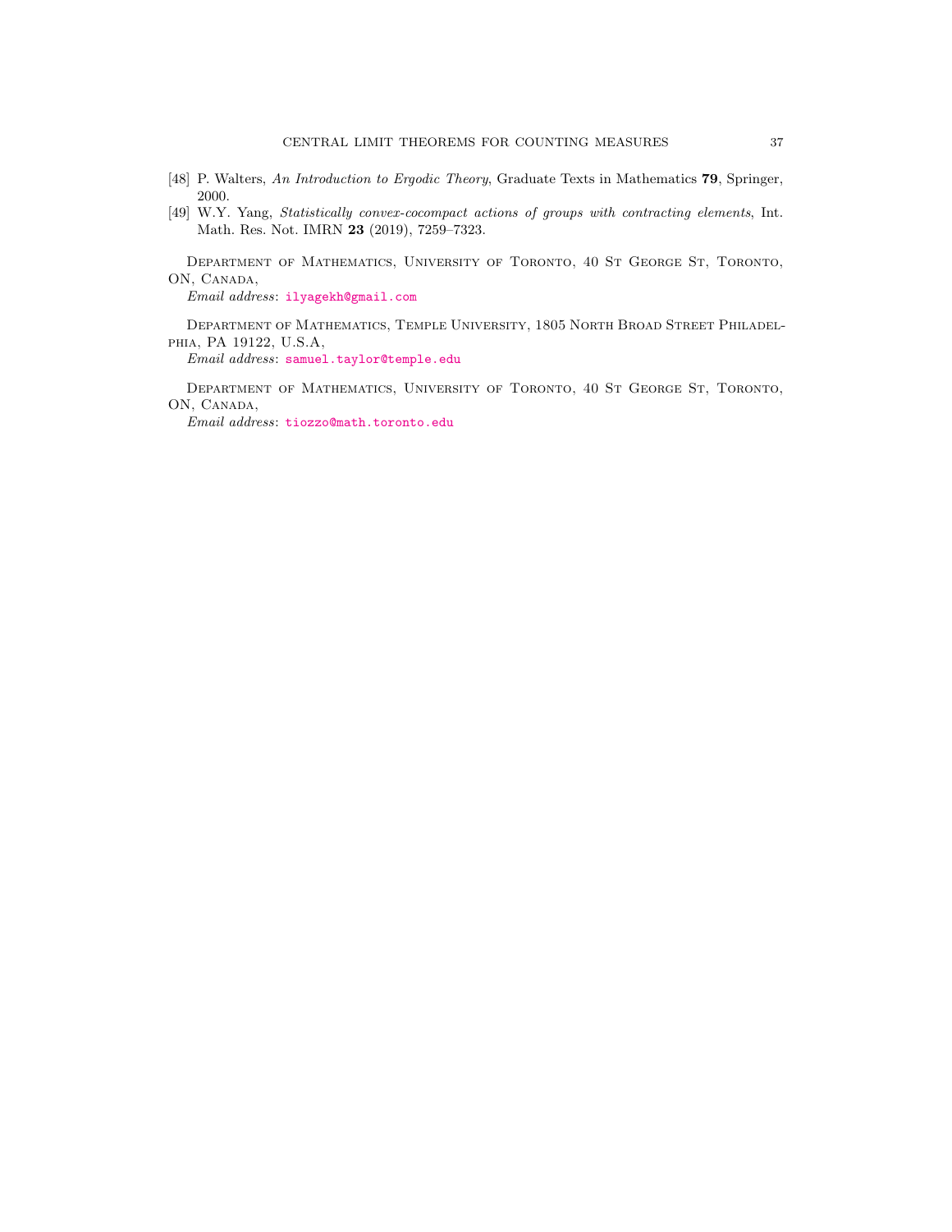[48] P. Walters, *An Introduction to Ergodic Theory*, Graduate Texts in Mathematics **79**, Springer, 2000.

[49] W.Y. Yang, *Statistically convex-cocompact actions of groups with contracting elements*, Int. Math. Res. Not. IMRN **23** (2019), 7259–7323.

Department of Mathematics, University of Toronto, 40 St George St, Toronto, ON, Canada,

*Email address*: ilyagekh@gmail.com

Department of Mathematics, Temple University, 1805 North Broad Street Philadelphia, PA 19122, U.S.A,

*Email address*: samuel.taylor@temple.edu

Department of Mathematics, University of Toronto, 40 St George St, Toronto, ON, Canada,

*Email address*: tiozzo@math.toronto.edu